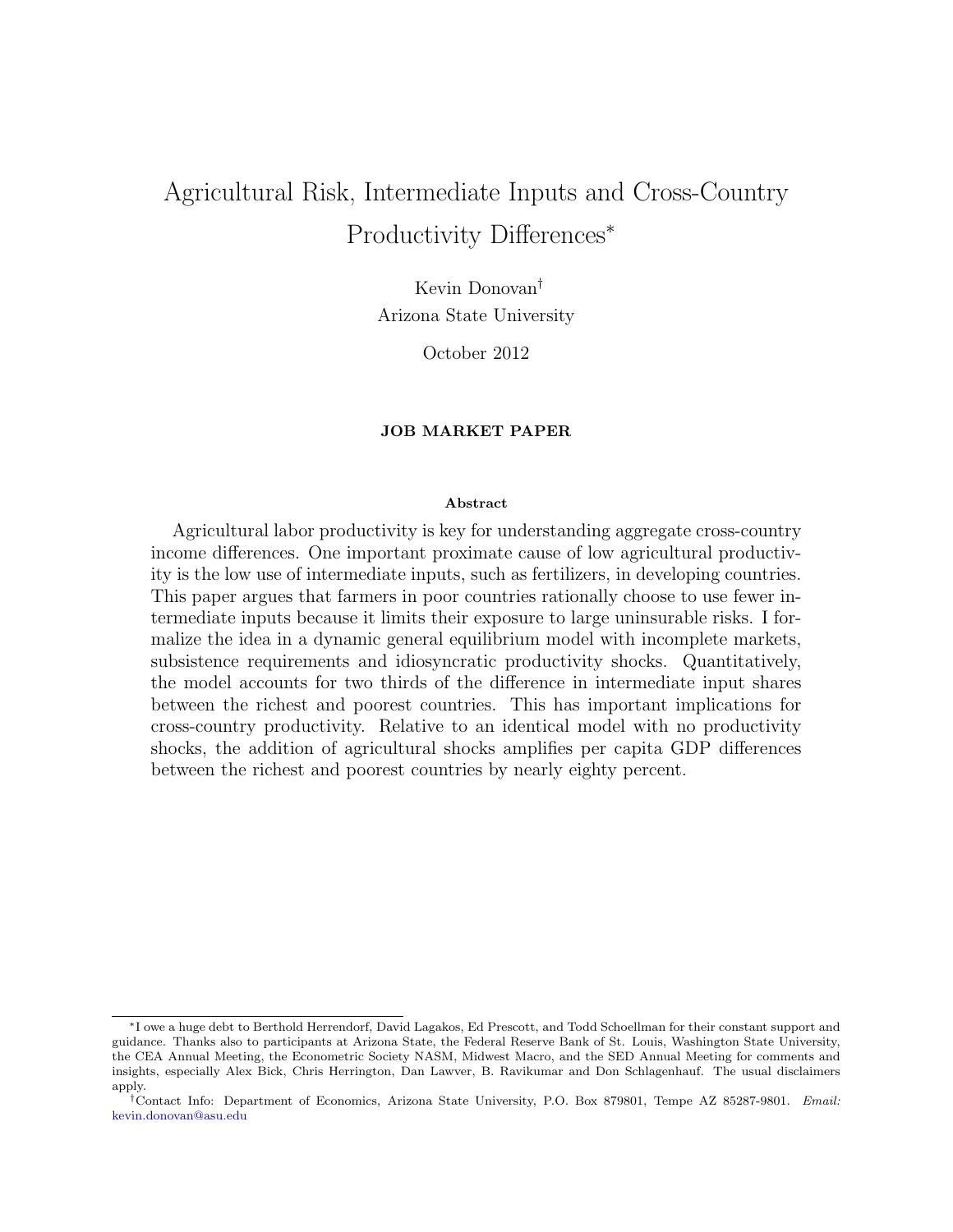# Agricultural Risk, Intermediate Inputs and Cross-Country Productivity Differences*

Kevin Donovan†
Arizona State University

October 2012

**JOB MARKET PAPER**

### Abstract

Agricultural labor productivity is key for understanding aggregate cross-country income differences. One important proximate cause of low agricultural productivity is the low use of intermediate inputs, such as fertilizers, in developing countries. This paper argues that farmers in poor countries rationally choose to use fewer intermediate inputs because it limits their exposure to large uninsurable risks. I formalize the idea in a dynamic general equilibrium model with incomplete markets, subsistence requirements and idiosyncratic productivity shocks. Quantitatively, the model accounts for two thirds of the difference in intermediate input shares between the richest and poorest countries. This has important implications for cross-country productivity. Relative to an identical model with no productivity shocks, the addition of agricultural shocks amplifies per capita GDP differences between the richest and poorest countries by nearly eighty percent.

---

*I owe a huge debt to Berthold Herrendorf, David Lagakos, Ed Prescott, and Todd Schoellman for their constant support and guidance. Thanks also to participants at Arizona State, the Federal Reserve Bank of St. Louis, Washington State University, the CEA Annual Meeting, the Econometric Society NASM, Midwest Macro, and the SED Annual Meeting for comments and insights, especially Alex Bick, Chris Herrington, Dan Lawver, B. Ravikumar and Don Schlagenhauf. The usual disclaimers apply.

†Contact Info: Department of Economics, Arizona State University, P.O. Box 879801, Tempe AZ 85287-9801. *Email:* kevin.donovan@asu.edu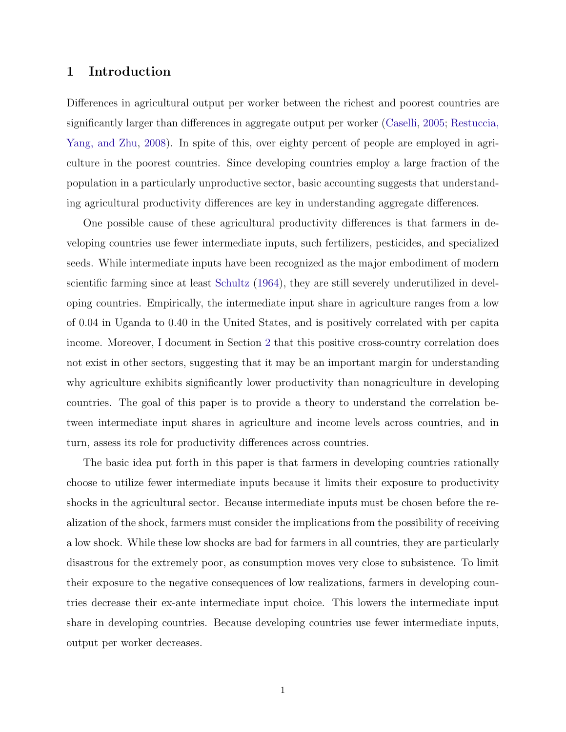# 1 Introduction

Differences in agricultural output per worker between the richest and poorest countries are significantly larger than differences in aggregate output per worker (Caselli, 2005; Restuccia, Yang, and Zhu, 2008). In spite of this, over eighty percent of people are employed in agriculture in the poorest countries. Since developing countries employ a large fraction of the population in a particularly unproductive sector, basic accounting suggests that understanding agricultural productivity differences are key in understanding aggregate differences.

One possible cause of these agricultural productivity differences is that farmers in developing countries use fewer intermediate inputs, such fertilizers, pesticides, and specialized seeds. While intermediate inputs have been recognized as the major embodiment of modern scientific farming since at least Schultz (1964), they are still severely underutilized in developing countries. Empirically, the intermediate input share in agriculture ranges from a low of 0.04 in Uganda to 0.40 in the United States, and is positively correlated with per capita income. Moreover, I document in Section 2 that this positive cross-country correlation does not exist in other sectors, suggesting that it may be an important margin for understanding why agriculture exhibits significantly lower productivity than nonagriculture in developing countries. The goal of this paper is to provide a theory to understand the correlation between intermediate input shares in agriculture and income levels across countries, and in turn, assess its role for productivity differences across countries.

The basic idea put forth in this paper is that farmers in developing countries rationally choose to utilize fewer intermediate inputs because it limits their exposure to productivity shocks in the agricultural sector. Because intermediate inputs must be chosen before the realization of the shock, farmers must consider the implications from the possibility of receiving a low shock. While these low shocks are bad for farmers in all countries, they are particularly disastrous for the extremely poor, as consumption moves very close to subsistence. To limit their exposure to the negative consequences of low realizations, farmers in developing countries decrease their ex-ante intermediate input choice. This lowers the intermediate input share in developing countries. Because developing countries use fewer intermediate inputs, output per worker decreases.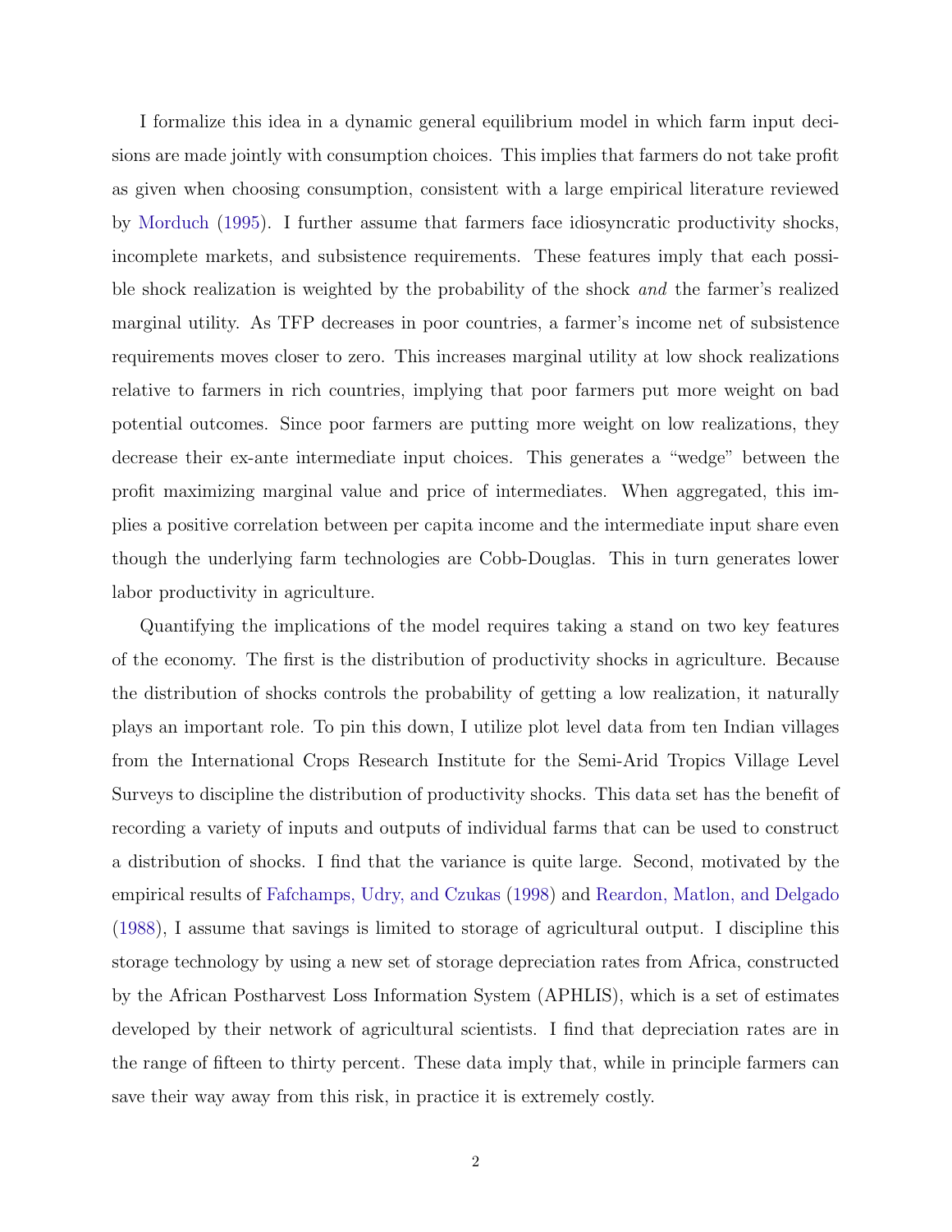I formalize this idea in a dynamic general equilibrium model in which farm input decisions are made jointly with consumption choices. This implies that farmers do not take profit as given when choosing consumption, consistent with a large empirical literature reviewed by Morduch (1995). I further assume that farmers face idiosyncratic productivity shocks, incomplete markets, and subsistence requirements. These features imply that each possible shock realization is weighted by the probability of the shock *and* the farmer's realized marginal utility. As TFP decreases in poor countries, a farmer's income net of subsistence requirements moves closer to zero. This increases marginal utility at low shock realizations relative to farmers in rich countries, implying that poor farmers put more weight on bad potential outcomes. Since poor farmers are putting more weight on low realizations, they decrease their ex-ante intermediate input choices. This generates a "wedge" between the profit maximizing marginal value and price of intermediates. When aggregated, this implies a positive correlation between per capita income and the intermediate input share even though the underlying farm technologies are Cobb-Douglas. This in turn generates lower labor productivity in agriculture.

Quantifying the implications of the model requires taking a stand on two key features of the economy. The first is the distribution of productivity shocks in agriculture. Because the distribution of shocks controls the probability of getting a low realization, it naturally plays an important role. To pin this down, I utilize plot level data from ten Indian villages from the International Crops Research Institute for the Semi-Arid Tropics Village Level Surveys to discipline the distribution of productivity shocks. This data set has the benefit of recording a variety of inputs and outputs of individual farms that can be used to construct a distribution of shocks. I find that the variance is quite large. Second, motivated by the empirical results of Fafchamps, Udry, and Czukas (1998) and Reardon, Matlon, and Delgado (1988), I assume that savings is limited to storage of agricultural output. I discipline this storage technology by using a new set of storage depreciation rates from Africa, constructed by the African Postharvest Loss Information System (APHLIS), which is a set of estimates developed by their network of agricultural scientists. I find that depreciation rates are in the range of fifteen to thirty percent. These data imply that, while in principle farmers can save their way away from this risk, in practice it is extremely costly.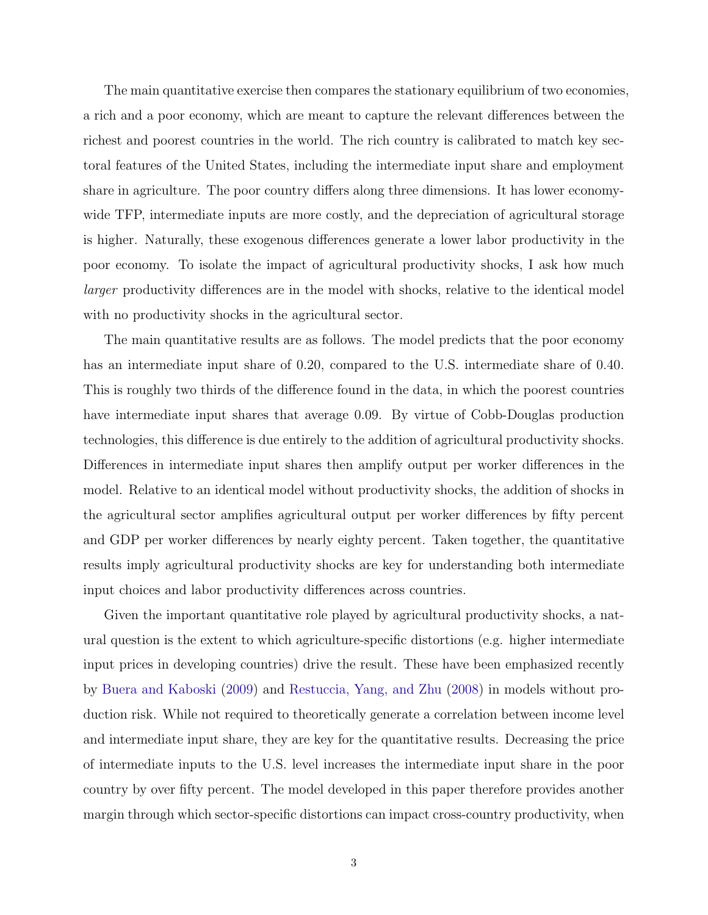The main quantitative exercise then compares the stationary equilibrium of two economies, a rich and a poor economy, which are meant to capture the relevant differences between the richest and poorest countries in the world. The rich country is calibrated to match key sectoral features of the United States, including the intermediate input share and employment share in agriculture. The poor country differs along three dimensions. It has lower economy-wide TFP, intermediate inputs are more costly, and the depreciation of agricultural storage is higher. Naturally, these exogenous differences generate a lower labor productivity in the poor economy. To isolate the impact of agricultural productivity shocks, I ask how much *larger* productivity differences are in the model with shocks, relative to the identical model with no productivity shocks in the agricultural sector.

The main quantitative results are as follows. The model predicts that the poor economy has an intermediate input share of 0.20, compared to the U.S. intermediate share of 0.40. This is roughly two thirds of the difference found in the data, in which the poorest countries have intermediate input shares that average 0.09. By virtue of Cobb-Douglas production technologies, this difference is due entirely to the addition of agricultural productivity shocks. Differences in intermediate input shares then amplify output per worker differences in the model. Relative to an identical model without productivity shocks, the addition of shocks in the agricultural sector amplifies agricultural output per worker differences by fifty percent and GDP per worker differences by nearly eighty percent. Taken together, the quantitative results imply agricultural productivity shocks are key for understanding both intermediate input choices and labor productivity differences across countries.

Given the important quantitative role played by agricultural productivity shocks, a natural question is the extent to which agriculture-specific distortions (e.g. higher intermediate input prices in developing countries) drive the result. These have been emphasized recently by Buera and Kaboski (2009) and Restuccia, Yang, and Zhu (2008) in models without production risk. While not required to theoretically generate a correlation between income level and intermediate input share, they are key for the quantitative results. Decreasing the price of intermediate inputs to the U.S. level increases the intermediate input share in the poor country by over fifty percent. The model developed in this paper therefore provides another margin through which sector-specific distortions can impact cross-country productivity, when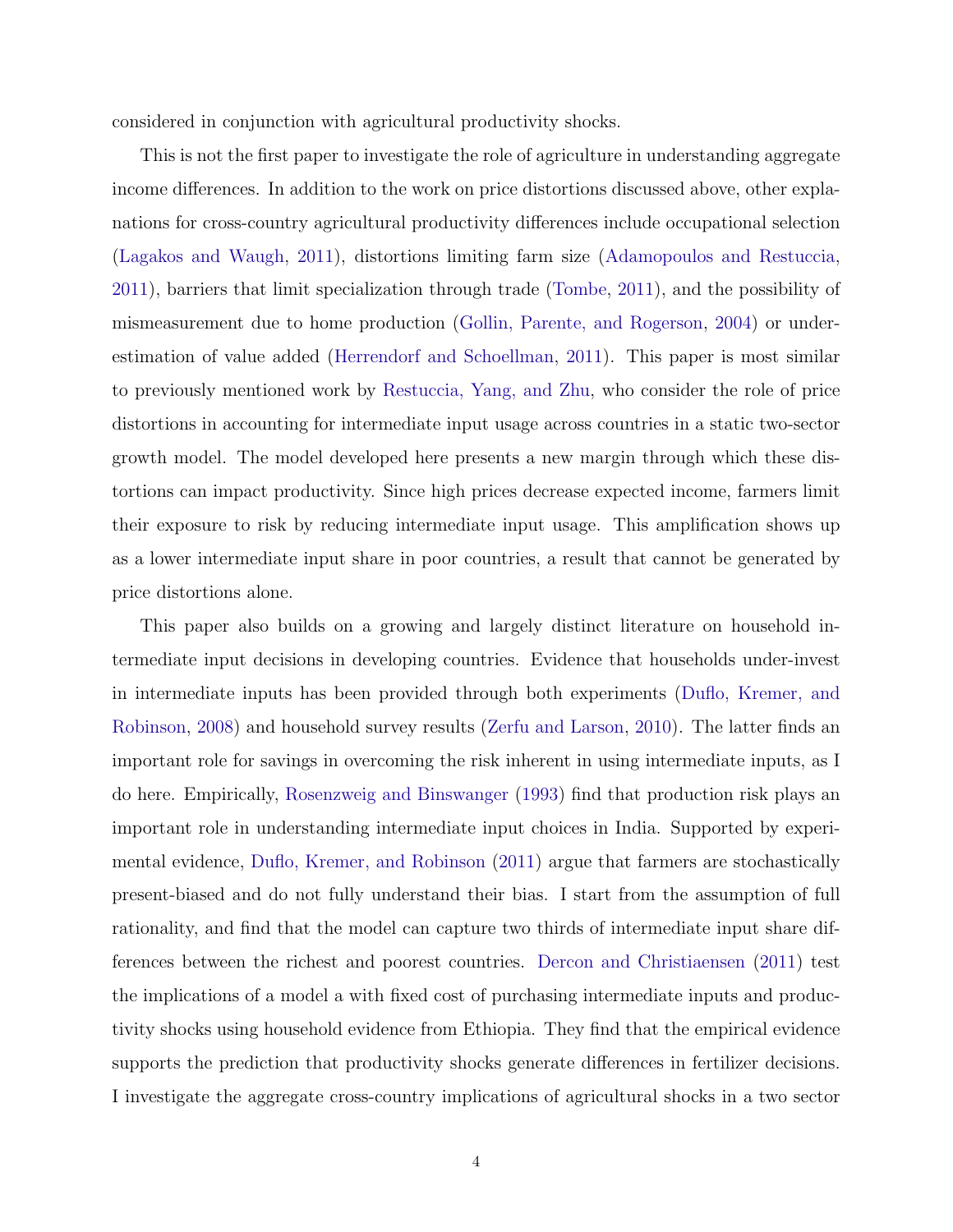considered in conjunction with agricultural productivity shocks.

This is not the first paper to investigate the role of agriculture in understanding aggregate income differences. In addition to the work on price distortions discussed above, other explanations for cross-country agricultural productivity differences include occupational selection (Lagakos and Waugh, 2011), distortions limiting farm size (Adamopoulos and Restuccia, 2011), barriers that limit specialization through trade (Tombe, 2011), and the possibility of mismeasurement due to home production (Gollin, Parente, and Rogerson, 2004) or underestimation of value added (Herrendorf and Schoellman, 2011). This paper is most similar to previously mentioned work by Restuccia, Yang, and Zhu, who consider the role of price distortions in accounting for intermediate input usage across countries in a static two-sector growth model. The model developed here presents a new margin through which these distortions can impact productivity. Since high prices decrease expected income, farmers limit their exposure to risk by reducing intermediate input usage. This amplification shows up as a lower intermediate input share in poor countries, a result that cannot be generated by price distortions alone.

This paper also builds on a growing and largely distinct literature on household intermediate input decisions in developing countries. Evidence that households under-invest in intermediate inputs has been provided through both experiments (Duflo, Kremer, and Robinson, 2008) and household survey results (Zerfu and Larson, 2010). The latter finds an important role for savings in overcoming the risk inherent in using intermediate inputs, as I do here. Empirically, Rosenzweig and Binswanger (1993) find that production risk plays an important role in understanding intermediate input choices in India. Supported by experimental evidence, Duflo, Kremer, and Robinson (2011) argue that farmers are stochastically present-biased and do not fully understand their bias. I start from the assumption of full rationality, and find that the model can capture two thirds of intermediate input share differences between the richest and poorest countries. Dercon and Christiaensen (2011) test the implications of a model a with fixed cost of purchasing intermediate inputs and productivity shocks using household evidence from Ethiopia. They find that the empirical evidence supports the prediction that productivity shocks generate differences in fertilizer decisions. I investigate the aggregate cross-country implications of agricultural shocks in a two sector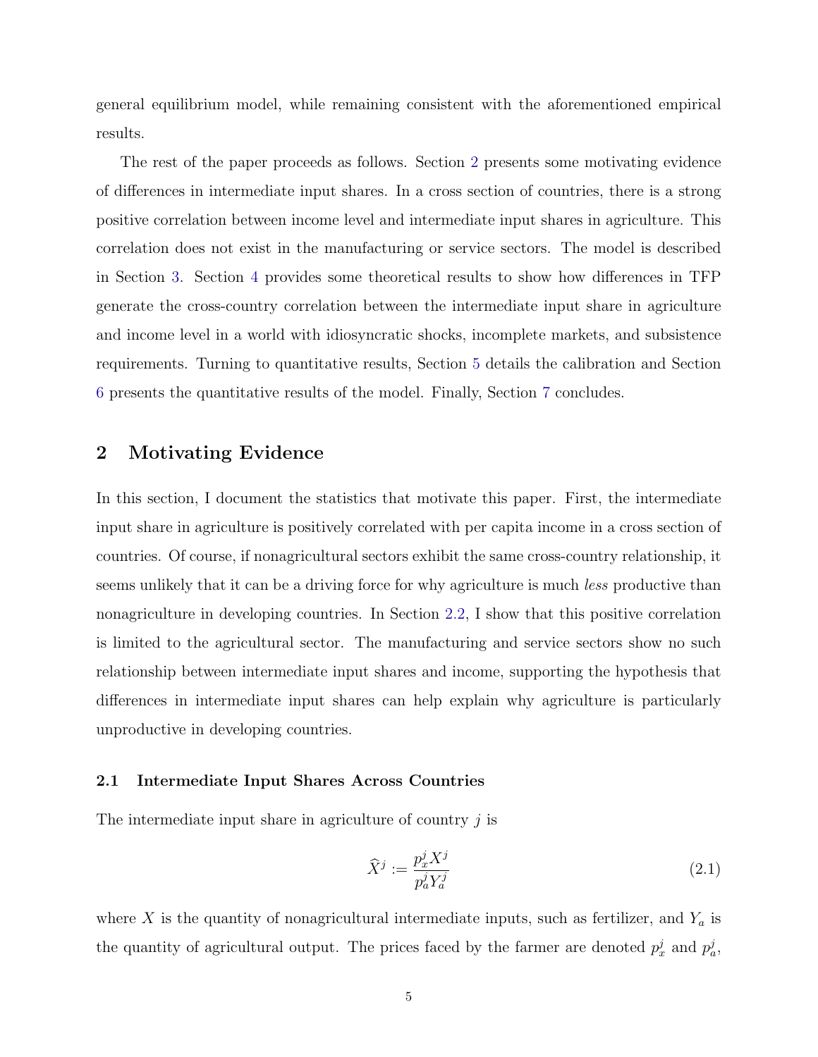general equilibrium model, while remaining consistent with the aforementioned empirical results.

The rest of the paper proceeds as follows. Section 2 presents some motivating evidence of differences in intermediate input shares. In a cross section of countries, there is a strong positive correlation between income level and intermediate input shares in agriculture. This correlation does not exist in the manufacturing or service sectors. The model is described in Section 3. Section 4 provides some theoretical results to show how differences in TFP generate the cross-country correlation between the intermediate input share in agriculture and income level in a world with idiosyncratic shocks, incomplete markets, and subsistence requirements. Turning to quantitative results, Section 5 details the calibration and Section 6 presents the quantitative results of the model. Finally, Section 7 concludes.

## 2 Motivating Evidence

In this section, I document the statistics that motivate this paper. First, the intermediate input share in agriculture is positively correlated with per capita income in a cross section of countries. Of course, if nonagricultural sectors exhibit the same cross-country relationship, it seems unlikely that it can be a driving force for why agriculture is much *less* productive than nonagriculture in developing countries. In Section 2.2, I show that this positive correlation is limited to the agricultural sector. The manufacturing and service sectors show no such relationship between intermediate input shares and income, supporting the hypothesis that differences in intermediate input shares can help explain why agriculture is particularly unproductive in developing countries.

### 2.1 Intermediate Input Shares Across Countries

The intermediate input share in agriculture of country $j$ is

$$\widehat{X}^j := \frac{p_x^j X^j}{p_a^j Y_a^j} \tag{2.1}$$

where $X$ is the quantity of nonagricultural intermediate inputs, such as fertilizer, and $Y_a$ is the quantity of agricultural output. The prices faced by the farmer are denoted $p_x^j$ and $p_a^j$,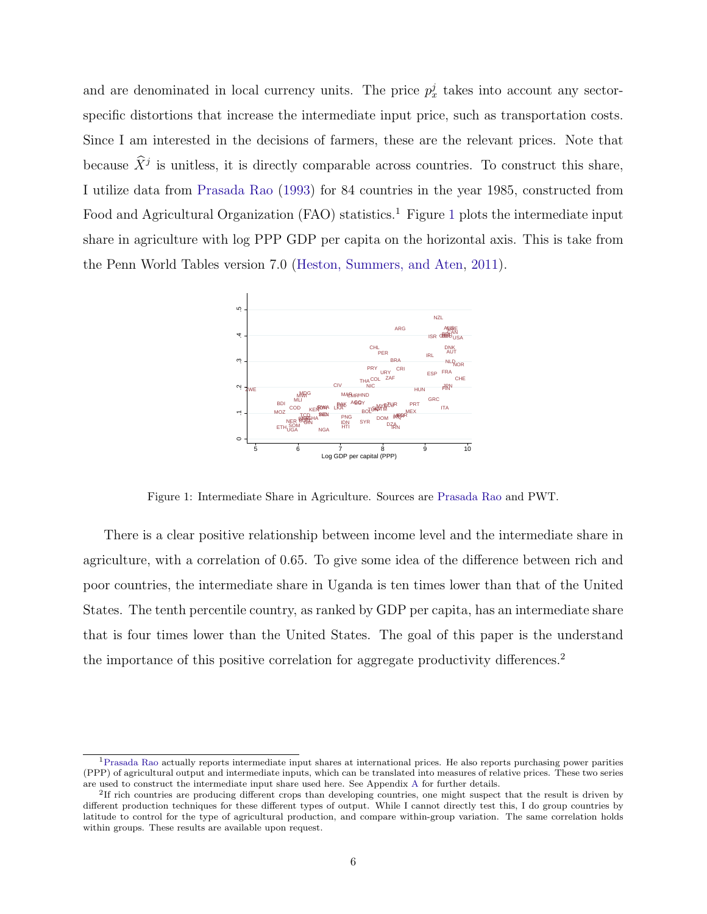and are denominated in local currency units. The price $p_x^j$ takes into account any sector-specific distortions that increase the intermediate input price, such as transportation costs. Since I am interested in the decisions of farmers, these are the relevant prices. Note that because $\widehat{X}^j$ is unitless, it is directly comparable across countries. To construct this share, I utilize data from Prasada Rao (1993) for 84 countries in the year 1985, constructed from Food and Agricultural Organization (FAO) statistics.[1] Figure 1 plots the intermediate input share in agriculture with log PPP GDP per capita on the horizontal axis. This is take from the Penn World Tables version 7.0 (Heston, Summers, and Aten, 2011).

Figure 1: Intermediate Share in Agriculture. Sources are Prasada Rao and PWT.

There is a clear positive relationship between income level and the intermediate share in agriculture, with a correlation of 0.65. To give some idea of the difference between rich and poor countries, the intermediate share in Uganda is ten times lower than that of the United States. The tenth percentile country, as ranked by GDP per capita, has an intermediate share that is four times lower than the United States. The goal of this paper is the understand the importance of this positive correlation for aggregate productivity differences.[2]

---

[1] Prasada Rao actually reports intermediate input shares at international prices. He also reports purchasing power parities (PPP) of agricultural output and intermediate inputs, which can be translated into measures of relative prices. These two series are used to construct the intermediate input share used here. See Appendix A for further details.

[2] If rich countries are producing different crops than developing countries, one might suspect that the result is driven by different production techniques for these different types of output. While I cannot directly test this, I do group countries by latitude to control for the type of agricultural production, and compare within-group variation. The same correlation holds within groups. These results are available upon request.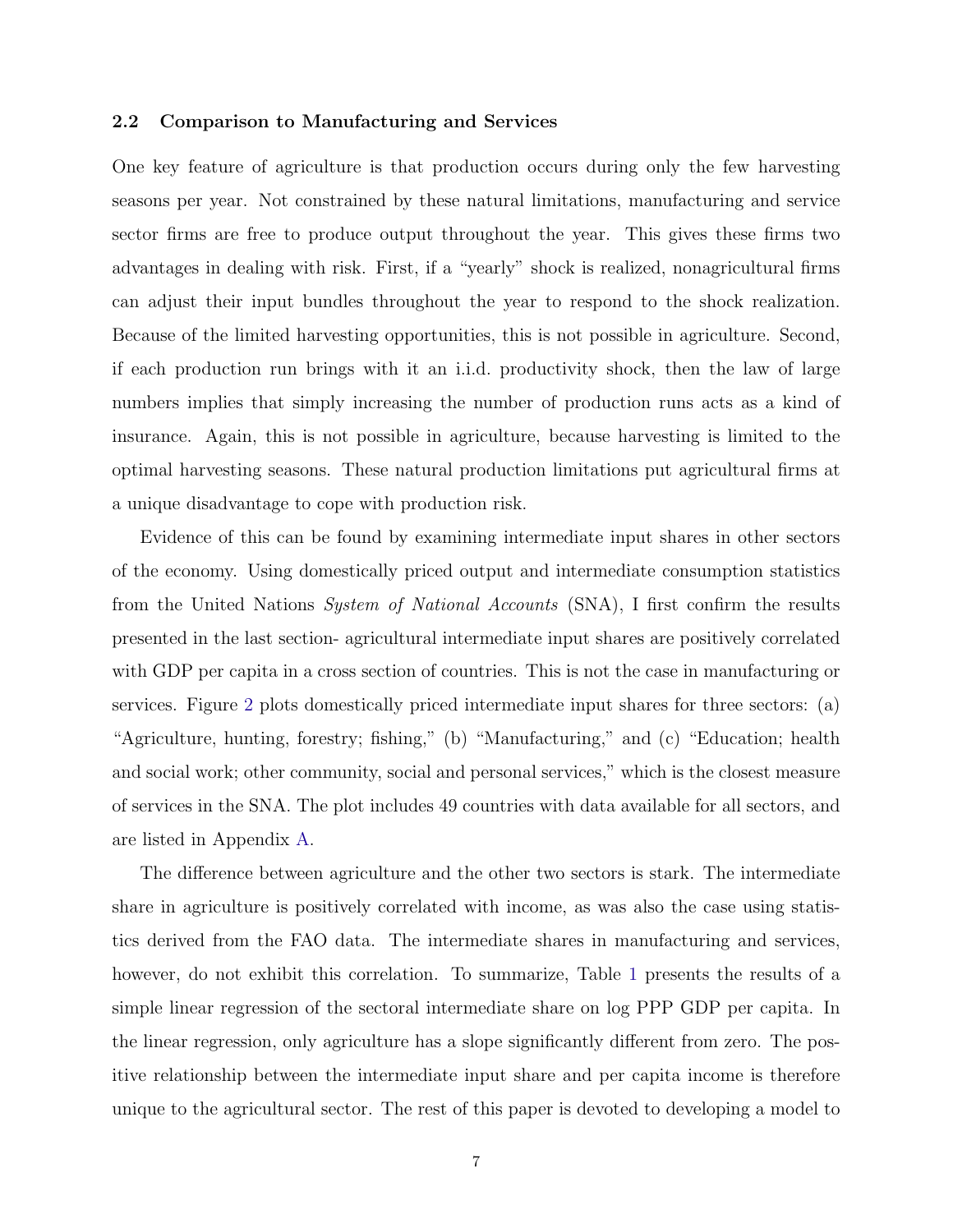### 2.2 Comparison to Manufacturing and Services

One key feature of agriculture is that production occurs during only the few harvesting seasons per year. Not constrained by these natural limitations, manufacturing and service sector firms are free to produce output throughout the year. This gives these firms two advantages in dealing with risk. First, if a "yearly" shock is realized, nonagricultural firms can adjust their input bundles throughout the year to respond to the shock realization. Because of the limited harvesting opportunities, this is not possible in agriculture. Second, if each production run brings with it an i.i.d. productivity shock, then the law of large numbers implies that simply increasing the number of production runs acts as a kind of insurance. Again, this is not possible in agriculture, because harvesting is limited to the optimal harvesting seasons. These natural production limitations put agricultural firms at a unique disadvantage to cope with production risk.

Evidence of this can be found by examining intermediate input shares in other sectors of the economy. Using domestically priced output and intermediate consumption statistics from the United Nations *System of National Accounts* (SNA), I first confirm the results presented in the last section- agricultural intermediate input shares are positively correlated with GDP per capita in a cross section of countries. This is not the case in manufacturing or services. Figure 2 plots domestically priced intermediate input shares for three sectors: (a) "Agriculture, hunting, forestry; fishing," (b) "Manufacturing," and (c) "Education; health and social work; other community, social and personal services," which is the closest measure of services in the SNA. The plot includes 49 countries with data available for all sectors, and are listed in Appendix A.

The difference between agriculture and the other two sectors is stark. The intermediate share in agriculture is positively correlated with income, as was also the case using statistics derived from the FAO data. The intermediate shares in manufacturing and services, however, do not exhibit this correlation. To summarize, Table 1 presents the results of a simple linear regression of the sectoral intermediate share on log PPP GDP per capita. In the linear regression, only agriculture has a slope significantly different from zero. The positive relationship between the intermediate input share and per capita income is therefore unique to the agricultural sector. The rest of this paper is devoted to developing a model to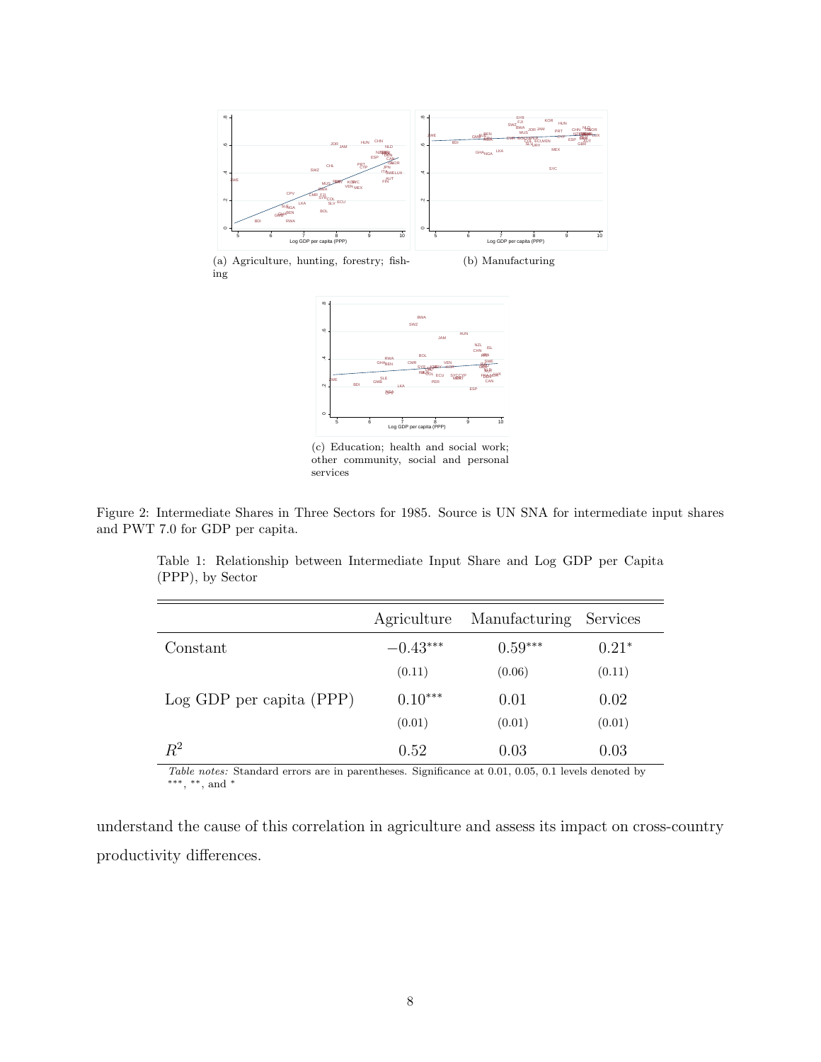(a) Agriculture, hunting, forestry; fishing

(b) Manufacturing

(c) Education; health and social work; other community, social and personal services

Figure 2: Intermediate Shares in Three Sectors for 1985. Source is UN SNA for intermediate input shares and PWT 7.0 for GDP per capita.

Table 1: Relationship between Intermediate Input Share and Log GDP per Capita (PPP), by Sector

| | Agriculture | Manufacturing | Services |
|---|---|---|---|
| Constant | $-0.43^{***}$ | $0.59^{***}$ | $0.21^{*}$ |
| | (0.11) | (0.06) | (0.11) |
| Log GDP per capita (PPP) | $0.10^{***}$ | 0.01 | 0.02 |
| | (0.01) | (0.01) | (0.01) |
| $R^2$ | 0.52 | 0.03 | 0.03 |

*Table notes:* Standard errors are in parentheses. Significance at 0.01, 0.05, 0.1 levels denoted by ***, **, and *

understand the cause of this correlation in agriculture and assess its impact on cross-country productivity differences.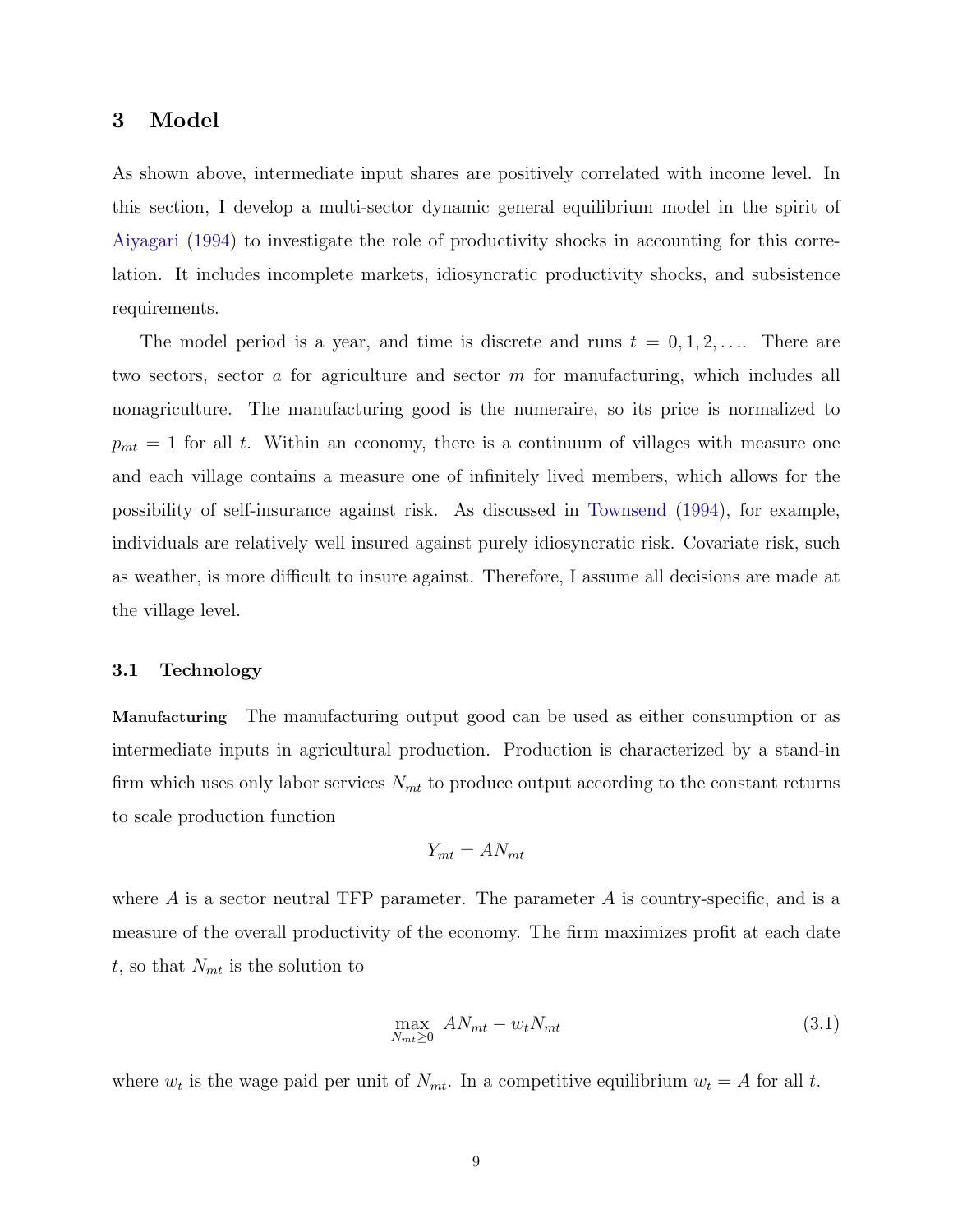## 3 Model

As shown above, intermediate input shares are positively correlated with income level. In this section, I develop a multi-sector dynamic general equilibrium model in the spirit of Aiyagari (1994) to investigate the role of productivity shocks in accounting for this correlation. It includes incomplete markets, idiosyncratic productivity shocks, and subsistence requirements.

The model period is a year, and time is discrete and runs $t = 0, 1, 2, \ldots$. There are two sectors, sector $a$ for agriculture and sector $m$ for manufacturing, which includes all nonagriculture. The manufacturing good is the numeraire, so its price is normalized to $p_{mt} = 1$ for all $t$. Within an economy, there is a continuum of villages with measure one and each village contains a measure one of infinitely lived members, which allows for the possibility of self-insurance against risk. As discussed in Townsend (1994), for example, individuals are relatively well insured against purely idiosyncratic risk. Covariate risk, such as weather, is more difficult to insure against. Therefore, I assume all decisions are made at the village level.

### 3.1 Technology

**Manufacturing** The manufacturing output good can be used as either consumption or as intermediate inputs in agricultural production. Production is characterized by a stand-in firm which uses only labor services $N_{mt}$ to produce output according to the constant returns to scale production function

$$Y_{mt} = AN_{mt}$$

where $A$ is a sector neutral TFP parameter. The parameter $A$ is country-specific, and is a measure of the overall productivity of the economy. The firm maximizes profit at each date $t$, so that $N_{mt}$ is the solution to

$$\max_{N_{mt} \geq 0} \; AN_{mt} - w_t N_{mt} \tag{3.1}$$

where $w_t$ is the wage paid per unit of $N_{mt}$. In a competitive equilibrium $w_t = A$ for all $t$.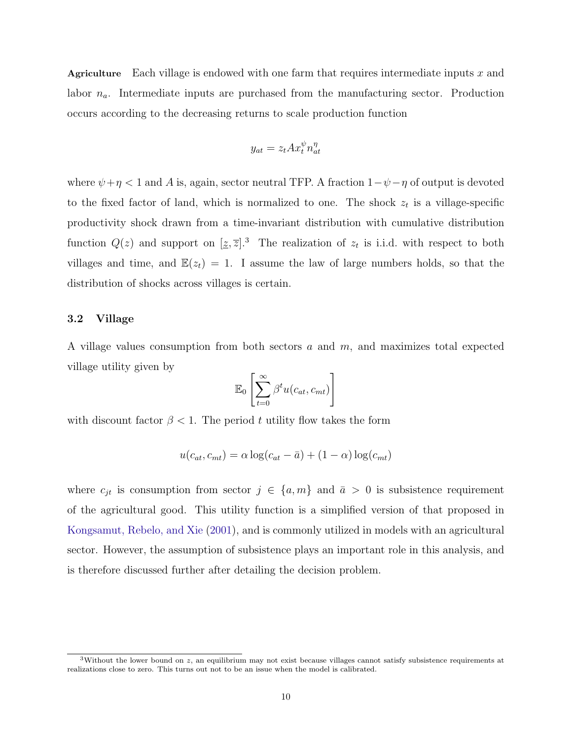**Agriculture** Each village is endowed with one farm that requires intermediate inputs $x$ and labor $n_a$. Intermediate inputs are purchased from the manufacturing sector. Production occurs according to the decreasing returns to scale production function

$$y_{at} = z_t A x_t^{\psi} n_{at}^{\eta}$$

where $\psi + \eta < 1$ and $A$ is, again, sector neutral TFP. A fraction $1 - \psi - \eta$ of output is devoted to the fixed factor of land, which is normalized to one. The shock $z_t$ is a village-specific productivity shock drawn from a time-invariant distribution with cumulative distribution function $Q(z)$ and support on $[\underline{z}, \overline{z}]$.[3] The realization of $z_t$ is i.i.d. with respect to both villages and time, and $\mathbb{E}(z_t) = 1$. I assume the law of large numbers holds, so that the distribution of shocks across villages is certain.

## 3.2 Village

A village values consumption from both sectors $a$ and $m$, and maximizes total expected village utility given by

$$\mathbb{E}_0 \left[ \sum_{t=0}^{\infty} \beta^t u(c_{at}, c_{mt}) \right]$$

with discount factor $\beta < 1$. The period $t$ utility flow takes the form

$$u(c_{at}, c_{mt}) = \alpha \log(c_{at} - \bar{a}) + (1 - \alpha) \log(c_{mt})$$

where $c_{jt}$ is consumption from sector $j \in \{a, m\}$ and $\bar{a} > 0$ is subsistence requirement of the agricultural good. This utility function is a simplified version of that proposed in Kongsamut, Rebelo, and Xie (2001), and is commonly utilized in models with an agricultural sector. However, the assumption of subsistence plays an important role in this analysis, and is therefore discussed further after detailing the decision problem.

[3] Without the lower bound on $z$, an equilibrium may not exist because villages cannot satisfy subsistence requirements at realizations close to zero. This turns out not to be an issue when the model is calibrated.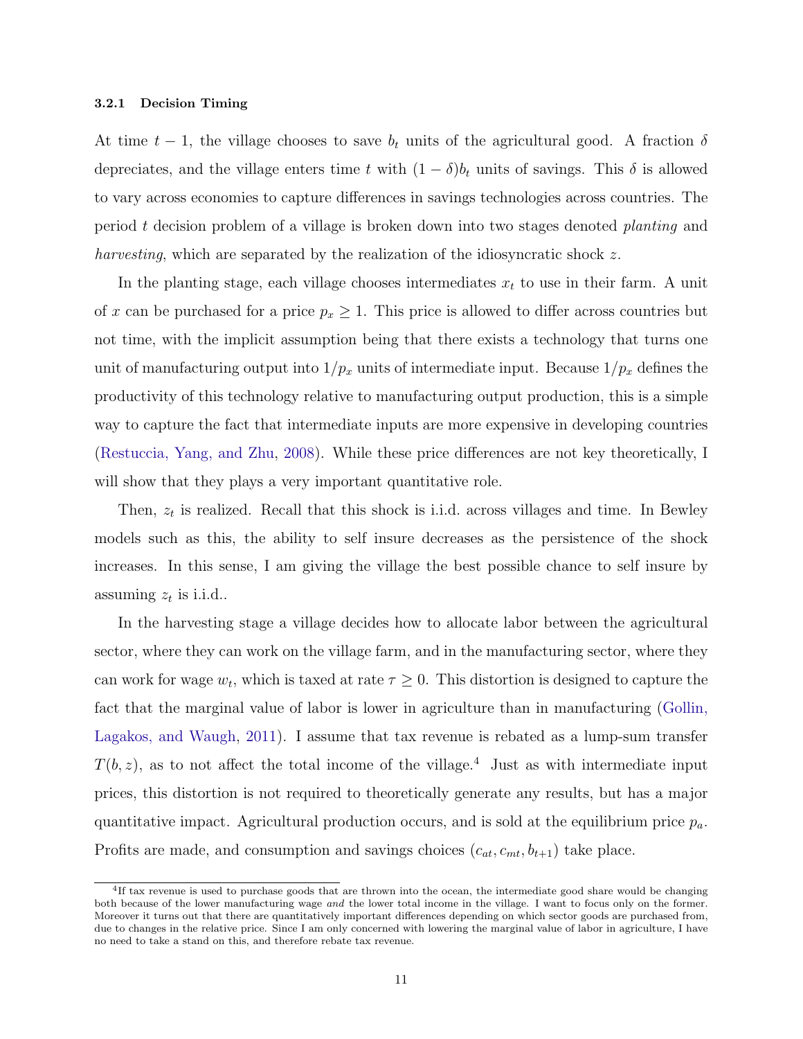#### 3.2.1 Decision Timing

At time $t-1$, the village chooses to save $b_t$ units of the agricultural good. A fraction $\delta$ depreciates, and the village enters time $t$ with $(1-\delta)b_t$ units of savings. This $\delta$ is allowed to vary across economies to capture differences in savings technologies across countries. The period $t$ decision problem of a village is broken down into two stages denoted *planting* and *harvesting*, which are separated by the realization of the idiosyncratic shock $z$.

In the planting stage, each village chooses intermediates $x_t$ to use in their farm. A unit of $x$ can be purchased for a price $p_x \geq 1$. This price is allowed to differ across countries but not time, with the implicit assumption being that there exists a technology that turns one unit of manufacturing output into $1/p_x$ units of intermediate input. Because $1/p_x$ defines the productivity of this technology relative to manufacturing output production, this is a simple way to capture the fact that intermediate inputs are more expensive in developing countries (Restuccia, Yang, and Zhu, 2008). While these price differences are not key theoretically, I will show that they plays a very important quantitative role.

Then, $z_t$ is realized. Recall that this shock is i.i.d. across villages and time. In Bewley models such as this, the ability to self insure decreases as the persistence of the shock increases. In this sense, I am giving the village the best possible chance to self insure by assuming $z_t$ is i.i.d..

In the harvesting stage a village decides how to allocate labor between the agricultural sector, where they can work on the village farm, and in the manufacturing sector, where they can work for wage $w_t$, which is taxed at rate $\tau \geq 0$. This distortion is designed to capture the fact that the marginal value of labor is lower in agriculture than in manufacturing (Gollin, Lagakos, and Waugh, 2011). I assume that tax revenue is rebated as a lump-sum transfer $T(b, z)$, as to not affect the total income of the village.[4] Just as with intermediate input prices, this distortion is not required to theoretically generate any results, but has a major quantitative impact. Agricultural production occurs, and is sold at the equilibrium price $p_a$. Profits are made, and consumption and savings choices $(c_{at}, c_{mt}, b_{t+1})$ take place.

[4] If tax revenue is used to purchase goods that are thrown into the ocean, the intermediate good share would be changing both because of the lower manufacturing wage *and* the lower total income in the village. I want to focus only on the former. Moreover it turns out that there are quantitatively important differences depending on which sector goods are purchased from, due to changes in the relative price. Since I am only concerned with lowering the marginal value of labor in agriculture, I have no need to take a stand on this, and therefore rebate tax revenue.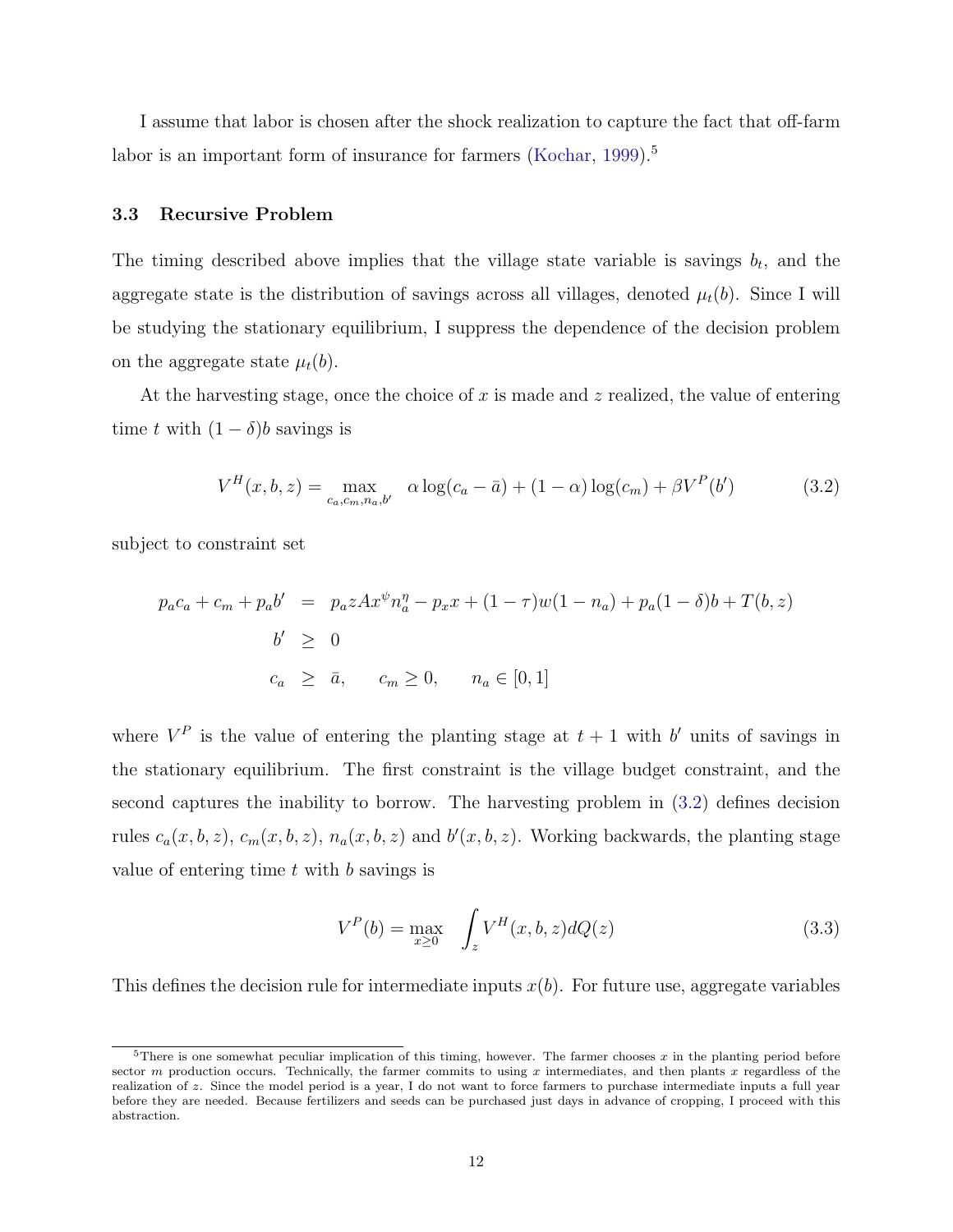I assume that labor is chosen after the shock realization to capture the fact that off-farm labor is an important form of insurance for farmers (Kochar, 1999).[5]

### 3.3 Recursive Problem

The timing described above implies that the village state variable is savings $b_t$, and the aggregate state is the distribution of savings across all villages, denoted $\mu_t(b)$. Since I will be studying the stationary equilibrium, I suppress the dependence of the decision problem on the aggregate state $\mu_t(b)$.

At the harvesting stage, once the choice of $x$ is made and $z$ realized, the value of entering time $t$ with $(1-\delta)b$ savings is

$$V^H(x, b, z) = \max_{c_a, c_m, n_a, b'} \quad \alpha \log(c_a - \bar{a}) + (1-\alpha)\log(c_m) + \beta V^P(b') \tag{3.2}$$

subject to constraint set

$$\begin{aligned}
p_a c_a + c_m + p_a b' &= p_a z A x^{\psi} n_a^{\eta} - p_x x + (1-\tau)w(1-n_a) + p_a(1-\delta)b + T(b, z) \\
b' &\geq 0 \\
c_a &\geq \bar{a}, \qquad c_m \geq 0, \qquad n_a \in [0, 1]
\end{aligned}$$

where $V^P$ is the value of entering the planting stage at $t+1$ with $b'$ units of savings in the stationary equilibrium. The first constraint is the village budget constraint, and the second captures the inability to borrow. The harvesting problem in (3.2) defines decision rules $c_a(x, b, z)$, $c_m(x, b, z)$, $n_a(x, b, z)$ and $b'(x, b, z)$. Working backwards, the planting stage value of entering time $t$ with $b$ savings is

$$V^P(b) = \max_{x \geq 0} \quad \int_z V^H(x, b, z) dQ(z) \tag{3.3}$$

This defines the decision rule for intermediate inputs $x(b)$. For future use, aggregate variables

[5] There is one somewhat peculiar implication of this timing, however. The farmer chooses $x$ in the planting period before sector $m$ production occurs. Technically, the farmer commits to using $x$ intermediates, and then plants $x$ regardless of the realization of $z$. Since the model period is a year, I do not want to force farmers to purchase intermediate inputs a full year before they are needed. Because fertilizers and seeds can be purchased just days in advance of cropping, I proceed with this abstraction.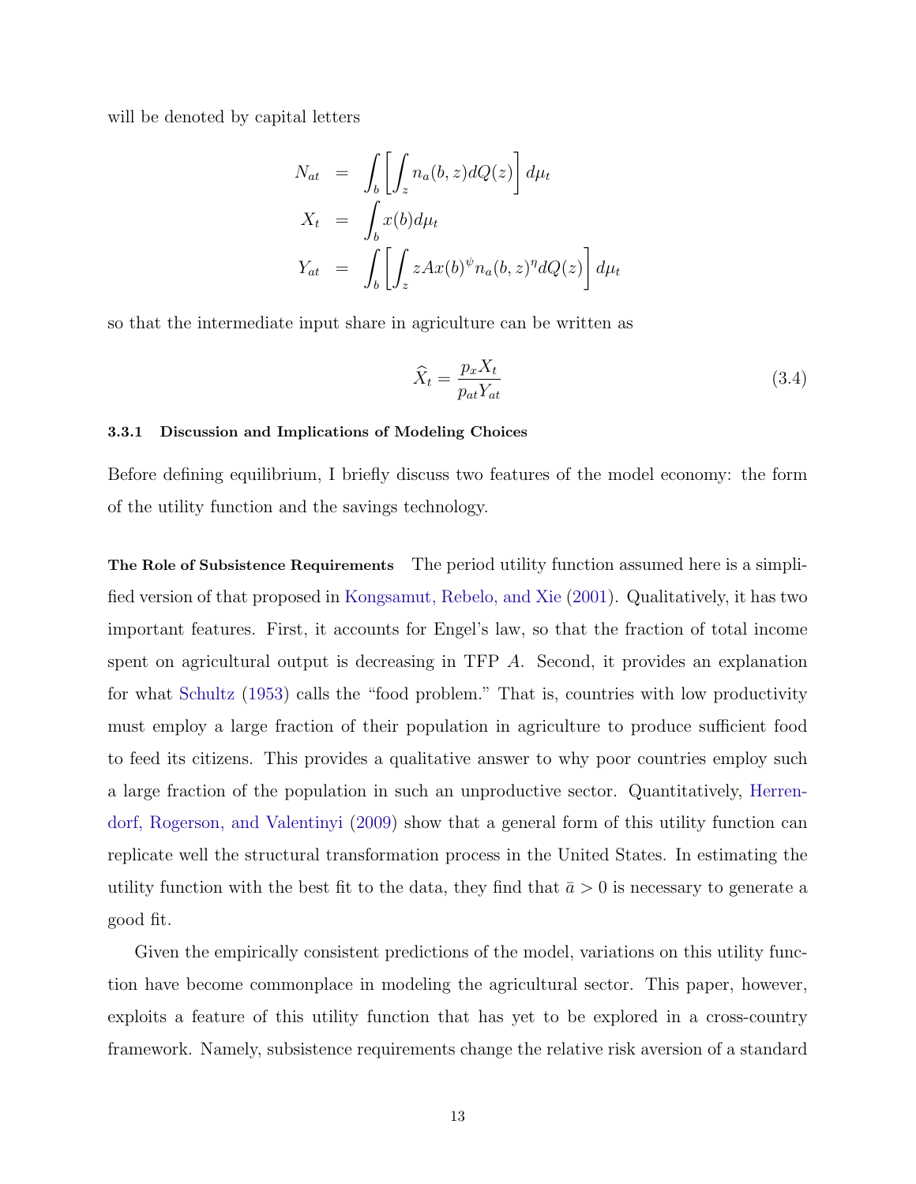will be denoted by capital letters

$$
\begin{aligned}
N_{at} &= \int_b \left[ \int_z n_a(b,z) dQ(z) \right] d\mu_t \\
X_t &= \int_b x(b) d\mu_t \\
Y_{at} &= \int_b \left[ \int_z zAx(b)^{\psi} n_a(b,z)^{\eta} dQ(z) \right] d\mu_t
\end{aligned}
$$

so that the intermediate input share in agriculture can be written as

$$
\widehat{X}_t = \frac{p_x X_t}{p_{at} Y_{at}} \tag{3.4}
$$

#### 3.3.1 Discussion and Implications of Modeling Choices

Before defining equilibrium, I briefly discuss two features of the model economy: the form of the utility function and the savings technology.

**The Role of Subsistence Requirements** The period utility function assumed here is a simplified version of that proposed in Kongsamut, Rebelo, and Xie (2001). Qualitatively, it has two important features. First, it accounts for Engel's law, so that the fraction of total income spent on agricultural output is decreasing in TFP $A$. Second, it provides an explanation for what Schultz (1953) calls the "food problem." That is, countries with low productivity must employ a large fraction of their population in agriculture to produce sufficient food to feed its citizens. This provides a qualitative answer to why poor countries employ such a large fraction of the population in such an unproductive sector. Quantitatively, Herrendorf, Rogerson, and Valentinyi (2009) show that a general form of this utility function can replicate well the structural transformation process in the United States. In estimating the utility function with the best fit to the data, they find that $\bar{a} > 0$ is necessary to generate a good fit.

Given the empirically consistent predictions of the model, variations on this utility function have become commonplace in modeling the agricultural sector. This paper, however, exploits a feature of this utility function that has yet to be explored in a cross-country framework. Namely, subsistence requirements change the relative risk aversion of a standard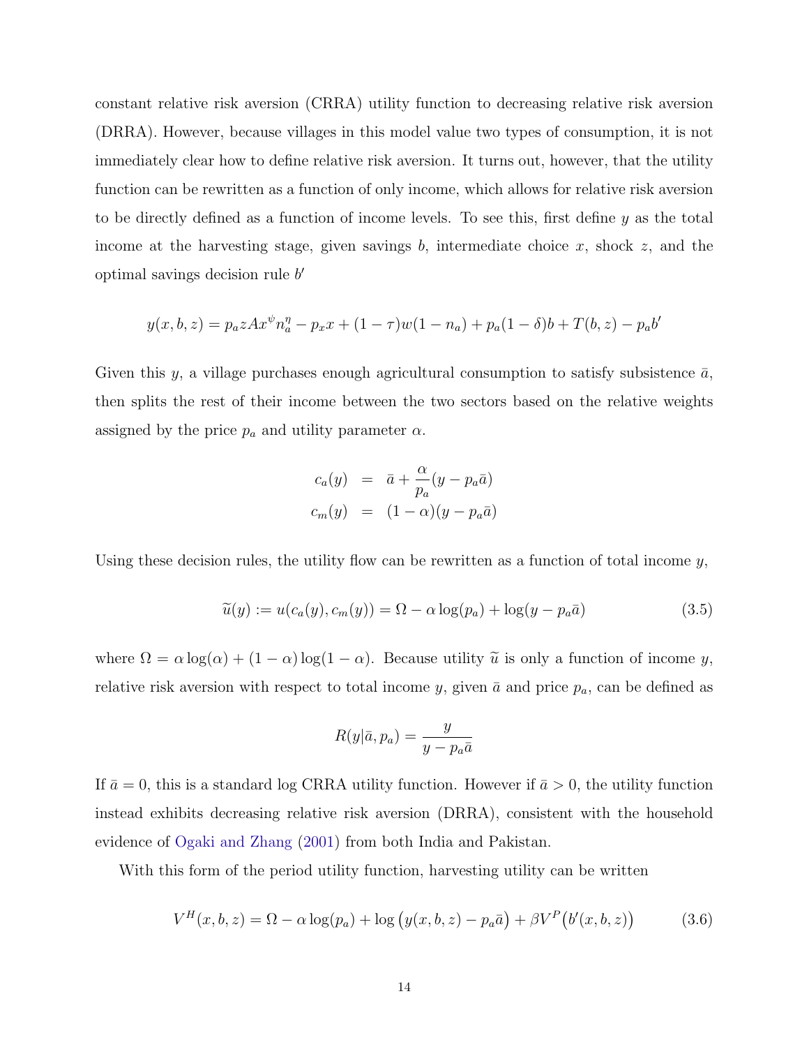constant relative risk aversion (CRRA) utility function to decreasing relative risk aversion (DRRA). However, because villages in this model value two types of consumption, it is not immediately clear how to define relative risk aversion. It turns out, however, that the utility function can be rewritten as a function of only income, which allows for relative risk aversion to be directly defined as a function of income levels. To see this, first define $y$ as the total income at the harvesting stage, given savings $b$, intermediate choice $x$, shock $z$, and the optimal savings decision rule $b'$

$$y(x, b, z) = p_a z A x^{\psi} n_a^{\eta} - p_x x + (1 - \tau) w (1 - n_a) + p_a (1 - \delta) b + T(b, z) - p_a b'$$

Given this $y$, a village purchases enough agricultural consumption to satisfy subsistence $\bar{a}$, then splits the rest of their income between the two sectors based on the relative weights assigned by the price $p_a$ and utility parameter $\alpha$.

$$\begin{aligned} c_a(y) &= \bar{a} + \frac{\alpha}{p_a}(y - p_a \bar{a}) \\ c_m(y) &= (1 - \alpha)(y - p_a \bar{a}) \end{aligned}$$

Using these decision rules, the utility flow can be rewritten as a function of total income $y$,

$$\widetilde{u}(y) := u(c_a(y), c_m(y)) = \Omega - \alpha \log(p_a) + \log(y - p_a \bar{a}) \tag{3.5}$$

where $\Omega = \alpha \log(\alpha) + (1 - \alpha) \log(1 - \alpha)$. Because utility $\widetilde{u}$ is only a function of income $y$, relative risk aversion with respect to total income $y$, given $\bar{a}$ and price $p_a$, can be defined as

$$R(y | \bar{a}, p_a) = \frac{y}{y - p_a \bar{a}}$$

If $\bar{a} = 0$, this is a standard log CRRA utility function. However if $\bar{a} > 0$, the utility function instead exhibits decreasing relative risk aversion (DRRA), consistent with the household evidence of Ogaki and Zhang (2001) from both India and Pakistan.

With this form of the period utility function, harvesting utility can be written

$$V^H(x, b, z) = \Omega - \alpha \log(p_a) + \log\big(y(x, b, z) - p_a \bar{a}\big) + \beta V^P\big(b'(x, b, z)\big) \tag{3.6}$$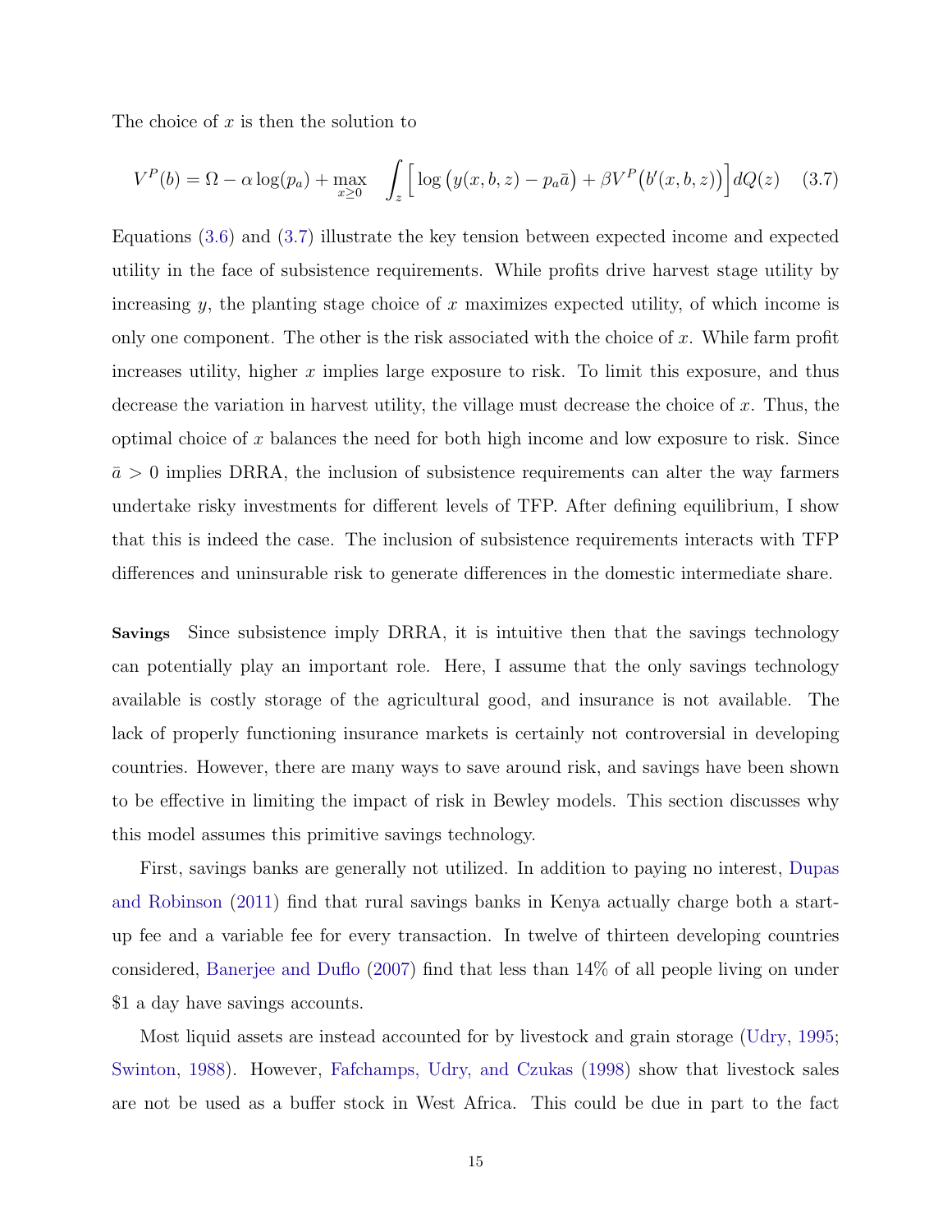The choice of $x$ is then the solution to

$$V^P(b) = \Omega - \alpha \log(p_a) + \max_{x \geq 0} \quad \int_z \Big[ \log\big(y(x, b, z) - p_a \bar{a}\big) + \beta V^P\big(b'(x, b, z)\big)\Big] dQ(z) \quad (3.7)$$

Equations (3.6) and (3.7) illustrate the key tension between expected income and expected utility in the face of subsistence requirements. While profits drive harvest stage utility by increasing $y$, the planting stage choice of $x$ maximizes expected utility, of which income is only one component. The other is the risk associated with the choice of $x$. While farm profit increases utility, higher $x$ implies large exposure to risk. To limit this exposure, and thus decrease the variation in harvest utility, the village must decrease the choice of $x$. Thus, the optimal choice of $x$ balances the need for both high income and low exposure to risk. Since $\bar{a} > 0$ implies DRRA, the inclusion of subsistence requirements can alter the way farmers undertake risky investments for different levels of TFP. After defining equilibrium, I show that this is indeed the case. The inclusion of subsistence requirements interacts with TFP differences and uninsurable risk to generate differences in the domestic intermediate share.

**Savings** Since subsistence imply DRRA, it is intuitive then that the savings technology can potentially play an important role. Here, I assume that the only savings technology available is costly storage of the agricultural good, and insurance is not available. The lack of properly functioning insurance markets is certainly not controversial in developing countries. However, there are many ways to save around risk, and savings have been shown to be effective in limiting the impact of risk in Bewley models. This section discusses why this model assumes this primitive savings technology.

First, savings banks are generally not utilized. In addition to paying no interest, Dupas and Robinson (2011) find that rural savings banks in Kenya actually charge both a start-up fee and a variable fee for every transaction. In twelve of thirteen developing countries considered, Banerjee and Duflo (2007) find that less than 14% of all people living on under \$1 a day have savings accounts.

Most liquid assets are instead accounted for by livestock and grain storage (Udry, 1995; Swinton, 1988). However, Fafchamps, Udry, and Czukas (1998) show that livestock sales are not be used as a buffer stock in West Africa. This could be due in part to the fact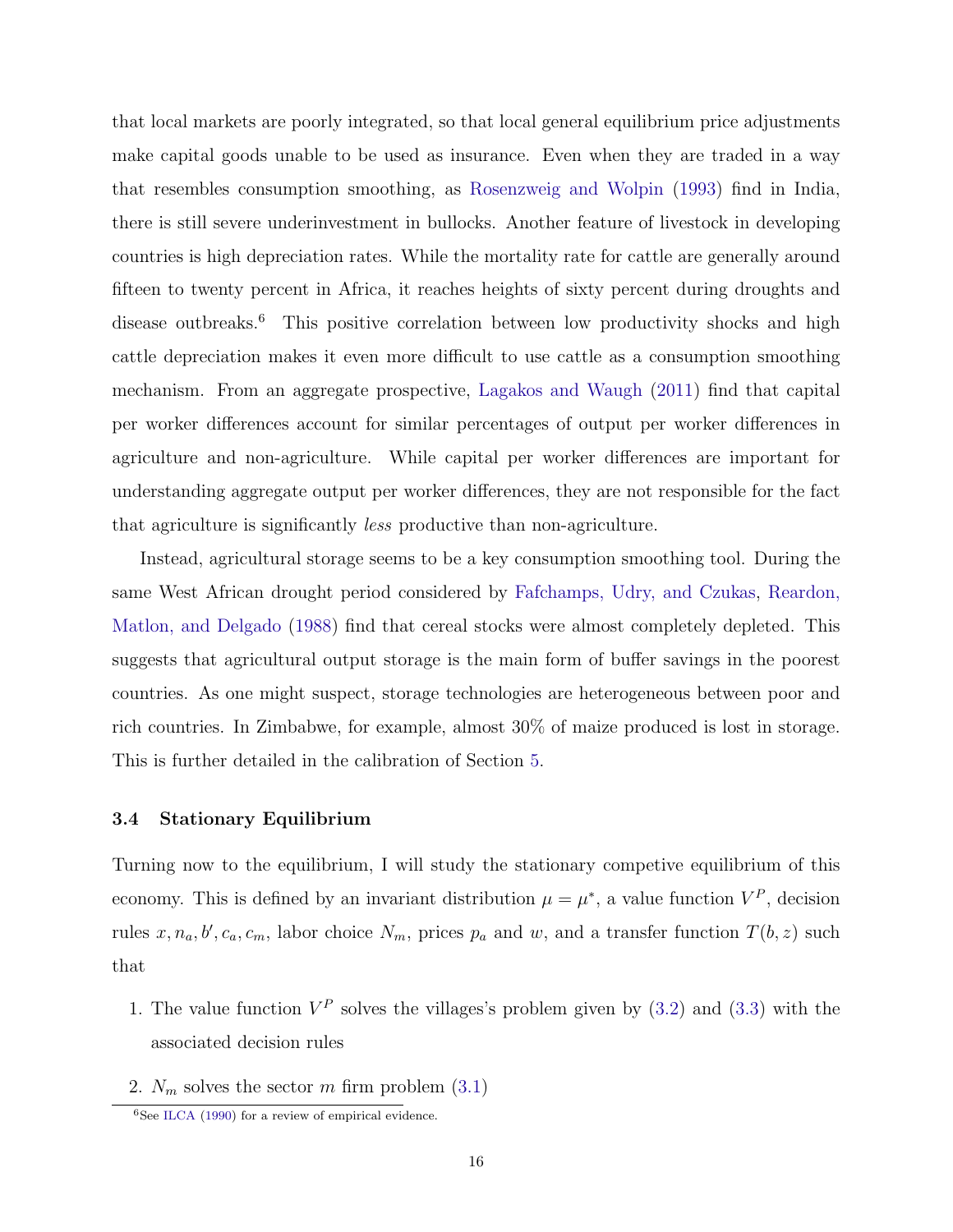that local markets are poorly integrated, so that local general equilibrium price adjustments make capital goods unable to be used as insurance. Even when they are traded in a way that resembles consumption smoothing, as Rosenzweig and Wolpin (1993) find in India, there is still severe underinvestment in bullocks. Another feature of livestock in developing countries is high depreciation rates. While the mortality rate for cattle are generally around fifteen to twenty percent in Africa, it reaches heights of sixty percent during droughts and disease outbreaks.[6] This positive correlation between low productivity shocks and high cattle depreciation makes it even more difficult to use cattle as a consumption smoothing mechanism. From an aggregate prospective, Lagakos and Waugh (2011) find that capital per worker differences account for similar percentages of output per worker differences in agriculture and non-agriculture. While capital per worker differences are important for understanding aggregate output per worker differences, they are not responsible for the fact that agriculture is significantly *less* productive than non-agriculture.

Instead, agricultural storage seems to be a key consumption smoothing tool. During the same West African drought period considered by Fafchamps, Udry, and Czukas, Reardon, Matlon, and Delgado (1988) find that cereal stocks were almost completely depleted. This suggests that agricultural output storage is the main form of buffer savings in the poorest countries. As one might suspect, storage technologies are heterogeneous between poor and rich countries. In Zimbabwe, for example, almost 30% of maize produced is lost in storage. This is further detailed in the calibration of Section 5.

### 3.4 Stationary Equilibrium

Turning now to the equilibrium, I will study the stationary competive equilibrium of this economy. This is defined by an invariant distribution $\mu = \mu^*$, a value function $V^P$, decision rules $x, n_a, b', c_a, c_m$, labor choice $N_m$, prices $p_a$ and $w$, and a transfer function $T(b, z)$ such that

1. The value function $V^P$ solves the villages's problem given by (3.2) and (3.3) with the associated decision rules
2. $N_m$ solves the sector $m$ firm problem (3.1)

[6] See ILCA (1990) for a review of empirical evidence.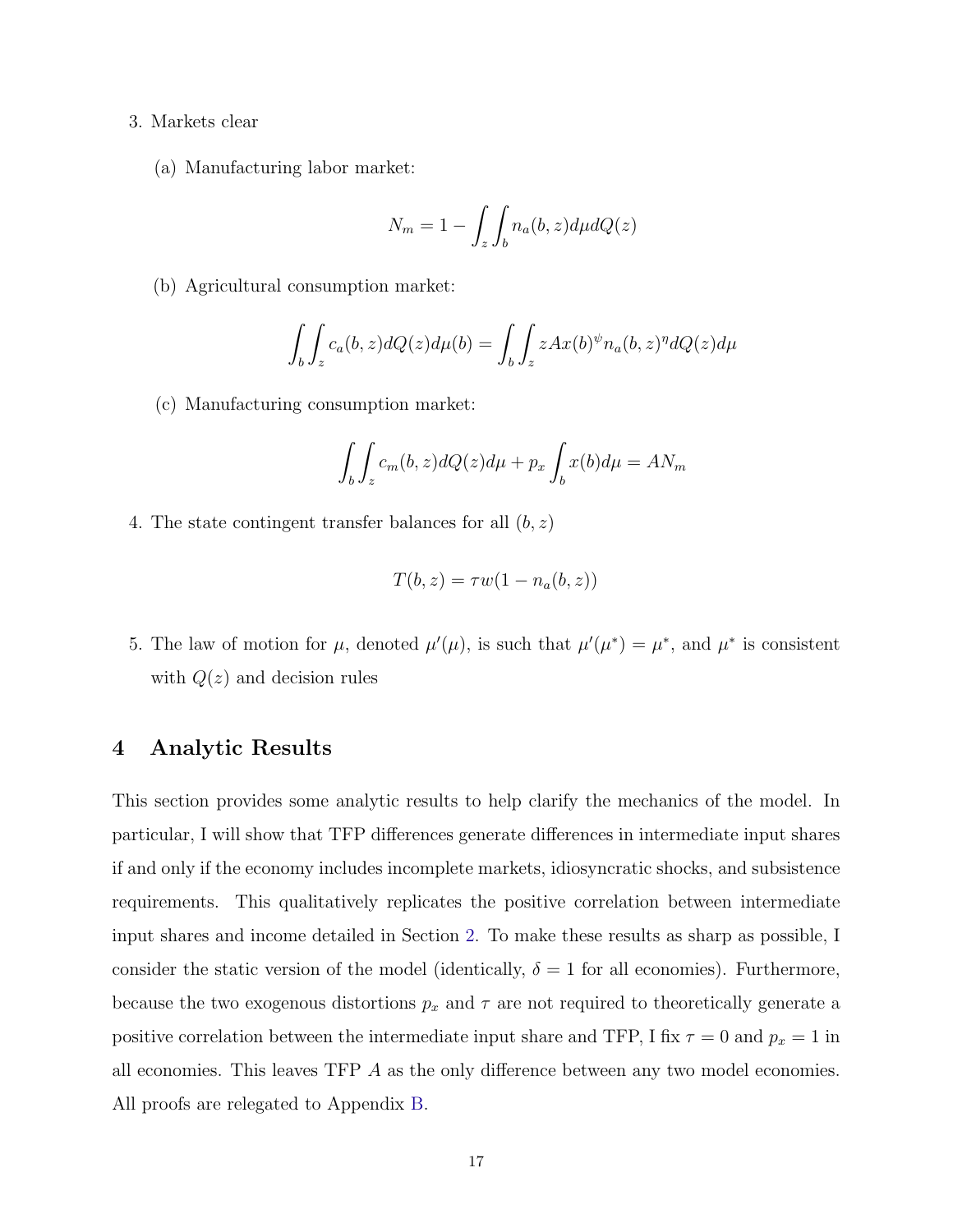3. Markets clear

   (a) Manufacturing labor market:

$$N_m = 1 - \int_z \int_b n_a(b, z) d\mu dQ(z)$$

   (b) Agricultural consumption market:

$$\int_b \int_z c_a(b, z) dQ(z) d\mu(b) = \int_b \int_z z A x(b)^{\psi} n_a(b, z)^{\eta} dQ(z) d\mu$$

   (c) Manufacturing consumption market:

$$\int_b \int_z c_m(b, z) dQ(z) d\mu + p_x \int_b x(b) d\mu = A N_m$$

4. The state contingent transfer balances for all $(b, z)$

$$T(b, z) = \tau w(1 - n_a(b, z))$$

5. The law of motion for $\mu$, denoted $\mu'(\mu)$, is such that $\mu'(\mu^*) = \mu^*$, and $\mu^*$ is consistent with $Q(z)$ and decision rules

# 4 Analytic Results

This section provides some analytic results to help clarify the mechanics of the model. In particular, I will show that TFP differences generate differences in intermediate input shares if and only if the economy includes incomplete markets, idiosyncratic shocks, and subsistence requirements. This qualitatively replicates the positive correlation between intermediate input shares and income detailed in Section 2. To make these results as sharp as possible, I consider the static version of the model (identically, $\delta = 1$ for all economies). Furthermore, because the two exogenous distortions $p_x$ and $\tau$ are not required to theoretically generate a positive correlation between the intermediate input share and TFP, I fix $\tau = 0$ and $p_x = 1$ in all economies. This leaves TFP $A$ as the only difference between any two model economies. All proofs are relegated to Appendix B.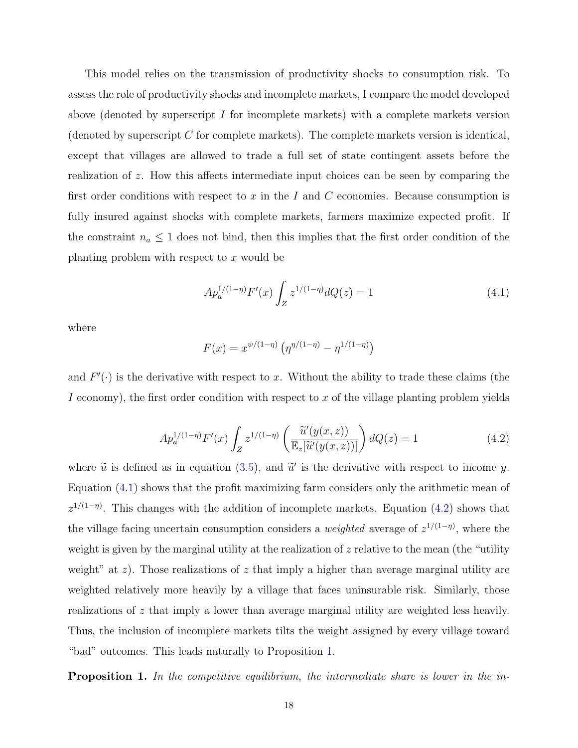This model relies on the transmission of productivity shocks to consumption risk. To assess the role of productivity shocks and incomplete markets, I compare the model developed above (denoted by superscript $I$ for incomplete markets) with a complete markets version (denoted by superscript $C$ for complete markets). The complete markets version is identical, except that villages are allowed to trade a full set of state contingent assets before the realization of $z$. How this affects intermediate input choices can be seen by comparing the first order conditions with respect to $x$ in the $I$ and $C$ economies. Because consumption is fully insured against shocks with complete markets, farmers maximize expected profit. If the constraint $n_a \leq 1$ does not bind, then this implies that the first order condition of the planting problem with respect to $x$ would be

$$Ap_a^{1/(1-\eta)} F'(x) \int_Z z^{1/(1-\eta)} dQ(z) = 1 \tag{4.1}$$

where

$$F(x) = x^{\psi/(1-\eta)} \left(\eta^{\eta/(1-\eta)} - \eta^{1/(1-\eta)}\right)$$

and $F'(\cdot)$ is the derivative with respect to $x$. Without the ability to trade these claims (the $I$ economy), the first order condition with respect to $x$ of the village planting problem yields

$$Ap_a^{1/(1-\eta)} F'(x) \int_Z z^{1/(1-\eta)} \left(\frac{\widetilde{u}'(y(x,z))}{\mathbb{E}_z[\widetilde{u}'(y(x,z))]}\right) dQ(z) = 1 \tag{4.2}$$

where $\widetilde{u}$ is defined as in equation (3.5), and $\widetilde{u}'$ is the derivative with respect to income $y$. Equation (4.1) shows that the profit maximizing farm considers only the arithmetic mean of $z^{1/(1-\eta)}$. This changes with the addition of incomplete markets. Equation (4.2) shows that the village facing uncertain consumption considers a *weighted* average of $z^{1/(1-\eta)}$, where the weight is given by the marginal utility at the realization of $z$ relative to the mean (the "utility weight" at $z$). Those realizations of $z$ that imply a higher than average marginal utility are weighted relatively more heavily by a village that faces uninsurable risk. Similarly, those realizations of $z$ that imply a lower than average marginal utility are weighted less heavily. Thus, the inclusion of incomplete markets tilts the weight assigned by every village toward "bad" outcomes. This leads naturally to Proposition 1.

**Proposition 1.** *In the competitive equilibrium, the intermediate share is lower in the in-*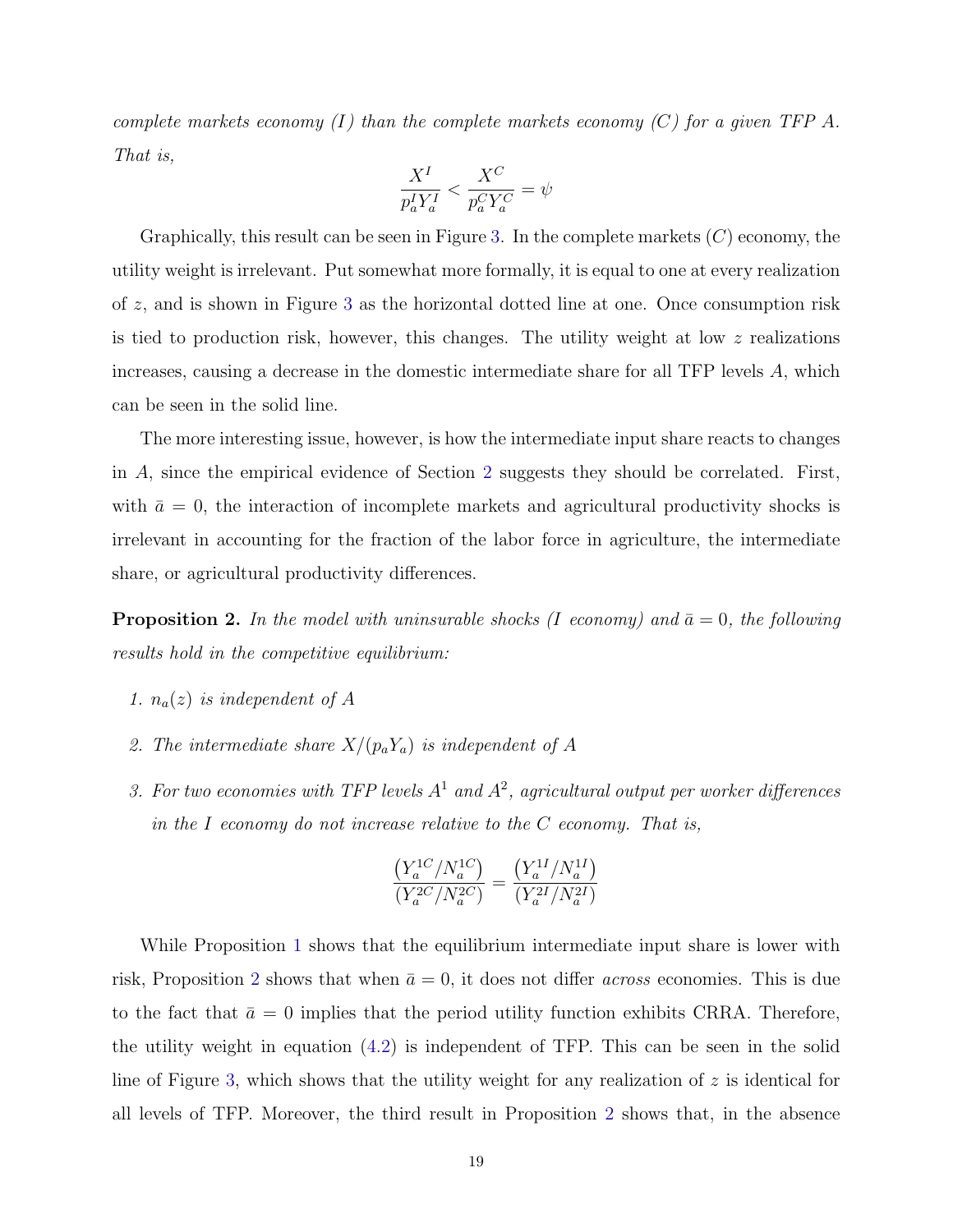*complete markets economy (I) than the complete markets economy (C) for a given TFP A. That is,*

$$\frac{X^I}{p_a^I Y_a^I} < \frac{X^C}{p_a^C Y_a^C} = \psi$$

Graphically, this result can be seen in Figure 3. In the complete markets ($C$) economy, the utility weight is irrelevant. Put somewhat more formally, it is equal to one at every realization of $z$, and is shown in Figure 3 as the horizontal dotted line at one. Once consumption risk is tied to production risk, however, this changes. The utility weight at low $z$ realizations increases, causing a decrease in the domestic intermediate share for all TFP levels $A$, which can be seen in the solid line.

The more interesting issue, however, is how the intermediate input share reacts to changes in $A$, since the empirical evidence of Section 2 suggests they should be correlated. First, with $\bar{a} = 0$, the interaction of incomplete markets and agricultural productivity shocks is irrelevant in accounting for the fraction of the labor force in agriculture, the intermediate share, or agricultural productivity differences.

**Proposition 2.** *In the model with uninsurable shocks (I economy) and $\bar{a} = 0$, the following results hold in the competitive equilibrium:*

1. *$n_a(z)$ is independent of $A$*
2. *The intermediate share $X/(p_a Y_a)$ is independent of $A$*
3. *For two economies with TFP levels $A^1$ and $A^2$, agricultural output per worker differences in the I economy do not increase relative to the C economy. That is,*

$$\frac{\left(Y_a^{1C}/N_a^{1C}\right)}{\left(Y_a^{2C}/N_a^{2C}\right)} = \frac{\left(Y_a^{1I}/N_a^{1I}\right)}{\left(Y_a^{2I}/N_a^{2I}\right)}$$

While Proposition 1 shows that the equilibrium intermediate input share is lower with risk, Proposition 2 shows that when $\bar{a} = 0$, it does not differ *across* economies. This is due to the fact that $\bar{a} = 0$ implies that the period utility function exhibits CRRA. Therefore, the utility weight in equation (4.2) is independent of TFP. This can be seen in the solid line of Figure 3, which shows that the utility weight for any realization of $z$ is identical for all levels of TFP. Moreover, the third result in Proposition 2 shows that, in the absence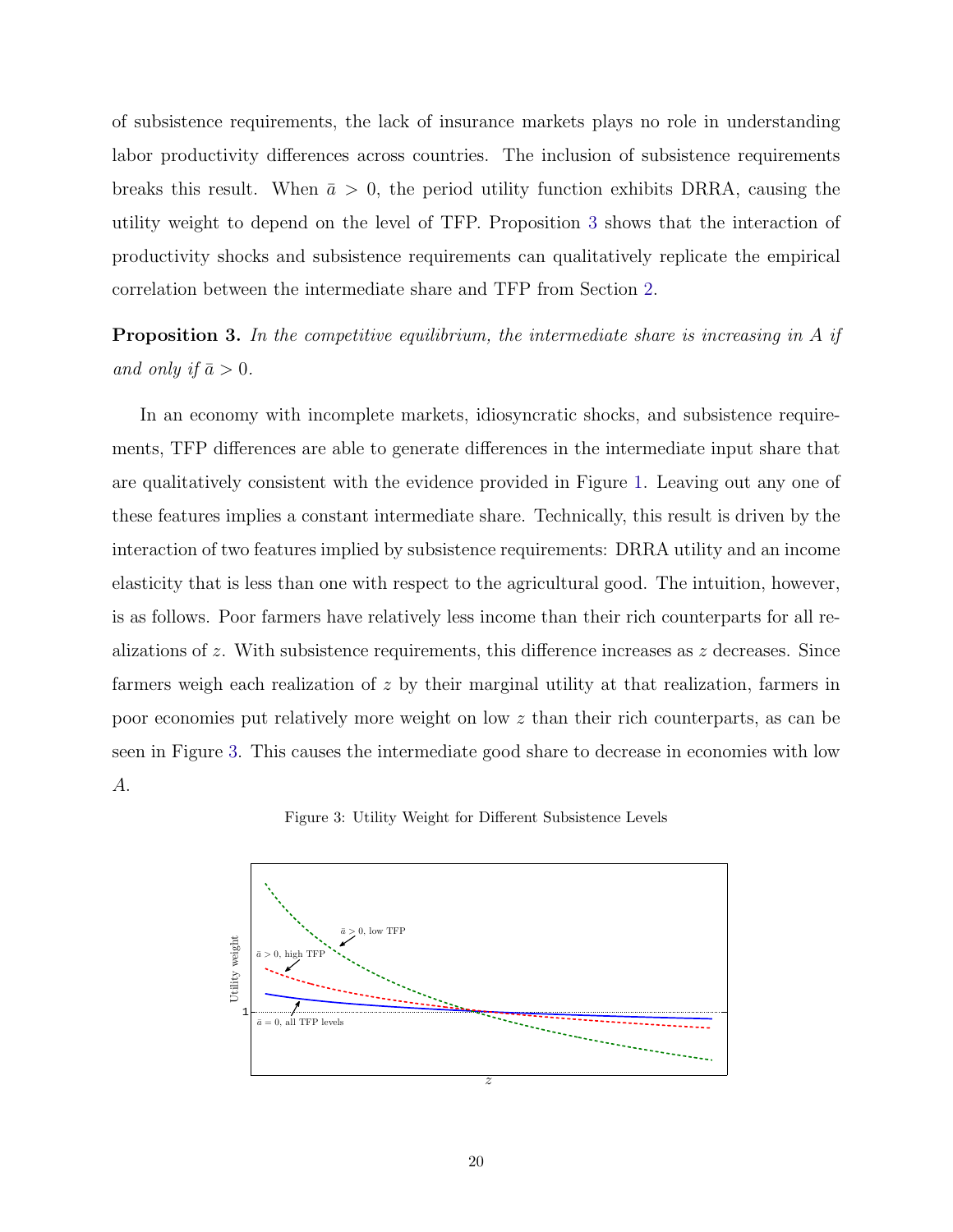of subsistence requirements, the lack of insurance markets plays no role in understanding labor productivity differences across countries. The inclusion of subsistence requirements breaks this result. When $\bar{a} > 0$, the period utility function exhibits DRRA, causing the utility weight to depend on the level of TFP. Proposition 3 shows that the interaction of productivity shocks and subsistence requirements can qualitatively replicate the empirical correlation between the intermediate share and TFP from Section 2.

**Proposition 3.** *In the competitive equilibrium, the intermediate share is increasing in $A$ if and only if $\bar{a} > 0$.*

In an economy with incomplete markets, idiosyncratic shocks, and subsistence requirements, TFP differences are able to generate differences in the intermediate input share that are qualitatively consistent with the evidence provided in Figure 1. Leaving out any one of these features implies a constant intermediate share. Technically, this result is driven by the interaction of two features implied by subsistence requirements: DRRA utility and an income elasticity that is less than one with respect to the agricultural good. The intuition, however, is as follows. Poor farmers have relatively less income than their rich counterparts for all realizations of $z$. With subsistence requirements, this difference increases as $z$ decreases. Since farmers weigh each realization of $z$ by their marginal utility at that realization, farmers in poor economies put relatively more weight on low $z$ than their rich counterparts, as can be seen in Figure 3. This causes the intermediate good share to decrease in economies with low $A$.

Figure 3: Utility Weight for Different Subsistence Levels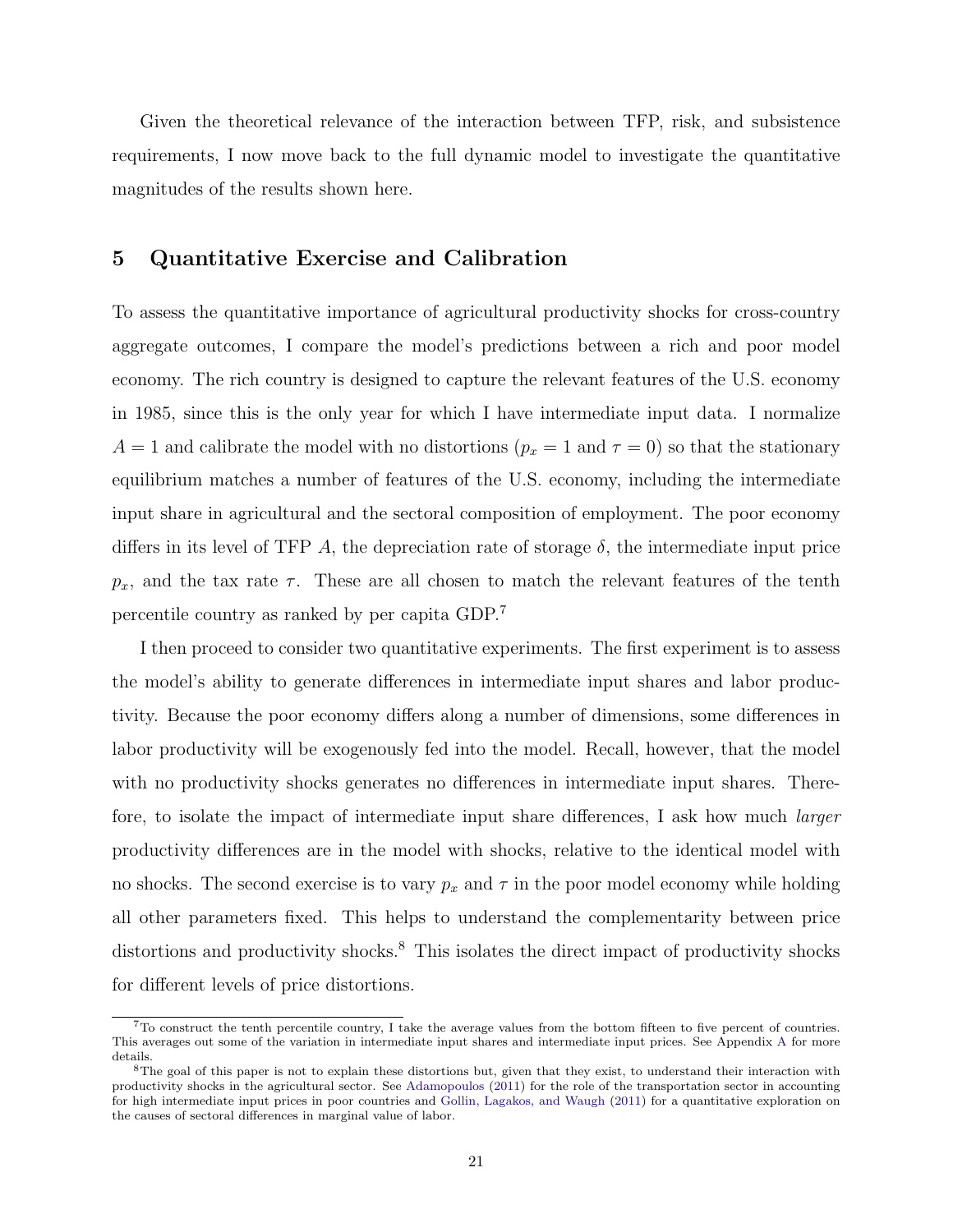Given the theoretical relevance of the interaction between TFP, risk, and subsistence requirements, I now move back to the full dynamic model to investigate the quantitative magnitudes of the results shown here.

## 5 Quantitative Exercise and Calibration

To assess the quantitative importance of agricultural productivity shocks for cross-country aggregate outcomes, I compare the model's predictions between a rich and poor model economy. The rich country is designed to capture the relevant features of the U.S. economy in 1985, since this is the only year for which I have intermediate input data. I normalize $A = 1$ and calibrate the model with no distortions ($p_x = 1$ and $\tau = 0$) so that the stationary equilibrium matches a number of features of the U.S. economy, including the intermediate input share in agricultural and the sectoral composition of employment. The poor economy differs in its level of TFP $A$, the depreciation rate of storage $\delta$, the intermediate input price $p_x$, and the tax rate $\tau$. These are all chosen to match the relevant features of the tenth percentile country as ranked by per capita GDP.[7]

I then proceed to consider two quantitative experiments. The first experiment is to assess the model's ability to generate differences in intermediate input shares and labor productivity. Because the poor economy differs along a number of dimensions, some differences in labor productivity will be exogenously fed into the model. Recall, however, that the model with no productivity shocks generates no differences in intermediate input shares. Therefore, to isolate the impact of intermediate input share differences, I ask how much *larger* productivity differences are in the model with shocks, relative to the identical model with no shocks. The second exercise is to vary $p_x$ and $\tau$ in the poor model economy while holding all other parameters fixed. This helps to understand the complementarity between price distortions and productivity shocks.[8] This isolates the direct impact of productivity shocks for different levels of price distortions.

[7] To construct the tenth percentile country, I take the average values from the bottom fifteen to five percent of countries. This averages out some of the variation in intermediate input shares and intermediate input prices. See Appendix A for more details.

[8] The goal of this paper is not to explain these distortions but, given that they exist, to understand their interaction with productivity shocks in the agricultural sector. See Adamopoulos (2011) for the role of the transportation sector in accounting for high intermediate input prices in poor countries and Gollin, Lagakos, and Waugh (2011) for a quantitative exploration on the causes of sectoral differences in marginal value of labor.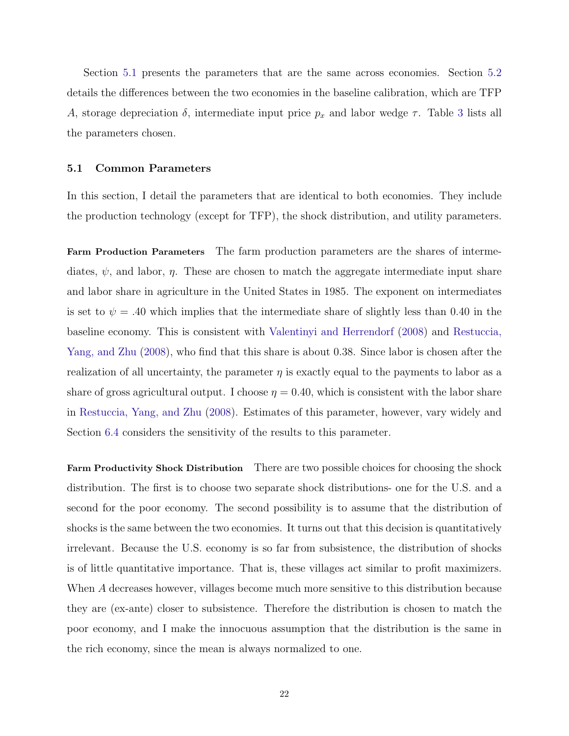Section 5.1 presents the parameters that are the same across economies. Section 5.2 details the differences between the two economies in the baseline calibration, which are TFP $A$, storage depreciation $\delta$, intermediate input price $p_x$ and labor wedge $\tau$. Table 3 lists all the parameters chosen.

### 5.1 Common Parameters

In this section, I detail the parameters that are identical to both economies. They include the production technology (except for TFP), the shock distribution, and utility parameters.

**Farm Production Parameters** The farm production parameters are the shares of intermediates, $\psi$, and labor, $\eta$. These are chosen to match the aggregate intermediate input share and labor share in agriculture in the United States in 1985. The exponent on intermediates is set to $\psi = .40$ which implies that the intermediate share of slightly less than 0.40 in the baseline economy. This is consistent with Valentinyi and Herrendorf (2008) and Restuccia, Yang, and Zhu (2008), who find that this share is about 0.38. Since labor is chosen after the realization of all uncertainty, the parameter $\eta$ is exactly equal to the payments to labor as a share of gross agricultural output. I choose $\eta = 0.40$, which is consistent with the labor share in Restuccia, Yang, and Zhu (2008). Estimates of this parameter, however, vary widely and Section 6.4 considers the sensitivity of the results to this parameter.

**Farm Productivity Shock Distribution** There are two possible choices for choosing the shock distribution. The first is to choose two separate shock distributions- one for the U.S. and a second for the poor economy. The second possibility is to assume that the distribution of shocks is the same between the two economies. It turns out that this decision is quantitatively irrelevant. Because the U.S. economy is so far from subsistence, the distribution of shocks is of little quantitative importance. That is, these villages act similar to profit maximizers. When $A$ decreases however, villages become much more sensitive to this distribution because they are (ex-ante) closer to subsistence. Therefore the distribution is chosen to match the poor economy, and I make the innocuous assumption that the distribution is the same in the rich economy, since the mean is always normalized to one.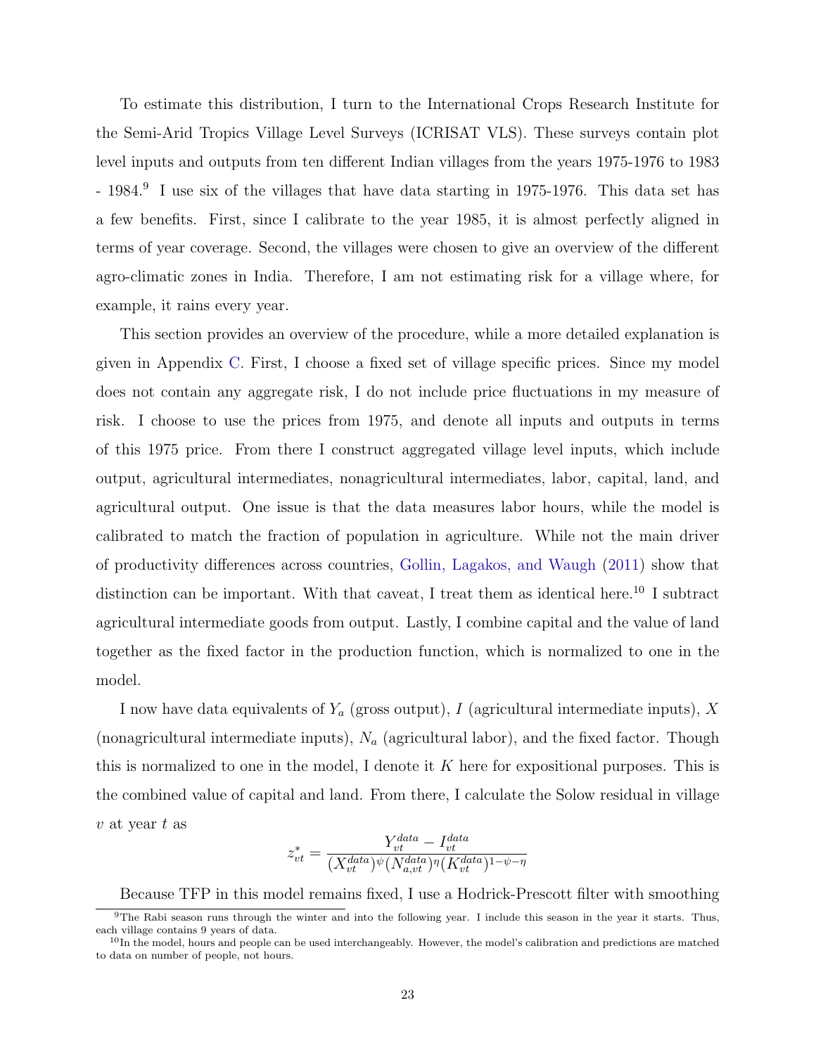To estimate this distribution, I turn to the International Crops Research Institute for the Semi-Arid Tropics Village Level Surveys (ICRISAT VLS). These surveys contain plot level inputs and outputs from ten different Indian villages from the years 1975-1976 to 1983 - 1984.[9] I use six of the villages that have data starting in 1975-1976. This data set has a few benefits. First, since I calibrate to the year 1985, it is almost perfectly aligned in terms of year coverage. Second, the villages were chosen to give an overview of the different agro-climatic zones in India. Therefore, I am not estimating risk for a village where, for example, it rains every year.

This section provides an overview of the procedure, while a more detailed explanation is given in Appendix C. First, I choose a fixed set of village specific prices. Since my model does not contain any aggregate risk, I do not include price fluctuations in my measure of risk. I choose to use the prices from 1975, and denote all inputs and outputs in terms of this 1975 price. From there I construct aggregated village level inputs, which include output, agricultural intermediates, nonagricultural intermediates, labor, capital, land, and agricultural output. One issue is that the data measures labor hours, while the model is calibrated to match the fraction of population in agriculture. While not the main driver of productivity differences across countries, Gollin, Lagakos, and Waugh (2011) show that distinction can be important. With that caveat, I treat them as identical here.[10] I subtract agricultural intermediate goods from output. Lastly, I combine capital and the value of land together as the fixed factor in the production function, which is normalized to one in the model.

I now have data equivalents of $Y_a$ (gross output), $I$ (agricultural intermediate inputs), $X$ (nonagricultural intermediate inputs), $N_a$ (agricultural labor), and the fixed factor. Though this is normalized to one in the model, I denote it $K$ here for expositional purposes. This is the combined value of capital and land. From there, I calculate the Solow residual in village $v$ at year $t$ as

$$z^*_{vt} = \frac{Y^{data}_{vt} - I^{data}_{vt}}{(X^{data}_{vt})^{\psi}(N^{data}_{a,vt})^{\eta}(K^{data}_{vt})^{1-\psi-\eta}}$$

Because TFP in this model remains fixed, I use a Hodrick-Prescott filter with smoothing

[9] The Rabi season runs through the winter and into the following year. I include this season in the year it starts. Thus, each village contains 9 years of data.

[10] In the model, hours and people can be used interchangeably. However, the model's calibration and predictions are matched to data on number of people, not hours.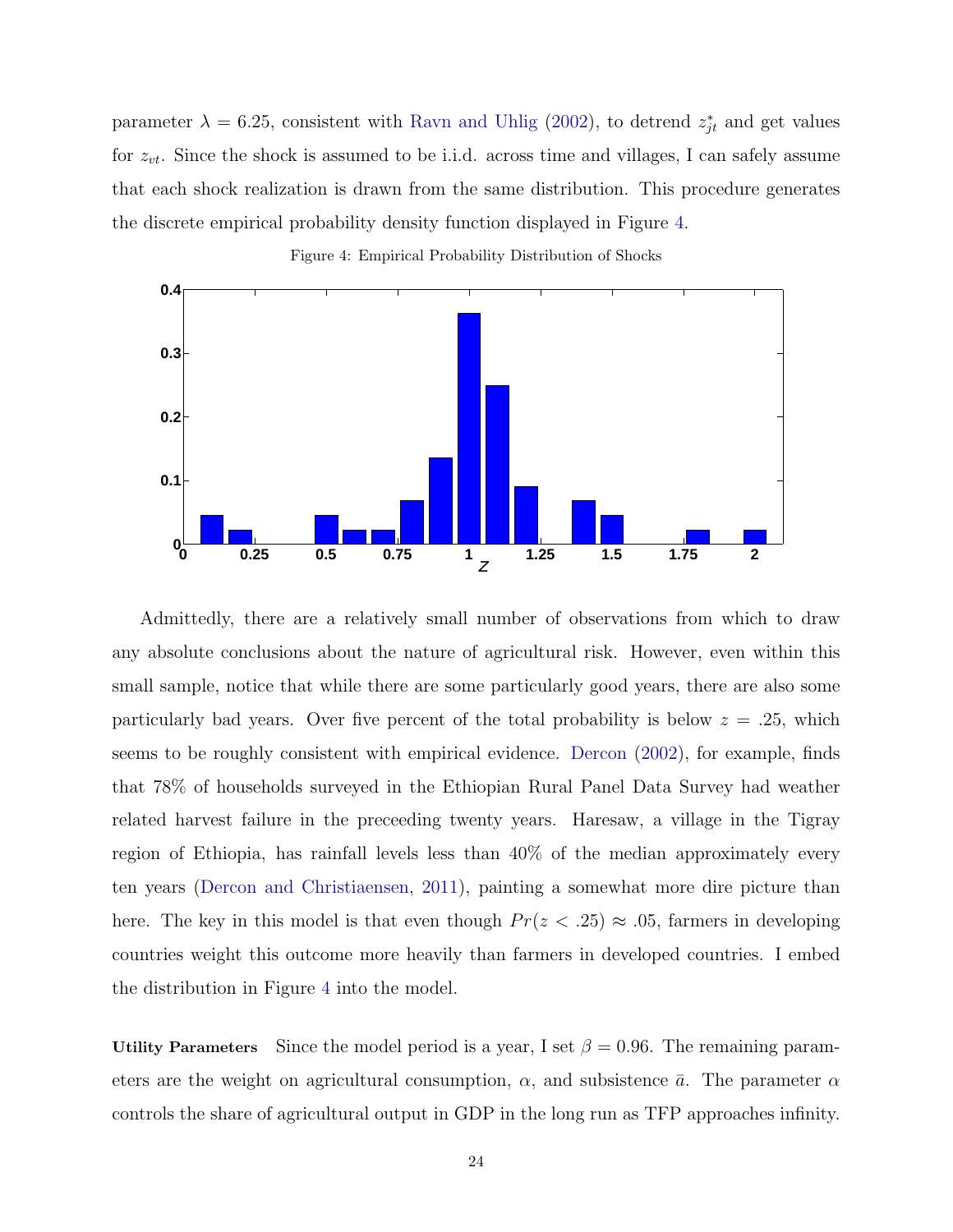parameter $\lambda = 6.25$, consistent with Ravn and Uhlig (2002), to detrend $z^*_{jt}$ and get values for $z_{vt}$. Since the shock is assumed to be i.i.d. across time and villages, I can safely assume that each shock realization is drawn from the same distribution. This procedure generates the discrete empirical probability density function displayed in Figure 4.

Figure 4: Empirical Probability Distribution of Shocks

Admittedly, there are a relatively small number of observations from which to draw any absolute conclusions about the nature of agricultural risk. However, even within this small sample, notice that while there are some particularly good years, there are also some particularly bad years. Over five percent of the total probability is below $z = .25$, which seems to be roughly consistent with empirical evidence. Dercon (2002), for example, finds that 78% of households surveyed in the Ethiopian Rural Panel Data Survey had weather related harvest failure in the preceeding twenty years. Haresaw, a village in the Tigray region of Ethiopia, has rainfall levels less than 40% of the median approximately every ten years (Dercon and Christiaensen, 2011), painting a somewhat more dire picture than here. The key in this model is that even though $Pr(z < .25) \approx .05$, farmers in developing countries weight this outcome more heavily than farmers in developed countries. I embed the distribution in Figure 4 into the model.

**Utility Parameters** Since the model period is a year, I set $\beta = 0.96$. The remaining parameters are the weight on agricultural consumption, $\alpha$, and subsistence $\bar{a}$. The parameter $\alpha$ controls the share of agricultural output in GDP in the long run as TFP approaches infinity.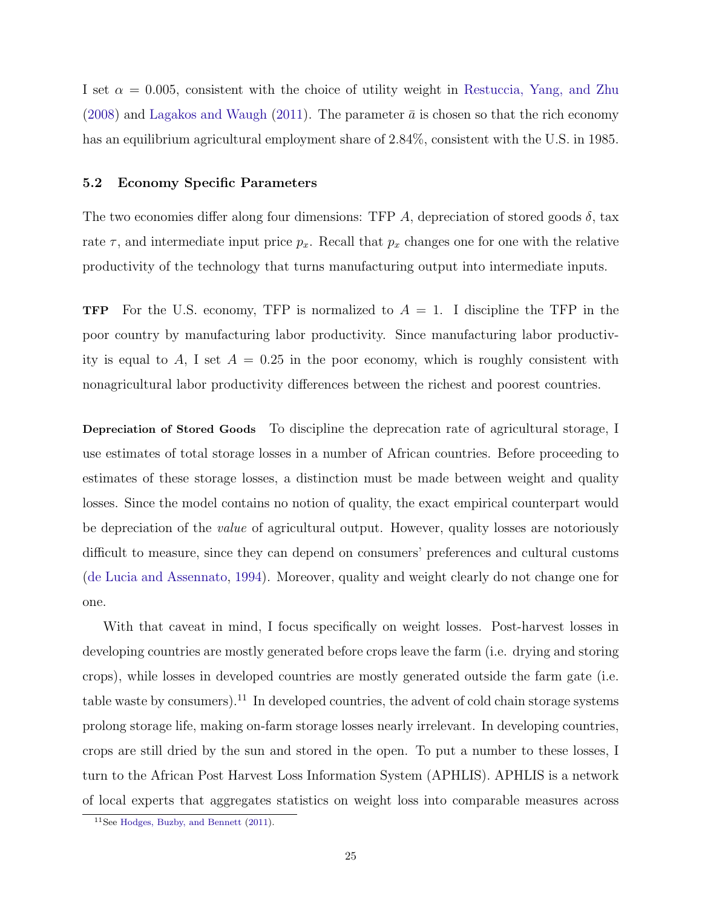I set $\alpha = 0.005$, consistent with the choice of utility weight in Restuccia, Yang, and Zhu (2008) and Lagakos and Waugh (2011). The parameter $\bar{a}$ is chosen so that the rich economy has an equilibrium agricultural employment share of 2.84%, consistent with the U.S. in 1985.

### 5.2 Economy Specific Parameters

The two economies differ along four dimensions: TFP $A$, depreciation of stored goods $\delta$, tax rate $\tau$, and intermediate input price $p_x$. Recall that $p_x$ changes one for one with the relative productivity of the technology that turns manufacturing output into intermediate inputs.

**TFP** For the U.S. economy, TFP is normalized to $A = 1$. I discipline the TFP in the poor country by manufacturing labor productivity. Since manufacturing labor productivity is equal to $A$, I set $A = 0.25$ in the poor economy, which is roughly consistent with nonagricultural labor productivity differences between the richest and poorest countries.

**Depreciation of Stored Goods** To discipline the deprecation rate of agricultural storage, I use estimates of total storage losses in a number of African countries. Before proceeding to estimates of these storage losses, a distinction must be made between weight and quality losses. Since the model contains no notion of quality, the exact empirical counterpart would be depreciation of the *value* of agricultural output. However, quality losses are notoriously difficult to measure, since they can depend on consumers' preferences and cultural customs (de Lucia and Assennato, 1994). Moreover, quality and weight clearly do not change one for one.

With that caveat in mind, I focus specifically on weight losses. Post-harvest losses in developing countries are mostly generated before crops leave the farm (i.e. drying and storing crops), while losses in developed countries are mostly generated outside the farm gate (i.e. table waste by consumers).[11] In developed countries, the advent of cold chain storage systems prolong storage life, making on-farm storage losses nearly irrelevant. In developing countries, crops are still dried by the sun and stored in the open. To put a number to these losses, I turn to the African Post Harvest Loss Information System (APHLIS). APHLIS is a network of local experts that aggregates statistics on weight loss into comparable measures across

[11] See Hodges, Buzby, and Bennett (2011).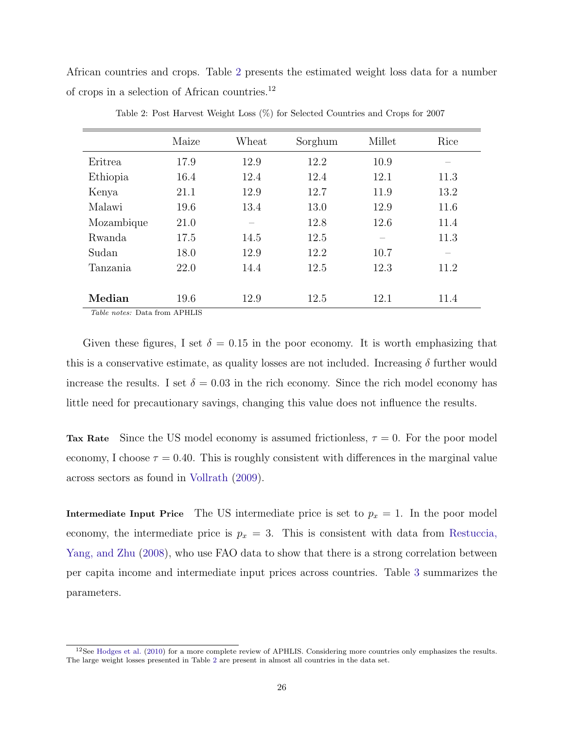African countries and crops. Table 2 presents the estimated weight loss data for a number of crops in a selection of African countries.[12]

Table 2: Post Harvest Weight Loss (%) for Selected Countries and Crops for 2007

| | Maize | Wheat | Sorghum | Millet | Rice |
|---|---|---|---|---|---|
| Eritrea | 17.9 | 12.9 | 12.2 | 10.9 | – |
| Ethiopia | 16.4 | 12.4 | 12.4 | 12.1 | 11.3 |
| Kenya | 21.1 | 12.9 | 12.7 | 11.9 | 13.2 |
| Malawi | 19.6 | 13.4 | 13.0 | 12.9 | 11.6 |
| Mozambique | 21.0 | – | 12.8 | 12.6 | 11.4 |
| Rwanda | 17.5 | 14.5 | 12.5 | – | 11.3 |
| Sudan | 18.0 | 12.9 | 12.2 | 10.7 | – |
| Tanzania | 22.0 | 14.4 | 12.5 | 12.3 | 11.2 |
| **Median** | 19.6 | 12.9 | 12.5 | 12.1 | 11.4 |

*Table notes:* Data from APHLIS

Given these figures, I set $\delta = 0.15$ in the poor economy. It is worth emphasizing that this is a conservative estimate, as quality losses are not included. Increasing $\delta$ further would increase the results. I set $\delta = 0.03$ in the rich economy. Since the rich model economy has little need for precautionary savings, changing this value does not influence the results.

**Tax Rate** Since the US model economy is assumed frictionless, $\tau = 0$. For the poor model economy, I choose $\tau = 0.40$. This is roughly consistent with differences in the marginal value across sectors as found in Vollrath (2009).

**Intermediate Input Price** The US intermediate price is set to $p_x = 1$. In the poor model economy, the intermediate price is $p_x = 3$. This is consistent with data from Restuccia, Yang, and Zhu (2008), who use FAO data to show that there is a strong correlation between per capita income and intermediate input prices across countries. Table 3 summarizes the parameters.

[12] See Hodges et al. (2010) for a more complete review of APHLIS. Considering more countries only emphasizes the results. The large weight losses presented in Table 2 are present in almost all countries in the data set.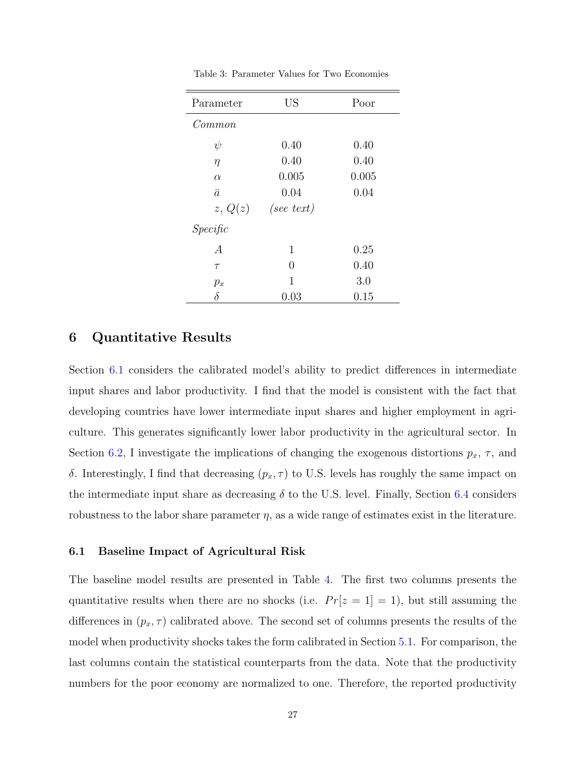Table 3: Parameter Values for Two Economies

| Parameter | US | Poor |
|---|---|---|
| *Common* | | |
| $\psi$ | 0.40 | 0.40 |
| $\eta$ | 0.40 | 0.40 |
| $\alpha$ | 0.005 | 0.005 |
| $\bar{a}$ | 0.04 | 0.04 |
| $z$, $Q(z)$ | *(see text)* | |
| *Specific* | | |
| $A$ | 1 | 0.25 |
| $\tau$ | 0 | 0.40 |
| $p_x$ | 1 | 3.0 |
| $\delta$ | 0.03 | 0.15 |

## 6 Quantitative Results

Section 6.1 considers the calibrated model's ability to predict differences in intermediate input shares and labor productivity. I find that the model is consistent with the fact that developing countries have lower intermediate input shares and higher employment in agriculture. This generates significantly lower labor productivity in the agricultural sector. In Section 6.2, I investigate the implications of changing the exogenous distortions $p_x$, $\tau$, and $\delta$. Interestingly, I find that decreasing $(p_x, \tau)$ to U.S. levels has roughly the same impact on the intermediate input share as decreasing $\delta$ to the U.S. level. Finally, Section 6.4 considers robustness to the labor share parameter $\eta$, as a wide range of estimates exist in the literature.

### 6.1 Baseline Impact of Agricultural Risk

The baseline model results are presented in Table 4. The first two columns presents the quantitative results when there are no shocks (i.e. $Pr[z = 1] = 1$), but still assuming the differences in $(p_x, \tau)$ calibrated above. The second set of columns presents the results of the model when productivity shocks takes the form calibrated in Section 5.1. For comparison, the last columns contain the statistical counterparts from the data. Note that the productivity numbers for the poor economy are normalized to one. Therefore, the reported productivity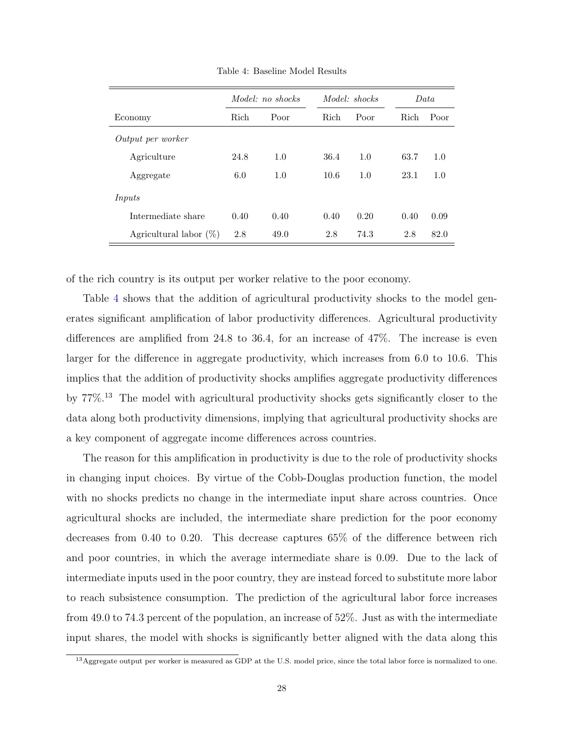Table 4: Baseline Model Results

| | *Model: no shocks* | | *Model: shocks* | | *Data* | |
|---|---|---|---|---|---|---|
| Economy | Rich | Poor | Rich | Poor | Rich | Poor |
| *Output per worker* | | | | | | |
| Agriculture | 24.8 | 1.0 | 36.4 | 1.0 | 63.7 | 1.0 |
| Aggregate | 6.0 | 1.0 | 10.6 | 1.0 | 23.1 | 1.0 |
| *Inputs* | | | | | | |
| Intermediate share | 0.40 | 0.40 | 0.40 | 0.20 | 0.40 | 0.09 |
| Agricultural labor (%) | 2.8 | 49.0 | 2.8 | 74.3 | 2.8 | 82.0 |

of the rich country is its output per worker relative to the poor economy.

Table 4 shows that the addition of agricultural productivity shocks to the model generates significant amplification of labor productivity differences. Agricultural productivity differences are amplified from 24.8 to 36.4, for an increase of 47%. The increase is even larger for the difference in aggregate productivity, which increases from 6.0 to 10.6. This implies that the addition of productivity shocks amplifies aggregate productivity differences by 77%.[13] The model with agricultural productivity shocks gets significantly closer to the data along both productivity dimensions, implying that agricultural productivity shocks are a key component of aggregate income differences across countries.

The reason for this amplification in productivity is due to the role of productivity shocks in changing input choices. By virtue of the Cobb-Douglas production function, the model with no shocks predicts no change in the intermediate input share across countries. Once agricultural shocks are included, the intermediate share prediction for the poor economy decreases from 0.40 to 0.20. This decrease captures 65% of the difference between rich and poor countries, in which the average intermediate share is 0.09. Due to the lack of intermediate inputs used in the poor country, they are instead forced to substitute more labor to reach subsistence consumption. The prediction of the agricultural labor force increases from 49.0 to 74.3 percent of the population, an increase of 52%. Just as with the intermediate input shares, the model with shocks is significantly better aligned with the data along this

[13] Aggregate output per worker is measured as GDP at the U.S. model price, since the total labor force is normalized to one.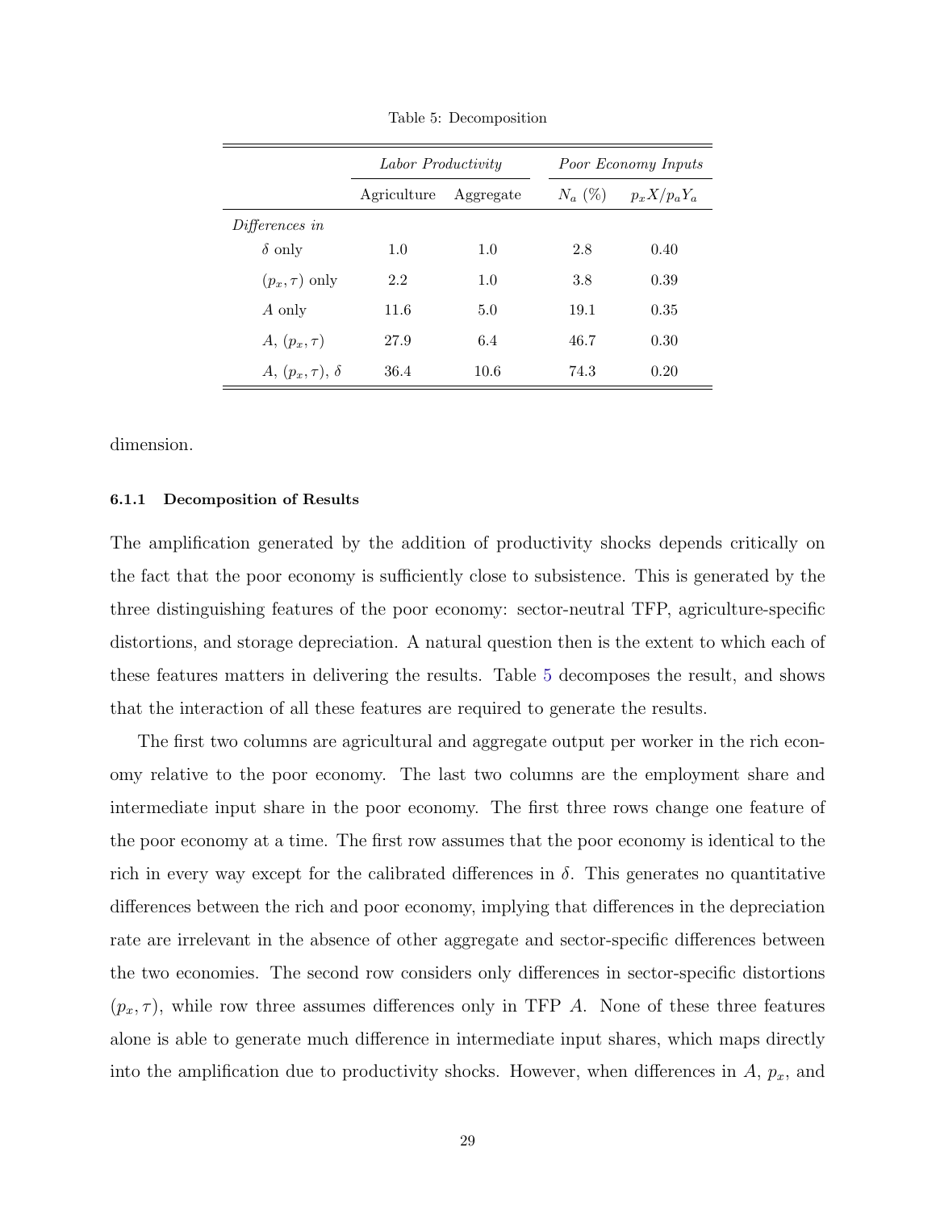Table 5: Decomposition

| | *Labor Productivity* | | *Poor Economy Inputs* | |
|---|---|---|---|---|
| | Agriculture | Aggregate | $N_a$ (%) | $p_x X/p_a Y_a$ |
| *Differences in* | | | | |
| $\delta$ only | 1.0 | 1.0 | 2.8 | 0.40 |
| $(p_x, \tau)$ only | 2.2 | 1.0 | 3.8 | 0.39 |
| $A$ only | 11.6 | 5.0 | 19.1 | 0.35 |
| $A$, $(p_x, \tau)$ | 27.9 | 6.4 | 46.7 | 0.30 |
| $A$, $(p_x, \tau)$, $\delta$ | 36.4 | 10.6 | 74.3 | 0.20 |

dimension.

#### 6.1.1 Decomposition of Results

The amplification generated by the addition of productivity shocks depends critically on the fact that the poor economy is sufficiently close to subsistence. This is generated by the three distinguishing features of the poor economy: sector-neutral TFP, agriculture-specific distortions, and storage depreciation. A natural question then is the extent to which each of these features matters in delivering the results. Table 5 decomposes the result, and shows that the interaction of all these features are required to generate the results.

The first two columns are agricultural and aggregate output per worker in the rich economy relative to the poor economy. The last two columns are the employment share and intermediate input share in the poor economy. The first three rows change one feature of the poor economy at a time. The first row assumes that the poor economy is identical to the rich in every way except for the calibrated differences in $\delta$. This generates no quantitative differences between the rich and poor economy, implying that differences in the depreciation rate are irrelevant in the absence of other aggregate and sector-specific differences between the two economies. The second row considers only differences in sector-specific distortions $(p_x, \tau)$, while row three assumes differences only in TFP $A$. None of these three features alone is able to generate much difference in intermediate input shares, which maps directly into the amplification due to productivity shocks. However, when differences in $A$, $p_x$, and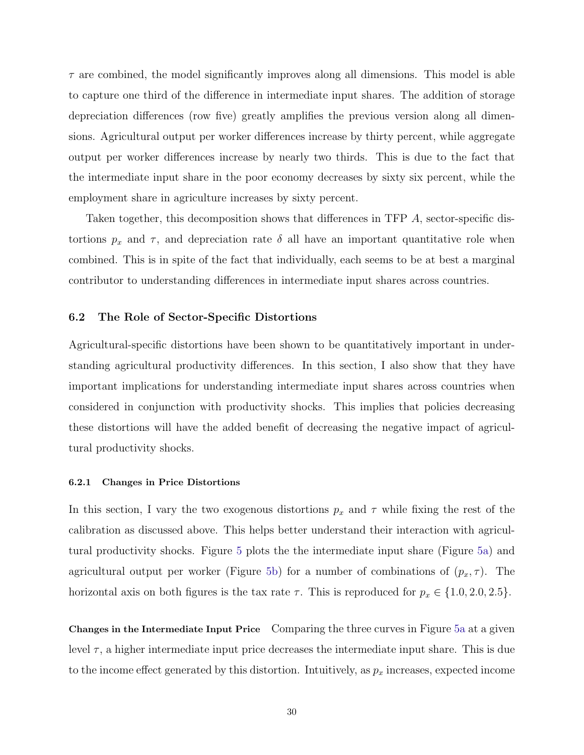$\tau$ are combined, the model significantly improves along all dimensions. This model is able to capture one third of the difference in intermediate input shares. The addition of storage depreciation differences (row five) greatly amplifies the previous version along all dimensions. Agricultural output per worker differences increase by thirty percent, while aggregate output per worker differences increase by nearly two thirds. This is due to the fact that the intermediate input share in the poor economy decreases by sixty six percent, while the employment share in agriculture increases by sixty percent.

Taken together, this decomposition shows that differences in TFP $A$, sector-specific distortions $p_x$ and $\tau$, and depreciation rate $\delta$ all have an important quantitative role when combined. This is in spite of the fact that individually, each seems to be at best a marginal contributor to understanding differences in intermediate input shares across countries.

### 6.2 The Role of Sector-Specific Distortions

Agricultural-specific distortions have been shown to be quantitatively important in understanding agricultural productivity differences. In this section, I also show that they have important implications for understanding intermediate input shares across countries when considered in conjunction with productivity shocks. This implies that policies decreasing these distortions will have the added benefit of decreasing the negative impact of agricultural productivity shocks.

#### 6.2.1 Changes in Price Distortions

In this section, I vary the two exogenous distortions $p_x$ and $\tau$ while fixing the rest of the calibration as discussed above. This helps better understand their interaction with agricultural productivity shocks. Figure 5 plots the the intermediate input share (Figure 5a) and agricultural output per worker (Figure 5b) for a number of combinations of $(p_x, \tau)$. The horizontal axis on both figures is the tax rate $\tau$. This is reproduced for $p_x \in \{1.0, 2.0, 2.5\}$.

**Changes in the Intermediate Input Price** Comparing the three curves in Figure 5a at a given level $\tau$, a higher intermediate input price decreases the intermediate input share. This is due to the income effect generated by this distortion. Intuitively, as $p_x$ increases, expected income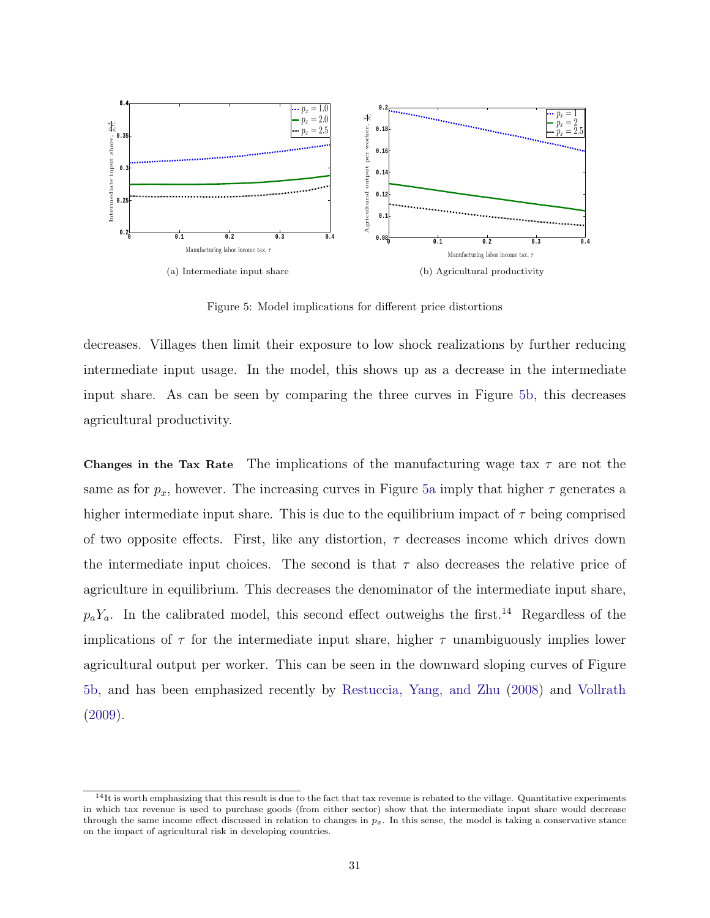(a) Intermediate input share

(b) Agricultural productivity

Figure 5: Model implications for different price distortions

decreases. Villages then limit their exposure to low shock realizations by further reducing intermediate input usage. In the model, this shows up as a decrease in the intermediate input share. As can be seen by comparing the three curves in Figure 5b, this decreases agricultural productivity.

**Changes in the Tax Rate** The implications of the manufacturing wage tax $\tau$ are not the same as for $p_x$, however. The increasing curves in Figure 5a imply that higher $\tau$ generates a higher intermediate input share. This is due to the equilibrium impact of $\tau$ being comprised of two opposite effects. First, like any distortion, $\tau$ decreases income which drives down the intermediate input choices. The second is that $\tau$ also decreases the relative price of agriculture in equilibrium. This decreases the denominator of the intermediate input share, $p_a Y_a$. In the calibrated model, this second effect outweighs the first.[14] Regardless of the implications of $\tau$ for the intermediate input share, higher $\tau$ unambiguously implies lower agricultural output per worker. This can be seen in the downward sloping curves of Figure 5b, and has been emphasized recently by Restuccia, Yang, and Zhu (2008) and Vollrath (2009).

[14] It is worth emphasizing that this result is due to the fact that tax revenue is rebated to the village. Quantitative experiments in which tax revenue is used to purchase goods (from either sector) show that the intermediate input share would decrease through the same income effect discussed in relation to changes in $p_x$. In this sense, the model is taking a conservative stance on the impact of agricultural risk in developing countries.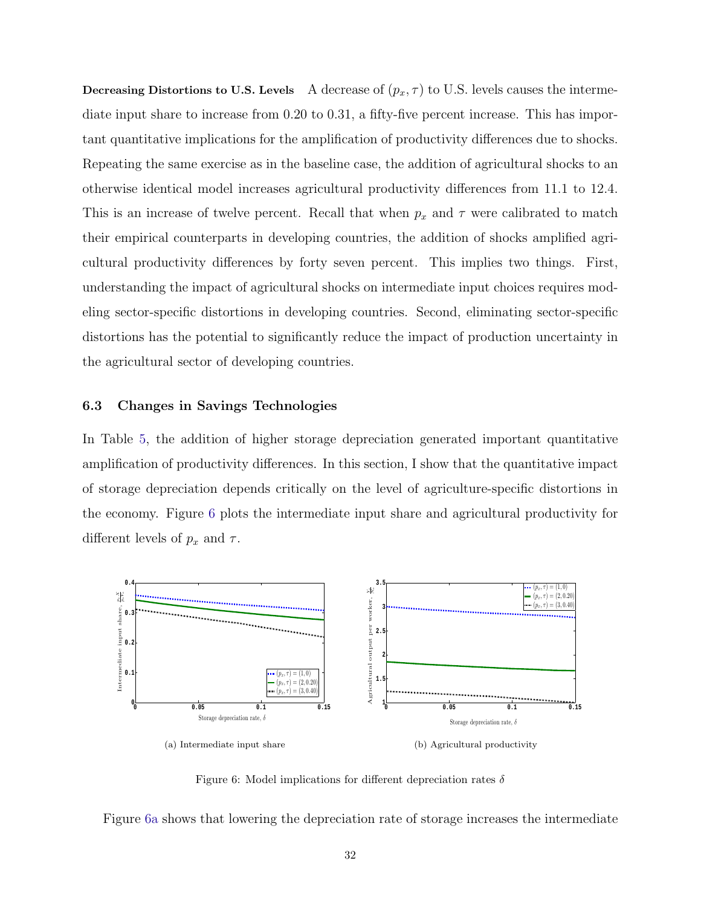**Decreasing Distortions to U.S. Levels** A decrease of $(p_x, \tau)$ to U.S. levels causes the intermediate input share to increase from 0.20 to 0.31, a fifty-five percent increase. This has important quantitative implications for the amplification of productivity differences due to shocks. Repeating the same exercise as in the baseline case, the addition of agricultural shocks to an otherwise identical model increases agricultural productivity differences from 11.1 to 12.4. This is an increase of twelve percent. Recall that when $p_x$ and $\tau$ were calibrated to match their empirical counterparts in developing countries, the addition of shocks amplified agricultural productivity differences by forty seven percent. This implies two things. First, understanding the impact of agricultural shocks on intermediate input choices requires modeling sector-specific distortions in developing countries. Second, eliminating sector-specific distortions has the potential to significantly reduce the impact of production uncertainty in the agricultural sector of developing countries.

### 6.3 Changes in Savings Technologies

In Table 5, the addition of higher storage depreciation generated important quantitative amplification of productivity differences. In this section, I show that the quantitative impact of storage depreciation depends critically on the level of agriculture-specific distortions in the economy. Figure 6 plots the intermediate input share and agricultural productivity for different levels of $p_x$ and $\tau$.

(a) Intermediate input share

(b) Agricultural productivity

Figure 6: Model implications for different depreciation rates $\delta$

Figure 6a shows that lowering the depreciation rate of storage increases the intermediate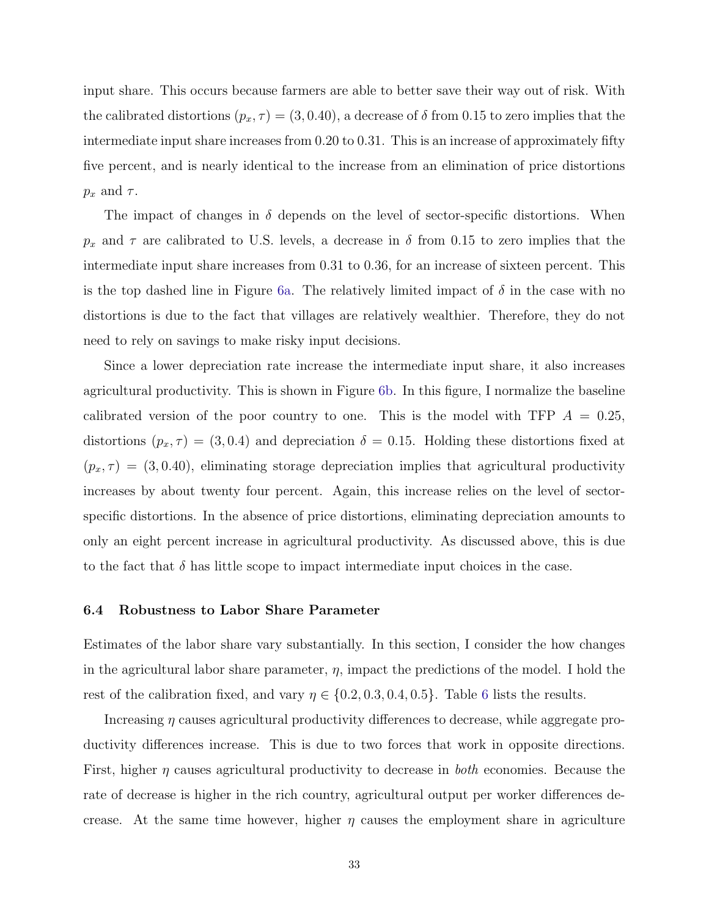input share. This occurs because farmers are able to better save their way out of risk. With the calibrated distortions $(p_x, \tau) = (3, 0.40)$, a decrease of $\delta$ from 0.15 to zero implies that the intermediate input share increases from 0.20 to 0.31. This is an increase of approximately fifty five percent, and is nearly identical to the increase from an elimination of price distortions $p_x$ and $\tau$.

The impact of changes in $\delta$ depends on the level of sector-specific distortions. When $p_x$ and $\tau$ are calibrated to U.S. levels, a decrease in $\delta$ from 0.15 to zero implies that the intermediate input share increases from 0.31 to 0.36, for an increase of sixteen percent. This is the top dashed line in Figure 6a. The relatively limited impact of $\delta$ in the case with no distortions is due to the fact that villages are relatively wealthier. Therefore, they do not need to rely on savings to make risky input decisions.

Since a lower depreciation rate increase the intermediate input share, it also increases agricultural productivity. This is shown in Figure 6b. In this figure, I normalize the baseline calibrated version of the poor country to one. This is the model with TFP $A = 0.25$, distortions $(p_x, \tau) = (3, 0.4)$ and depreciation $\delta = 0.15$. Holding these distortions fixed at $(p_x, \tau) = (3, 0.40)$, eliminating storage depreciation implies that agricultural productivity increases by about twenty four percent. Again, this increase relies on the level of sector-specific distortions. In the absence of price distortions, eliminating depreciation amounts to only an eight percent increase in agricultural productivity. As discussed above, this is due to the fact that $\delta$ has little scope to impact intermediate input choices in the case.

### 6.4 Robustness to Labor Share Parameter

Estimates of the labor share vary substantially. In this section, I consider the how changes in the agricultural labor share parameter, $\eta$, impact the predictions of the model. I hold the rest of the calibration fixed, and vary $\eta \in \{0.2, 0.3, 0.4, 0.5\}$. Table 6 lists the results.

Increasing $\eta$ causes agricultural productivity differences to decrease, while aggregate productivity differences increase. This is due to two forces that work in opposite directions. First, higher $\eta$ causes agricultural productivity to decrease in *both* economies. Because the rate of decrease is higher in the rich country, agricultural output per worker differences decrease. At the same time however, higher $\eta$ causes the employment share in agriculture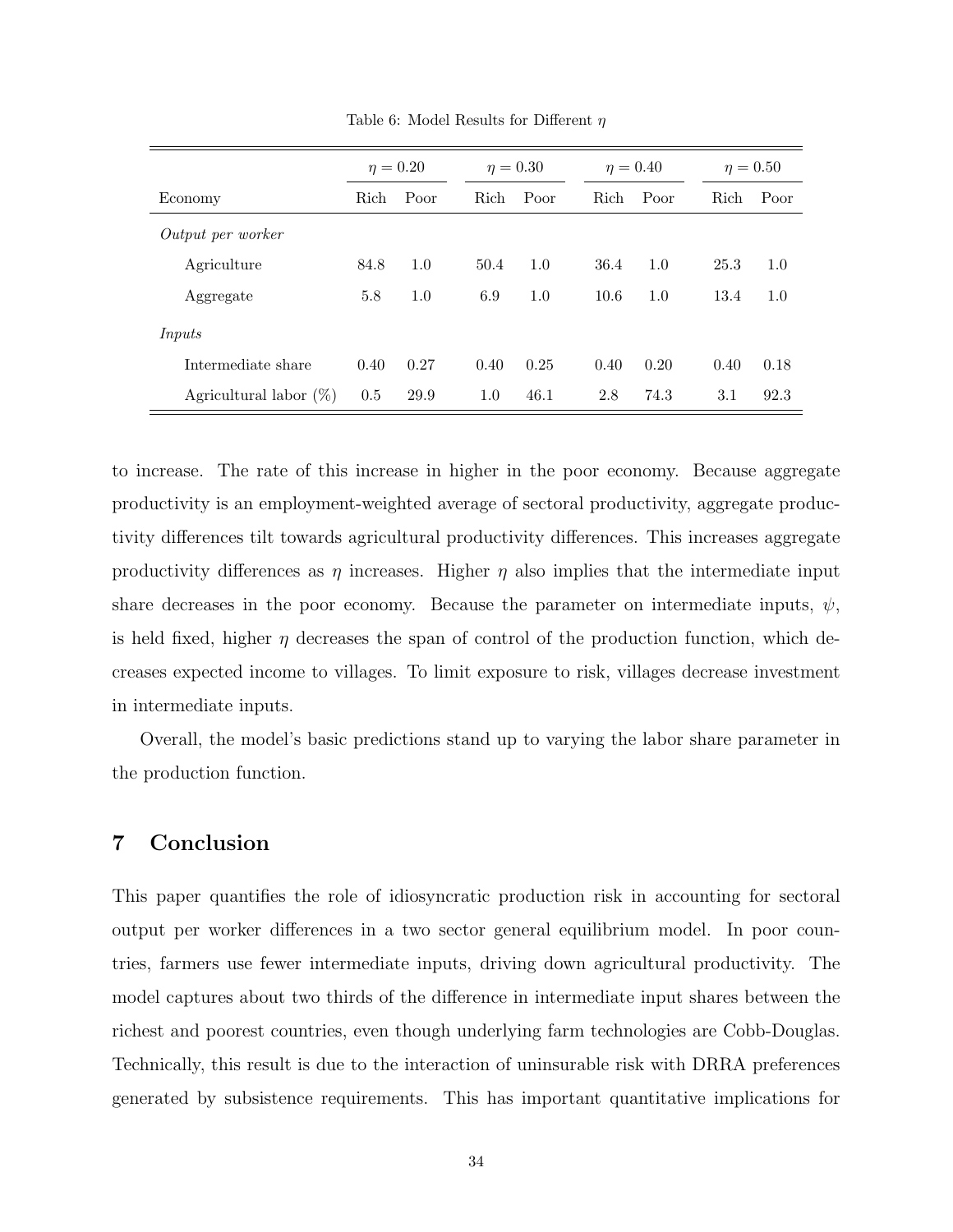Table 6: Model Results for Different $\eta$

| | $\eta = 0.20$ | | $\eta = 0.30$ | | $\eta = 0.40$ | | $\eta = 0.50$ | |
|---|---|---|---|---|---|---|---|---|
| Economy | Rich | Poor | Rich | Poor | Rich | Poor | Rich | Poor |
| *Output per worker* | | | | | | | | |
| Agriculture | 84.8 | 1.0 | 50.4 | 1.0 | 36.4 | 1.0 | 25.3 | 1.0 |
| Aggregate | 5.8 | 1.0 | 6.9 | 1.0 | 10.6 | 1.0 | 13.4 | 1.0 |
| *Inputs* | | | | | | | | |
| Intermediate share | 0.40 | 0.27 | 0.40 | 0.25 | 0.40 | 0.20 | 0.40 | 0.18 |
| Agricultural labor (%) | 0.5 | 29.9 | 1.0 | 46.1 | 2.8 | 74.3 | 3.1 | 92.3 |

to increase. The rate of this increase in higher in the poor economy. Because aggregate productivity is an employment-weighted average of sectoral productivity, aggregate productivity differences tilt towards agricultural productivity differences. This increases aggregate productivity differences as $\eta$ increases. Higher $\eta$ also implies that the intermediate input share decreases in the poor economy. Because the parameter on intermediate inputs, $\psi$, is held fixed, higher $\eta$ decreases the span of control of the production function, which decreases expected income to villages. To limit exposure to risk, villages decrease investment in intermediate inputs.

Overall, the model's basic predictions stand up to varying the labor share parameter in the production function.

## 7 Conclusion

This paper quantifies the role of idiosyncratic production risk in accounting for sectoral output per worker differences in a two sector general equilibrium model. In poor countries, farmers use fewer intermediate inputs, driving down agricultural productivity. The model captures about two thirds of the difference in intermediate input shares between the richest and poorest countries, even though underlying farm technologies are Cobb-Douglas. Technically, this result is due to the interaction of uninsurable risk with DRRA preferences generated by subsistence requirements. This has important quantitative implications for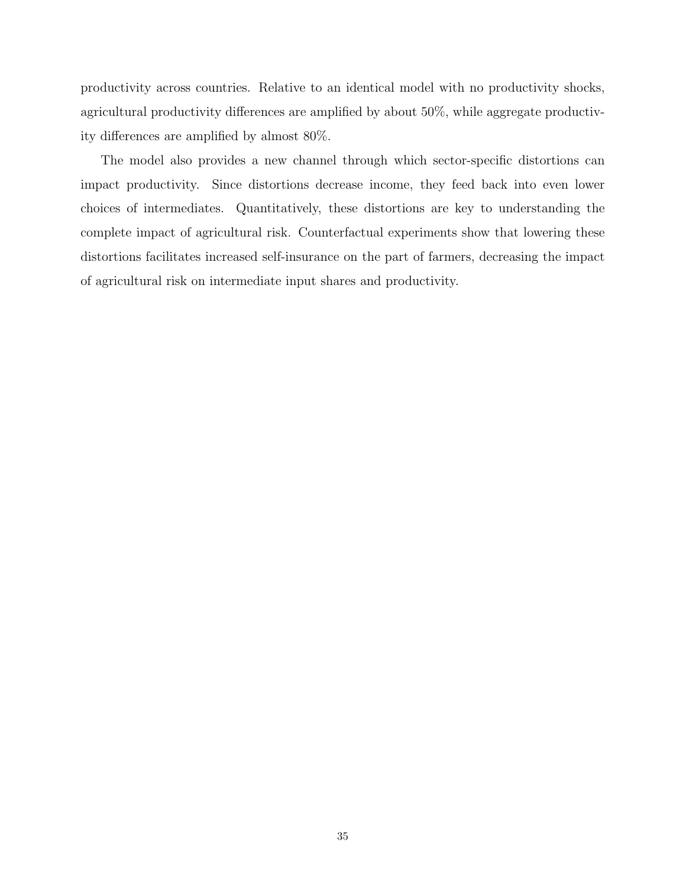productivity across countries. Relative to an identical model with no productivity shocks, agricultural productivity differences are amplified by about 50%, while aggregate productivity differences are amplified by almost 80%.

The model also provides a new channel through which sector-specific distortions can impact productivity. Since distortions decrease income, they feed back into even lower choices of intermediates. Quantitatively, these distortions are key to understanding the complete impact of agricultural risk. Counterfactual experiments show that lowering these distortions facilitates increased self-insurance on the part of farmers, decreasing the impact of agricultural risk on intermediate input shares and productivity.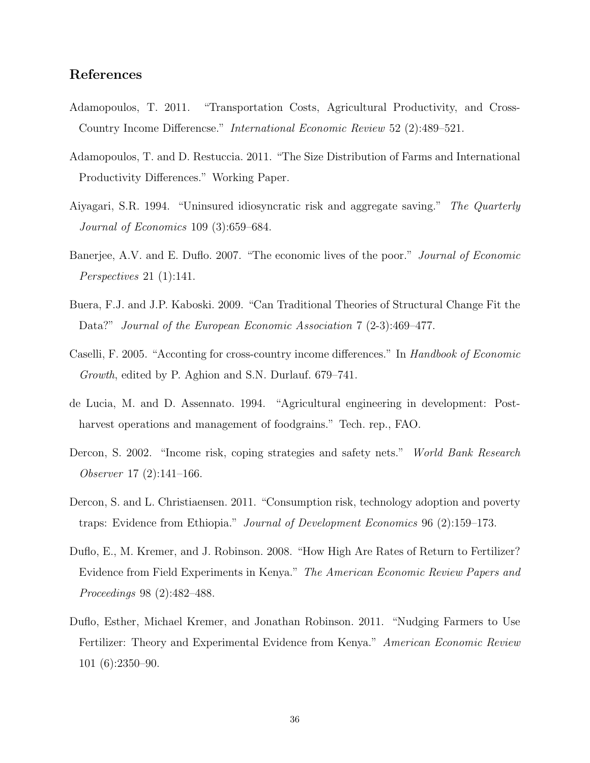## References

Adamopoulos, T. 2011. "Transportation Costs, Agricultural Productivity, and Cross-Country Income Differencse." *International Economic Review* 52 (2):489–521.

Adamopoulos, T. and D. Restuccia. 2011. "The Size Distribution of Farms and International Productivity Differences." Working Paper.

Aiyagari, S.R. 1994. "Uninsured idiosyncratic risk and aggregate saving." *The Quarterly Journal of Economics* 109 (3):659–684.

Banerjee, A.V. and E. Duflo. 2007. "The economic lives of the poor." *Journal of Economic Perspectives* 21 (1):141.

Buera, F.J. and J.P. Kaboski. 2009. "Can Traditional Theories of Structural Change Fit the Data?" *Journal of the European Economic Association* 7 (2-3):469–477.

Caselli, F. 2005. "Acconting for cross-country income differences." In *Handbook of Economic Growth*, edited by P. Aghion and S.N. Durlauf. 679–741.

de Lucia, M. and D. Assennato. 1994. "Agricultural engineering in development: Post-harvest operations and management of foodgrains." Tech. rep., FAO.

Dercon, S. 2002. "Income risk, coping strategies and safety nets." *World Bank Research Observer* 17 (2):141–166.

Dercon, S. and L. Christiaensen. 2011. "Consumption risk, technology adoption and poverty traps: Evidence from Ethiopia." *Journal of Development Economics* 96 (2):159–173.

Duflo, E., M. Kremer, and J. Robinson. 2008. "How High Are Rates of Return to Fertilizer? Evidence from Field Experiments in Kenya." *The American Economic Review Papers and Proceedings* 98 (2):482–488.

Duflo, Esther, Michael Kremer, and Jonathan Robinson. 2011. "Nudging Farmers to Use Fertilizer: Theory and Experimental Evidence from Kenya." *American Economic Review* 101 (6):2350–90.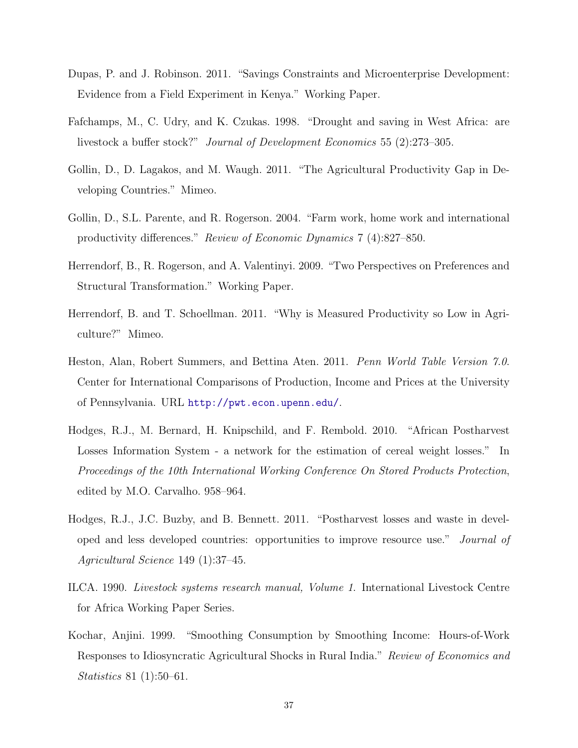Dupas, P. and J. Robinson. 2011. "Savings Constraints and Microenterprise Development: Evidence from a Field Experiment in Kenya." Working Paper.

Fafchamps, M., C. Udry, and K. Czukas. 1998. "Drought and saving in West Africa: are livestock a buffer stock?" *Journal of Development Economics* 55 (2):273–305.

Gollin, D., D. Lagakos, and M. Waugh. 2011. "The Agricultural Productivity Gap in Developing Countries." Mimeo.

Gollin, D., S.L. Parente, and R. Rogerson. 2004. "Farm work, home work and international productivity differences." *Review of Economic Dynamics* 7 (4):827–850.

Herrendorf, B., R. Rogerson, and A. Valentinyi. 2009. "Two Perspectives on Preferences and Structural Transformation." Working Paper.

Herrendorf, B. and T. Schoellman. 2011. "Why is Measured Productivity so Low in Agriculture?" Mimeo.

Heston, Alan, Robert Summers, and Bettina Aten. 2011. *Penn World Table Version 7.0*. Center for International Comparisons of Production, Income and Prices at the University of Pennsylvania. URL http://pwt.econ.upenn.edu/.

Hodges, R.J., M. Bernard, H. Knipschild, and F. Rembold. 2010. "African Postharvest Losses Information System - a network for the estimation of cereal weight losses." In *Proceedings of the 10th International Working Conference On Stored Products Protection*, edited by M.O. Carvalho. 958–964.

Hodges, R.J., J.C. Buzby, and B. Bennett. 2011. "Postharvest losses and waste in developed and less developed countries: opportunities to improve resource use." *Journal of Agricultural Science* 149 (1):37–45.

ILCA. 1990. *Livestock systems research manual, Volume 1.* International Livestock Centre for Africa Working Paper Series.

Kochar, Anjini. 1999. "Smoothing Consumption by Smoothing Income: Hours-of-Work Responses to Idiosyncratic Agricultural Shocks in Rural India." *Review of Economics and Statistics* 81 (1):50–61.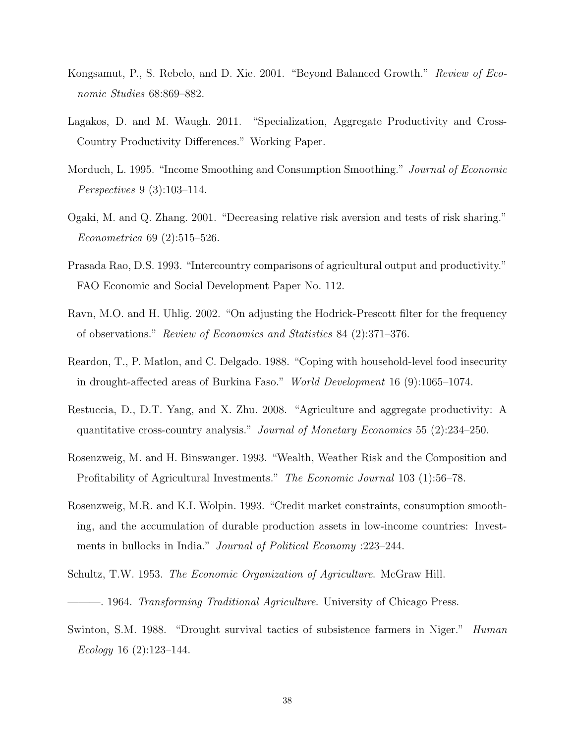Kongsamut, P., S. Rebelo, and D. Xie. 2001. "Beyond Balanced Growth." *Review of Economic Studies* 68:869–882.

Lagakos, D. and M. Waugh. 2011. "Specialization, Aggregate Productivity and Cross-Country Productivity Differences." Working Paper.

Morduch, L. 1995. "Income Smoothing and Consumption Smoothing." *Journal of Economic Perspectives* 9 (3):103–114.

Ogaki, M. and Q. Zhang. 2001. "Decreasing relative risk aversion and tests of risk sharing." *Econometrica* 69 (2):515–526.

Prasada Rao, D.S. 1993. "Intercountry comparisons of agricultural output and productivity." FAO Economic and Social Development Paper No. 112.

Ravn, M.O. and H. Uhlig. 2002. "On adjusting the Hodrick-Prescott filter for the frequency of observations." *Review of Economics and Statistics* 84 (2):371–376.

Reardon, T., P. Matlon, and C. Delgado. 1988. "Coping with household-level food insecurity in drought-affected areas of Burkina Faso." *World Development* 16 (9):1065–1074.

Restuccia, D., D.T. Yang, and X. Zhu. 2008. "Agriculture and aggregate productivity: A quantitative cross-country analysis." *Journal of Monetary Economics* 55 (2):234–250.

Rosenzweig, M. and H. Binswanger. 1993. "Wealth, Weather Risk and the Composition and Profitability of Agricultural Investments." *The Economic Journal* 103 (1):56–78.

Rosenzweig, M.R. and K.I. Wolpin. 1993. "Credit market constraints, consumption smoothing, and the accumulation of durable production assets in low-income countries: Investments in bullocks in India." *Journal of Political Economy* :223–244.

Schultz, T.W. 1953. *The Economic Organization of Agriculture*. McGraw Hill.

———. 1964. *Transforming Traditional Agriculture.* University of Chicago Press.

Swinton, S.M. 1988. "Drought survival tactics of subsistence farmers in Niger." *Human Ecology* 16 (2):123–144.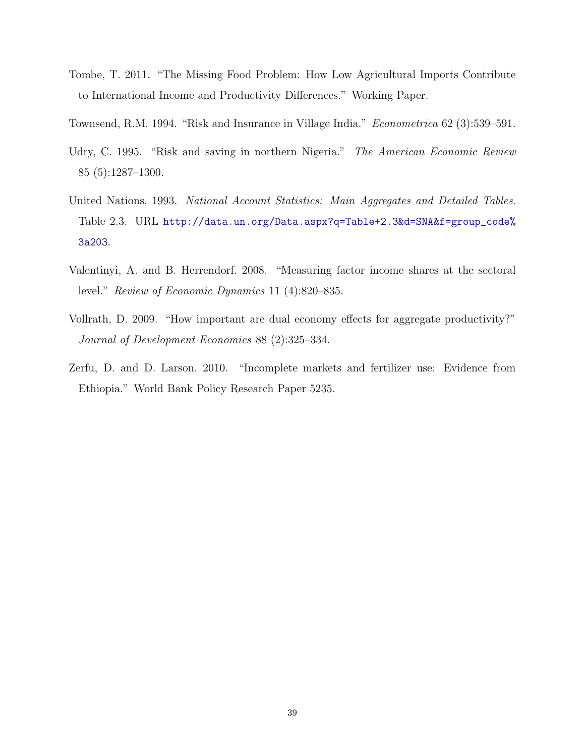Tombe, T. 2011. "The Missing Food Problem: How Low Agricultural Imports Contribute to International Income and Productivity Differences." Working Paper.

Townsend, R.M. 1994. "Risk and Insurance in Village India." *Econometrica* 62 (3):539–591.

Udry, C. 1995. "Risk and saving in northern Nigeria." *The American Economic Review* 85 (5):1287–1300.

United Nations. 1993. *National Account Statistics: Main Aggregates and Detailed Tables*. Table 2.3. URL http://data.un.org/Data.aspx?q=Table+2.3&d=SNA&f=group_code%3a203.

Valentinyi, A. and B. Herrendorf. 2008. "Measuring factor income shares at the sectoral level." *Review of Economic Dynamics* 11 (4):820–835.

Vollrath, D. 2009. "How important are dual economy effects for aggregate productivity?" *Journal of Development Economics* 88 (2):325–334.

Zerfu, D. and D. Larson. 2010. "Incomplete markets and fertilizer use: Evidence from Ethiopia." World Bank Policy Research Paper 5235.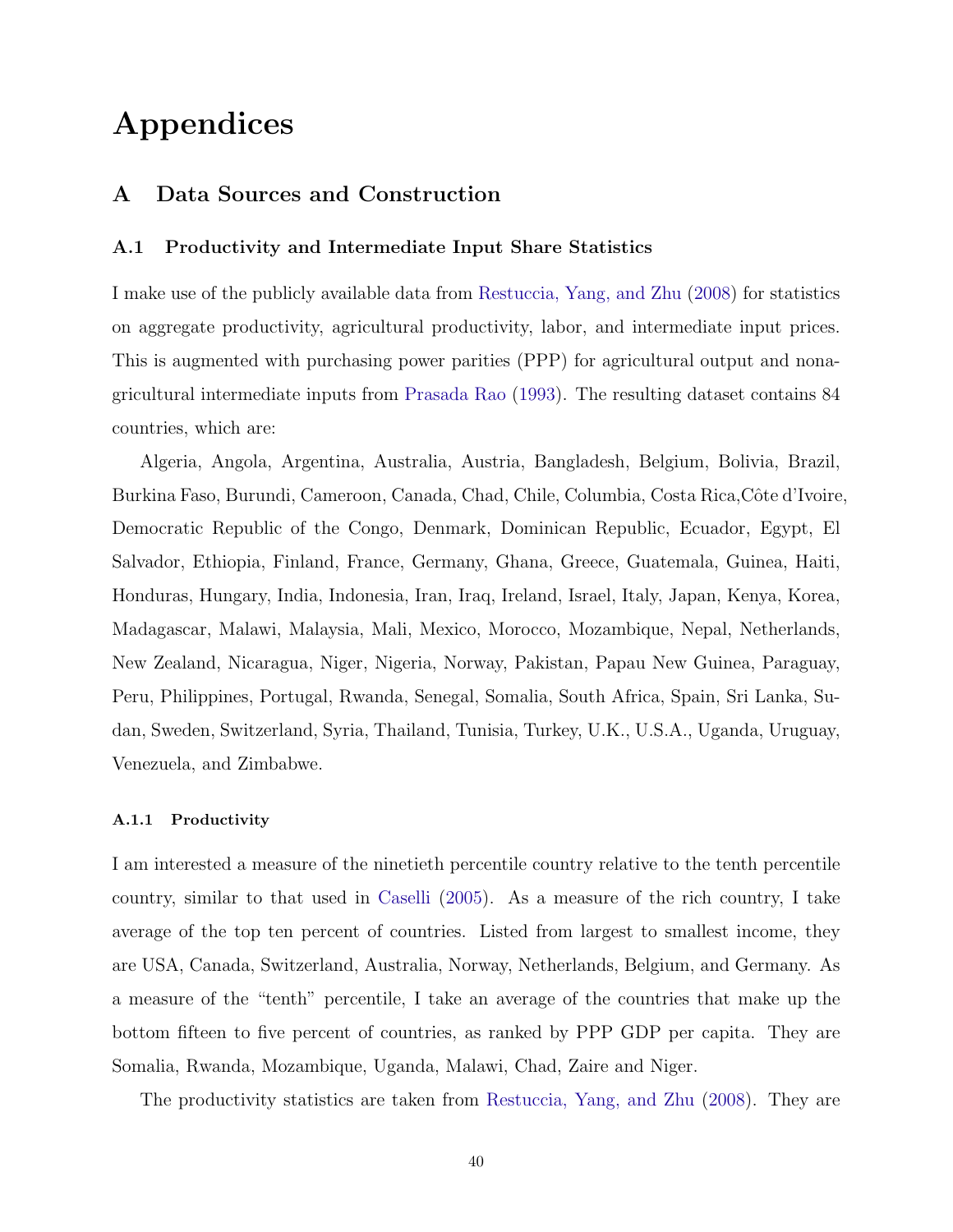# Appendices

## A Data Sources and Construction

### A.1 Productivity and Intermediate Input Share Statistics

I make use of the publicly available data from Restuccia, Yang, and Zhu (2008) for statistics on aggregate productivity, agricultural productivity, labor, and intermediate input prices. This is augmented with purchasing power parities (PPP) for agricultural output and nonagricultural intermediate inputs from Prasada Rao (1993). The resulting dataset contains 84 countries, which are:

Algeria, Angola, Argentina, Australia, Austria, Bangladesh, Belgium, Bolivia, Brazil, Burkina Faso, Burundi, Cameroon, Canada, Chad, Chile, Columbia, Costa Rica,Côte d'Ivoire, Democratic Republic of the Congo, Denmark, Dominican Republic, Ecuador, Egypt, El Salvador, Ethiopia, Finland, France, Germany, Ghana, Greece, Guatemala, Guinea, Haiti, Honduras, Hungary, India, Indonesia, Iran, Iraq, Ireland, Israel, Italy, Japan, Kenya, Korea, Madagascar, Malawi, Malaysia, Mali, Mexico, Morocco, Mozambique, Nepal, Netherlands, New Zealand, Nicaragua, Niger, Nigeria, Norway, Pakistan, Papau New Guinea, Paraguay, Peru, Philippines, Portugal, Rwanda, Senegal, Somalia, South Africa, Spain, Sri Lanka, Sudan, Sweden, Switzerland, Syria, Thailand, Tunisia, Turkey, U.K., U.S.A., Uganda, Uruguay, Venezuela, and Zimbabwe.

#### A.1.1 Productivity

I am interested a measure of the ninetieth percentile country relative to the tenth percentile country, similar to that used in Caselli (2005). As a measure of the rich country, I take average of the top ten percent of countries. Listed from largest to smallest income, they are USA, Canada, Switzerland, Australia, Norway, Netherlands, Belgium, and Germany. As a measure of the "tenth" percentile, I take an average of the countries that make up the bottom fifteen to five percent of countries, as ranked by PPP GDP per capita. They are Somalia, Rwanda, Mozambique, Uganda, Malawi, Chad, Zaire and Niger.

The productivity statistics are taken from Restuccia, Yang, and Zhu (2008). They are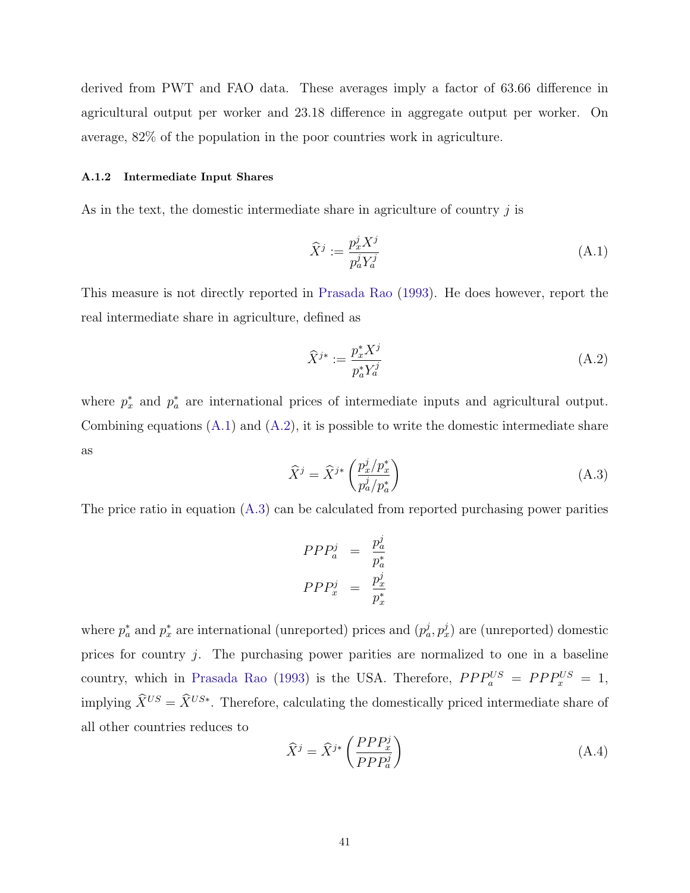derived from PWT and FAO data. These averages imply a factor of 63.66 difference in agricultural output per worker and 23.18 difference in aggregate output per worker. On average, 82% of the population in the poor countries work in agriculture.

### A.1.2 Intermediate Input Shares

As in the text, the domestic intermediate share in agriculture of country $j$ is

$$\widehat{X}^j := \frac{p_x^j X^j}{p_a^j Y_a^j} \tag{A.1}$$

This measure is not directly reported in Prasada Rao (1993). He does however, report the real intermediate share in agriculture, defined as

$$\widehat{X}^{j*} := \frac{p_x^* X^j}{p_a^* Y_a^j} \tag{A.2}$$

where $p_x^*$ and $p_a^*$ are international prices of intermediate inputs and agricultural output. Combining equations (A.1) and (A.2), it is possible to write the domestic intermediate share as

$$\widehat{X}^j = \widehat{X}^{j*} \left( \frac{p_x^j / p_x^*}{p_a^j / p_a^*} \right) \tag{A.3}$$

The price ratio in equation (A.3) can be calculated from reported purchasing power parities

$$\begin{aligned} PPP_a^j &= \frac{p_a^j}{p_a^*} \\ PPP_x^j &= \frac{p_x^j}{p_x^*} \end{aligned}$$

where $p_a^*$ and $p_x^*$ are international (unreported) prices and $(p_a^j, p_x^j)$ are (unreported) domestic prices for country $j$. The purchasing power parities are normalized to one in a baseline country, which in Prasada Rao (1993) is the USA. Therefore, $PPP_a^{US} = PPP_x^{US} = 1$, implying $\widehat{X}^{US} = \widehat{X}^{US*}$. Therefore, calculating the domestically priced intermediate share of all other countries reduces to

$$\widehat{X}^j = \widehat{X}^{j*} \left( \frac{PPP_x^j}{PPP_a^j} \right) \tag{A.4}$$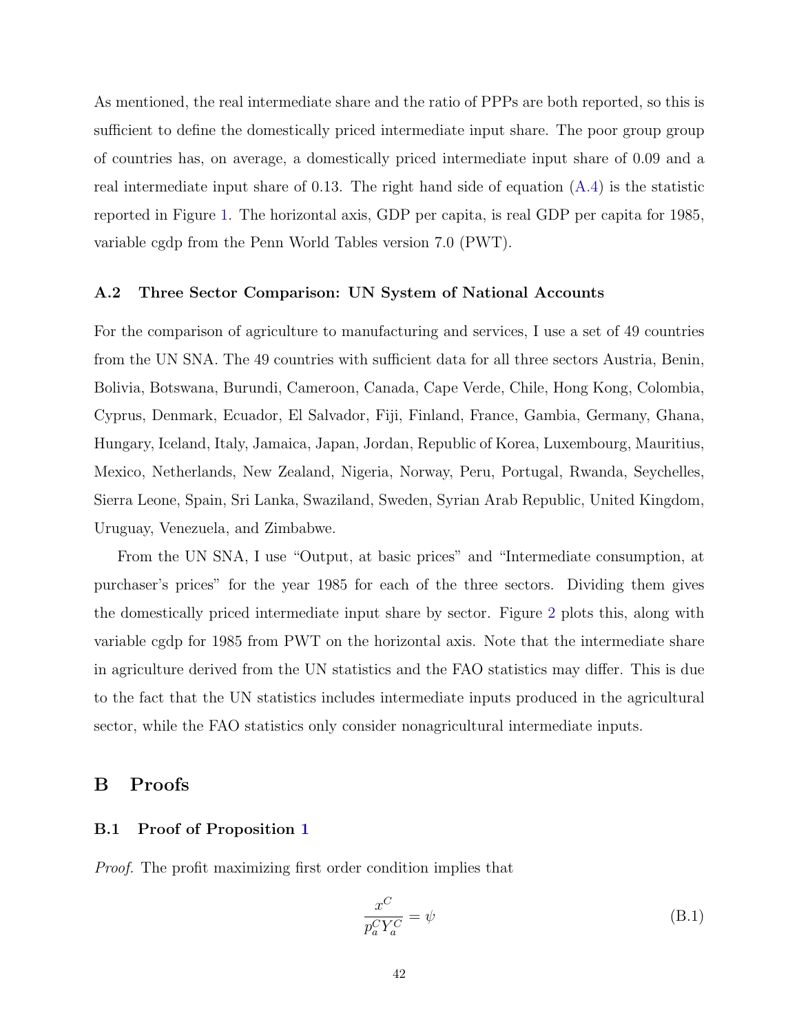As mentioned, the real intermediate share and the ratio of PPPs are both reported, so this is sufficient to define the domestically priced intermediate input share. The poor group group of countries has, on average, a domestically priced intermediate input share of 0.09 and a real intermediate input share of 0.13. The right hand side of equation (A.4) is the statistic reported in Figure 1. The horizontal axis, GDP per capita, is real GDP per capita for 1985, variable cgdp from the Penn World Tables version 7.0 (PWT).

### A.2 Three Sector Comparison: UN System of National Accounts

For the comparison of agriculture to manufacturing and services, I use a set of 49 countries from the UN SNA. The 49 countries with sufficient data for all three sectors Austria, Benin, Bolivia, Botswana, Burundi, Cameroon, Canada, Cape Verde, Chile, Hong Kong, Colombia, Cyprus, Denmark, Ecuador, El Salvador, Fiji, Finland, France, Gambia, Germany, Ghana, Hungary, Iceland, Italy, Jamaica, Japan, Jordan, Republic of Korea, Luxembourg, Mauritius, Mexico, Netherlands, New Zealand, Nigeria, Norway, Peru, Portugal, Rwanda, Seychelles, Sierra Leone, Spain, Sri Lanka, Swaziland, Sweden, Syrian Arab Republic, United Kingdom, Uruguay, Venezuela, and Zimbabwe.

From the UN SNA, I use "Output, at basic prices" and "Intermediate consumption, at purchaser's prices" for the year 1985 for each of the three sectors. Dividing them gives the domestically priced intermediate input share by sector. Figure 2 plots this, along with variable cgdp for 1985 from PWT on the horizontal axis. Note that the intermediate share in agriculture derived from the UN statistics and the FAO statistics may differ. This is due to the fact that the UN statistics includes intermediate inputs produced in the agricultural sector, while the FAO statistics only consider nonagricultural intermediate inputs.

## B Proofs

### B.1 Proof of Proposition 1

*Proof.* The profit maximizing first order condition implies that

$$\frac{x^C}{p_a^C Y_a^C} = \psi \tag{B.1}$$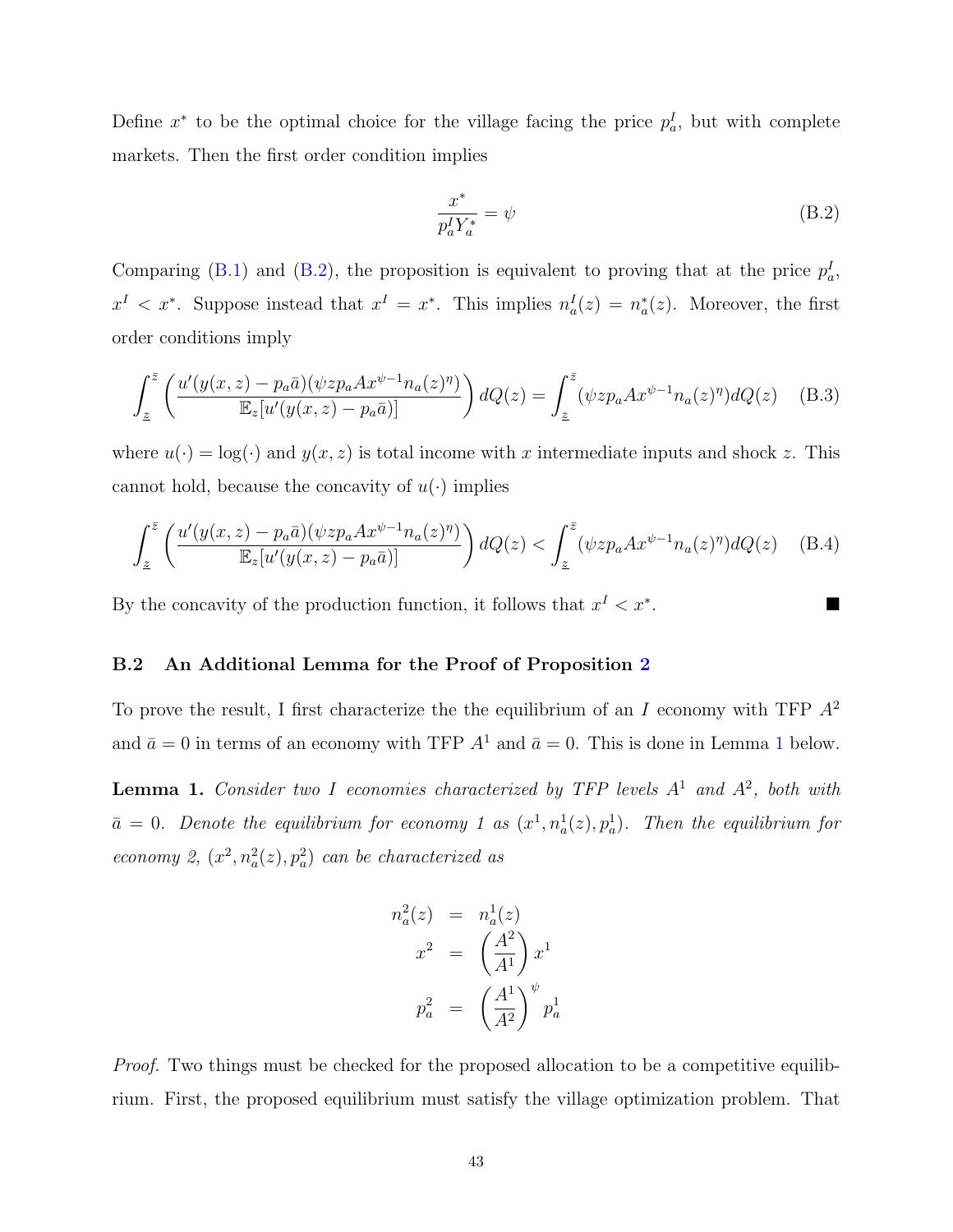Define $x^*$ to be the optimal choice for the village facing the price $p_a^I$, but with complete markets. Then the first order condition implies

$$\frac{x^*}{p_a^I Y_a^*} = \psi \tag{B.2}$$

Comparing (B.1) and (B.2), the proposition is equivalent to proving that at the price $p_a^I$, $x^I < x^*$. Suppose instead that $x^I = x^*$. This implies $n_a^I(z) = n_a^*(z)$. Moreover, the first order conditions imply

$$\int_{\underline{z}}^{\bar{z}} \left( \frac{u'(y(x,z) - p_a \bar{a})(\psi z p_a A x^{\psi-1} n_a(z)^\eta)}{\mathbb{E}_z[u'(y(x,z) - p_a \bar{a})]} \right) dQ(z) = \int_{\underline{z}}^{\bar{z}} (\psi z p_a A x^{\psi-1} n_a(z)^\eta) dQ(z) \tag{B.3}$$

where $u(\cdot) = \log(\cdot)$ and $y(x,z)$ is total income with $x$ intermediate inputs and shock $z$. This cannot hold, because the concavity of $u(\cdot)$ implies

$$\int_{\underline{z}}^{\bar{z}} \left( \frac{u'(y(x,z) - p_a \bar{a})(\psi z p_a A x^{\psi-1} n_a(z)^\eta)}{\mathbb{E}_z[u'(y(x,z) - p_a \bar{a})]} \right) dQ(z) < \int_{\underline{z}}^{\bar{z}} (\psi z p_a A x^{\psi-1} n_a(z)^\eta) dQ(z) \tag{B.4}$$

By the concavity of the production function, it follows that $x^I < x^*$. ■

### B.2 An Additional Lemma for the Proof of Proposition 2

To prove the result, I first characterize the the equilibrium of an $I$ economy with TFP $A^2$ and $\bar{a} = 0$ in terms of an economy with TFP $A^1$ and $\bar{a} = 0$. This is done in Lemma 1 below.

**Lemma 1.** *Consider two $I$ economies characterized by TFP levels $A^1$ and $A^2$, both with $\bar{a} = 0$. Denote the equilibrium for economy 1 as $(x^1, n_a^1(z), p_a^1)$. Then the equilibrium for economy 2, $(x^2, n_a^2(z), p_a^2)$ can be characterized as*

$$\begin{aligned} n_a^2(z) &= n_a^1(z) \\ x^2 &= \left(\frac{A^2}{A^1}\right) x^1 \\ p_a^2 &= \left(\frac{A^1}{A^2}\right)^\psi p_a^1 \end{aligned}$$

*Proof.* Two things must be checked for the proposed allocation to be a competitive equilibrium. First, the proposed equilibrium must satisfy the village optimization problem. That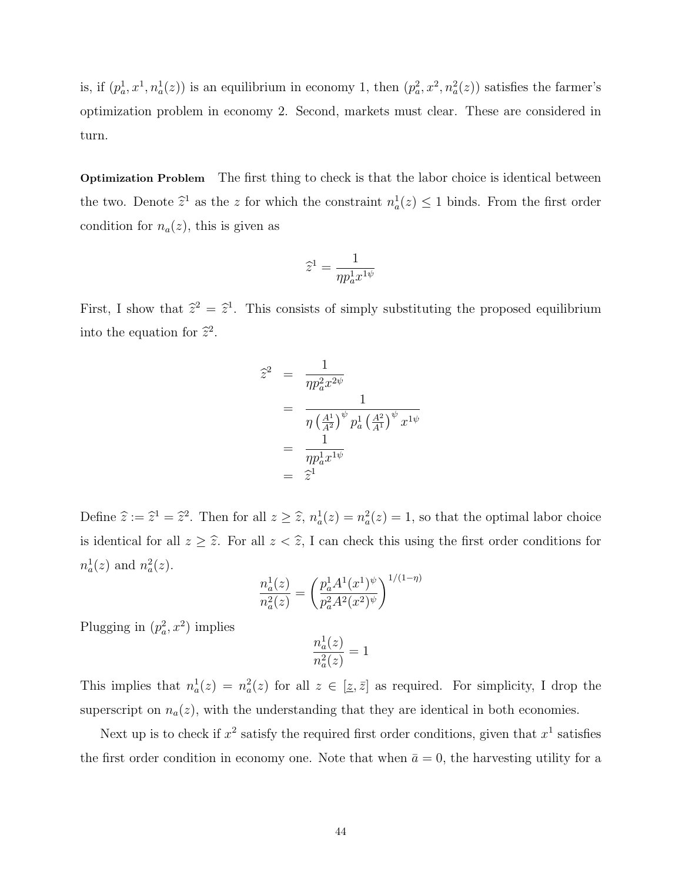is, if $(p_a^1, x^1, n_a^1(z))$ is an equilibrium in economy 1, then $(p_a^2, x^2, n_a^2(z))$ satisfies the farmer's optimization problem in economy 2. Second, markets must clear. These are considered in turn.

**Optimization Problem** The first thing to check is that the labor choice is identical between the two. Denote $\widehat{z}^1$ as the $z$ for which the constraint $n_a^1(z) \leq 1$ binds. From the first order condition for $n_a(z)$, this is given as

$$\widehat{z}^1 = \frac{1}{\eta p_a^1 x^{1\psi}}$$

First, I show that $\widehat{z}^2 = \widehat{z}^1$. This consists of simply substituting the proposed equilibrium into the equation for $\widehat{z}^2$.

$$\begin{aligned}
\widehat{z}^2 &= \frac{1}{\eta p_a^2 x^{2\psi}} \\
&= \frac{1}{\eta \left(\frac{A^1}{A^2}\right)^{\psi} p_a^1 \left(\frac{A^2}{A^1}\right)^{\psi} x^{1\psi}} \\
&= \frac{1}{\eta p_a^1 x^{1\psi}} \\
&= \widehat{z}^1
\end{aligned}$$

Define $\widehat{z} := \widehat{z}^1 = \widehat{z}^2$. Then for all $z \geq \widehat{z}$, $n_a^1(z) = n_a^2(z) = 1$, so that the optimal labor choice is identical for all $z \geq \widehat{z}$. For all $z < \widehat{z}$, I can check this using the first order conditions for $n_a^1(z)$ and $n_a^2(z)$.

$$\frac{n_a^1(z)}{n_a^2(z)} = \left(\frac{p_a^1 A^1 (x^1)^{\psi}}{p_a^2 A^2 (x^2)^{\psi}}\right)^{1/(1-\eta)}$$

Plugging in $(p_a^2, x^2)$ implies

$$\frac{n_a^1(z)}{n_a^2(z)} = 1$$

This implies that $n_a^1(z) = n_a^2(z)$ for all $z \in [\underline{z}, \bar{z}]$ as required. For simplicity, I drop the superscript on $n_a(z)$, with the understanding that they are identical in both economies.

Next up is to check if $x^2$ satisfy the required first order conditions, given that $x^1$ satisfies the first order condition in economy one. Note that when $\bar{a} = 0$, the harvesting utility for a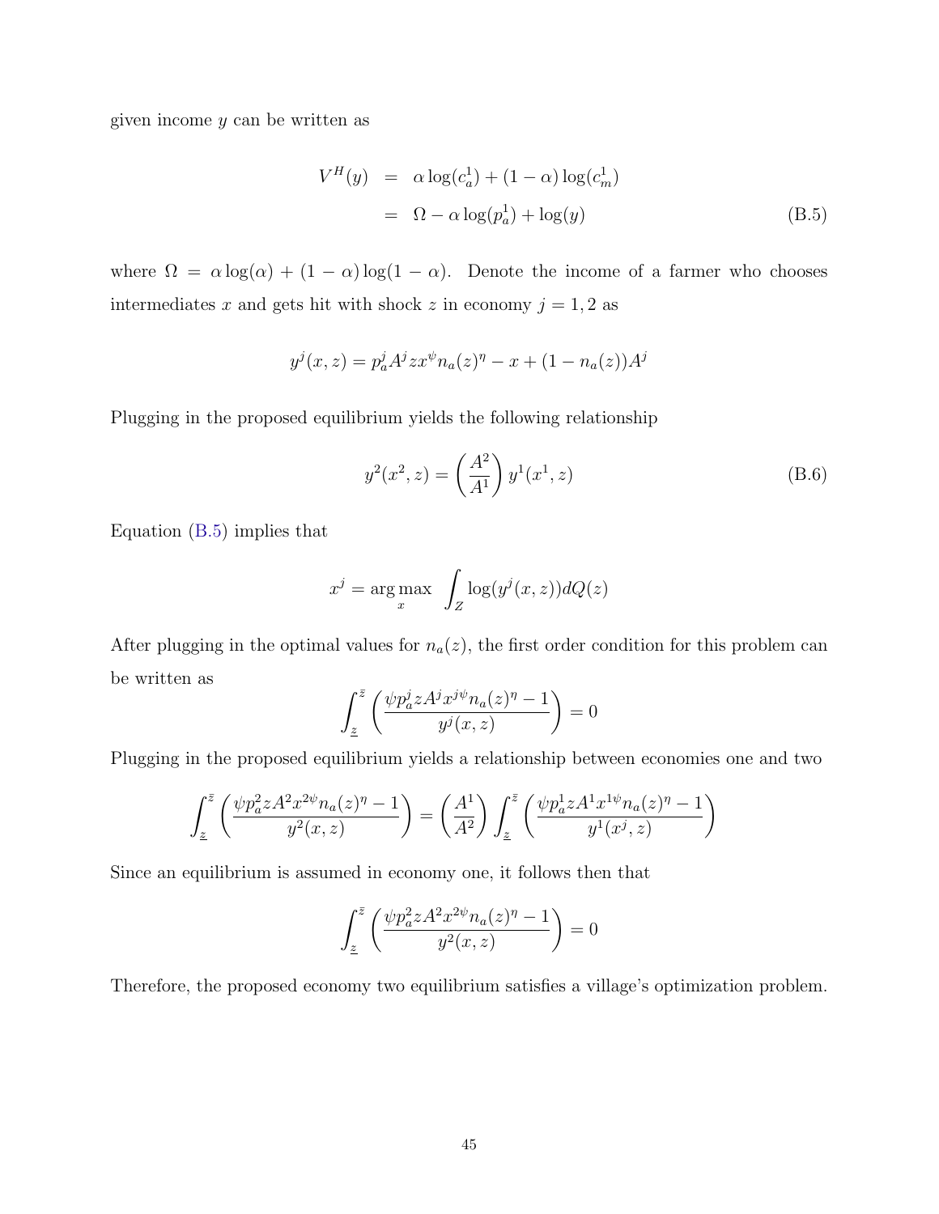given income $y$ can be written as

$$
\begin{aligned}
V^H(y) &= \alpha \log(c_a^1) + (1-\alpha)\log(c_m^1) \\
&= \Omega - \alpha \log(p_a^1) + \log(y)
\end{aligned}
\tag{B.5}
$$

where $\Omega = \alpha \log(\alpha) + (1-\alpha)\log(1-\alpha)$. Denote the income of a farmer who chooses intermediates $x$ and gets hit with shock $z$ in economy $j = 1, 2$ as

$$
y^j(x, z) = p_a^j A^j z x^\psi n_a(z)^\eta - x + (1 - n_a(z))A^j
$$

Plugging in the proposed equilibrium yields the following relationship

$$
y^2(x^2, z) = \left(\frac{A^2}{A^1}\right) y^1(x^1, z) \tag{B.6}
$$

Equation (B.5) implies that

$$
x^j = \arg\max_x \int_Z \log(y^j(x, z))dQ(z)
$$

After plugging in the optimal values for $n_a(z)$, the first order condition for this problem can be written as

$$
\int_{\underline{z}}^{\bar{z}} \left(\frac{\psi p_a^j z A^j x^{j\psi} n_a(z)^\eta - 1}{y^j(x, z)}\right) = 0
$$

Plugging in the proposed equilibrium yields a relationship between economies one and two

$$
\int_{\underline{z}}^{\bar{z}} \left(\frac{\psi p_a^2 z A^2 x^{2\psi} n_a(z)^\eta - 1}{y^2(x, z)}\right) = \left(\frac{A^1}{A^2}\right) \int_{\underline{z}}^{\bar{z}} \left(\frac{\psi p_a^1 z A^1 x^{1\psi} n_a(z)^\eta - 1}{y^1(x^j, z)}\right)
$$

Since an equilibrium is assumed in economy one, it follows then that

$$
\int_{\underline{z}}^{\bar{z}} \left(\frac{\psi p_a^2 z A^2 x^{2\psi} n_a(z)^\eta - 1}{y^2(x, z)}\right) = 0
$$

Therefore, the proposed economy two equilibrium satisfies a village's optimization problem.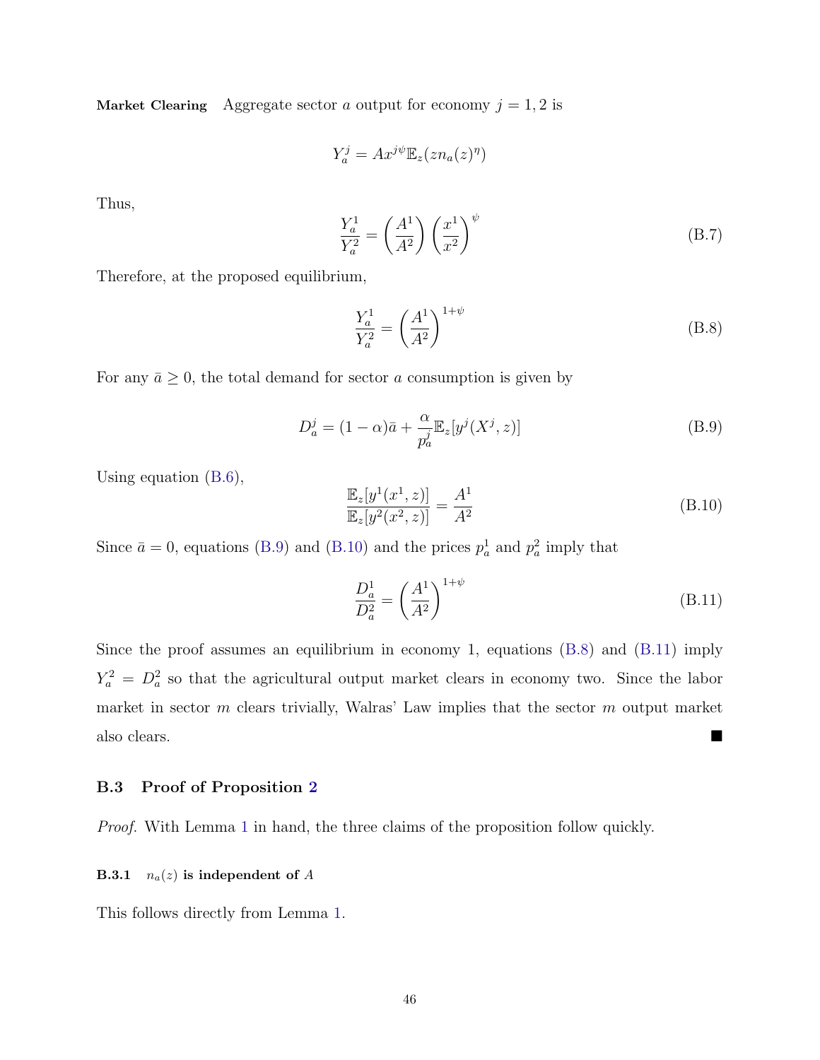**Market Clearing** Aggregate sector $a$ output for economy $j = 1, 2$ is

$$Y_a^j = Ax^{j\psi}\mathbb{E}_z(zn_a(z)^\eta)$$

Thus,

$$\frac{Y_a^1}{Y_a^2} = \left(\frac{A^1}{A^2}\right)\left(\frac{x^1}{x^2}\right)^\psi \tag{B.7}$$

Therefore, at the proposed equilibrium,

$$\frac{Y_a^1}{Y_a^2} = \left(\frac{A^1}{A^2}\right)^{1+\psi} \tag{B.8}$$

For any $\bar{a} \geq 0$, the total demand for sector $a$ consumption is given by

$$D_a^j = (1-\alpha)\bar{a} + \frac{\alpha}{p_a^j}\mathbb{E}_z[y^j(X^j, z)] \tag{B.9}$$

Using equation (B.6),

$$\frac{\mathbb{E}_z[y^1(x^1, z)]}{\mathbb{E}_z[y^2(x^2, z)]} = \frac{A^1}{A^2} \tag{B.10}$$

Since $\bar{a} = 0$, equations (B.9) and (B.10) and the prices $p_a^1$ and $p_a^2$ imply that

$$\frac{D_a^1}{D_a^2} = \left(\frac{A^1}{A^2}\right)^{1+\psi} \tag{B.11}$$

Since the proof assumes an equilibrium in economy 1, equations (B.8) and (B.11) imply $Y_a^2 = D_a^2$ so that the agricultural output market clears in economy two. Since the labor market in sector $m$ clears trivially, Walras' Law implies that the sector $m$ output market also clears. ■

### B.3 Proof of Proposition 2

*Proof.* With Lemma 1 in hand, the three claims of the proposition follow quickly.

#### B.3.1 $n_a(z)$ is independent of $A$

This follows directly from Lemma 1.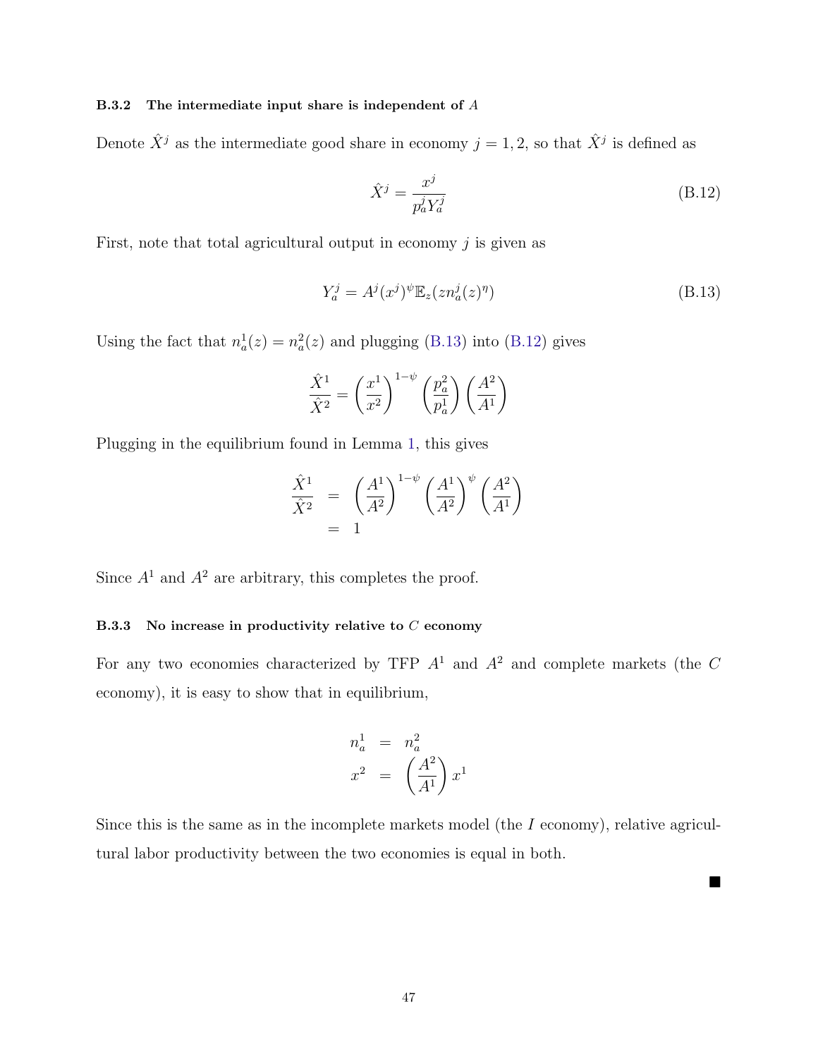#### B.3.2 The intermediate input share is independent of $A$

Denote $\hat{X}^j$ as the intermediate good share in economy $j = 1, 2$, so that $\hat{X}^j$ is defined as

$$\hat{X}^j = \frac{x^j}{p_a^j Y_a^j} \tag{B.12}$$

First, note that total agricultural output in economy $j$ is given as

$$Y_a^j = A^j (x^j)^{\psi} \mathbb{E}_z (z n_a^j(z)^{\eta}) \tag{B.13}$$

Using the fact that $n_a^1(z) = n_a^2(z)$ and plugging (B.13) into (B.12) gives

$$\frac{\hat{X}^1}{\hat{X}^2} = \left(\frac{x^1}{x^2}\right)^{1-\psi} \left(\frac{p_a^2}{p_a^1}\right) \left(\frac{A^2}{A^1}\right)$$

Plugging in the equilibrium found in Lemma 1, this gives

$$\begin{aligned}
\frac{\hat{X}^1}{\hat{X}^2} &= \left(\frac{A^1}{A^2}\right)^{1-\psi} \left(\frac{A^1}{A^2}\right)^{\psi} \left(\frac{A^2}{A^1}\right) \\
&= 1
\end{aligned}$$

Since $A^1$ and $A^2$ are arbitrary, this completes the proof.

#### B.3.3 No increase in productivity relative to $C$ economy

For any two economies characterized by TFP $A^1$ and $A^2$ and complete markets (the $C$ economy), it is easy to show that in equilibrium,

$$\begin{aligned}
n_a^1 &= n_a^2 \\
x^2 &= \left(\frac{A^2}{A^1}\right) x^1
\end{aligned}$$

Since this is the same as in the incomplete markets model (the $I$ economy), relative agricultural labor productivity between the two economies is equal in both.

■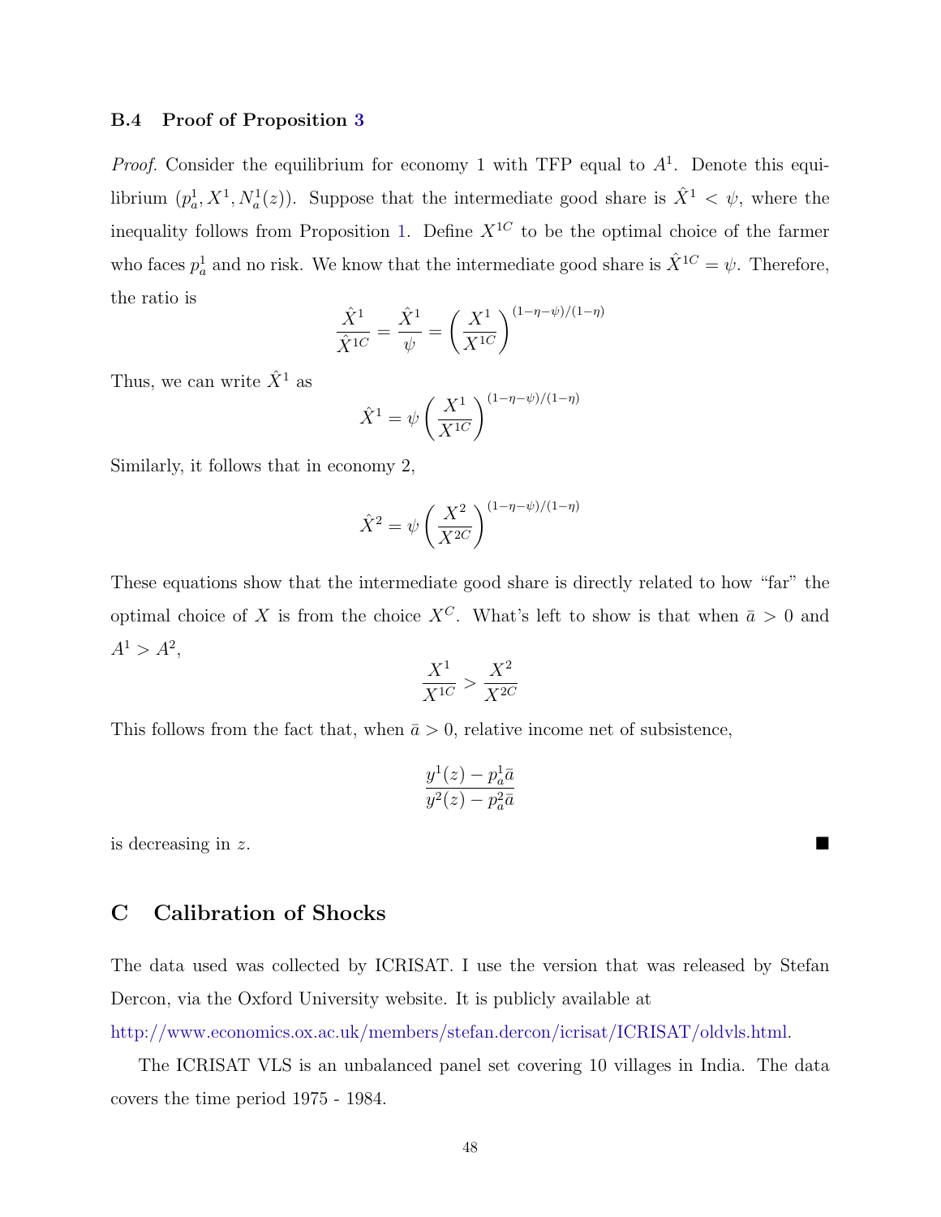### B.4 Proof of Proposition 3

*Proof.* Consider the equilibrium for economy 1 with TFP equal to $A^1$. Denote this equilibrium $(p_a^1, X^1, N_a^1(z))$. Suppose that the intermediate good share is $\hat{X}^1 < \psi$, where the inequality follows from Proposition 1. Define $X^{1C}$ to be the optimal choice of the farmer who faces $p_a^1$ and no risk. We know that the intermediate good share is $\hat{X}^{1C} = \psi$. Therefore, the ratio is

$$\frac{\hat{X}^1}{\hat{X}^{1C}} = \frac{\hat{X}^1}{\psi} = \left(\frac{X^1}{X^{1C}}\right)^{(1-\eta-\psi)/(1-\eta)}$$

Thus, we can write $\hat{X}^1$ as

$$\hat{X}^1 = \psi \left(\frac{X^1}{X^{1C}}\right)^{(1-\eta-\psi)/(1-\eta)}$$

Similarly, it follows that in economy 2,

$$\hat{X}^2 = \psi \left(\frac{X^2}{X^{2C}}\right)^{(1-\eta-\psi)/(1-\eta)}$$

These equations show that the intermediate good share is directly related to how "far" the optimal choice of $X$ is from the choice $X^C$. What's left to show is that when $\bar{a} > 0$ and $A^1 > A^2$,

$$\frac{X^1}{X^{1C}} > \frac{X^2}{X^{2C}}$$

This follows from the fact that, when $\bar{a} > 0$, relative income net of subsistence,

$$\frac{y^1(z) - p_a^1 \bar{a}}{y^2(z) - p_a^2 \bar{a}}$$

is decreasing in $z$. ■

## C Calibration of Shocks

The data used was collected by ICRISAT. I use the version that was released by Stefan Dercon, via the Oxford University website. It is publicly available at http://www.economics.ox.ac.uk/members/stefan.dercon/icrisat/ICRISAT/oldvls.html.

The ICRISAT VLS is an unbalanced panel set covering 10 villages in India. The data covers the time period 1975 - 1984.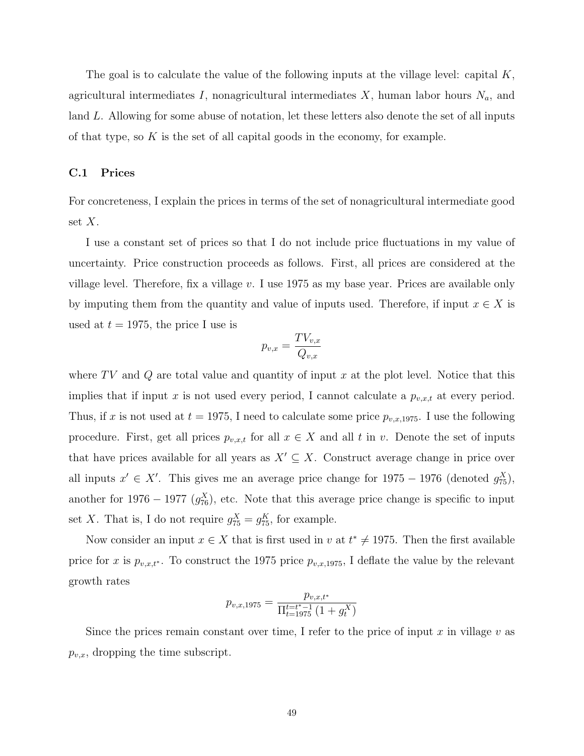The goal is to calculate the value of the following inputs at the village level: capital $K$, agricultural intermediates $I$, nonagricultural intermediates $X$, human labor hours $N_a$, and land $L$. Allowing for some abuse of notation, let these letters also denote the set of all inputs of that type, so $K$ is the set of all capital goods in the economy, for example.

### C.1 Prices

For concreteness, I explain the prices in terms of the set of nonagricultural intermediate good set $X$.

I use a constant set of prices so that I do not include price fluctuations in my value of uncertainty. Price construction proceeds as follows. First, all prices are considered at the village level. Therefore, fix a village $v$. I use 1975 as my base year. Prices are available only by imputing them from the quantity and value of inputs used. Therefore, if input $x \in X$ is used at $t = 1975$, the price I use is

$$p_{v,x} = \frac{TV_{v,x}}{Q_{v,x}}$$

where $TV$ and $Q$ are total value and quantity of input $x$ at the plot level. Notice that this implies that if input $x$ is not used every period, I cannot calculate a $p_{v,x,t}$ at every period. Thus, if $x$ is not used at $t = 1975$, I need to calculate some price $p_{v,x,1975}$. I use the following procedure. First, get all prices $p_{v,x,t}$ for all $x \in X$ and all $t$ in $v$. Denote the set of inputs that have prices available for all years as $X' \subseteq X$. Construct average change in price over all inputs $x' \in X'$. This gives me an average price change for $1975 - 1976$ (denoted $g^X_{75}$), another for $1976 - 1977$ ($g^X_{76}$), etc. Note that this average price change is specific to input set $X$. That is, I do not require $g^X_{75} = g^K_{75}$, for example.

Now consider an input $x \in X$ that is first used in $v$ at $t^* \neq 1975$. Then the first available price for $x$ is $p_{v,x,t^*}$. To construct the 1975 price $p_{v,x,1975}$, I deflate the value by the relevant growth rates

$$p_{v,x,1975} = \frac{p_{v,x,t^*}}{\Pi_{t=1975}^{t=t^*-1} \left(1 + g^X_t\right)}$$

Since the prices remain constant over time, I refer to the price of input $x$ in village $v$ as $p_{v,x}$, dropping the time subscript.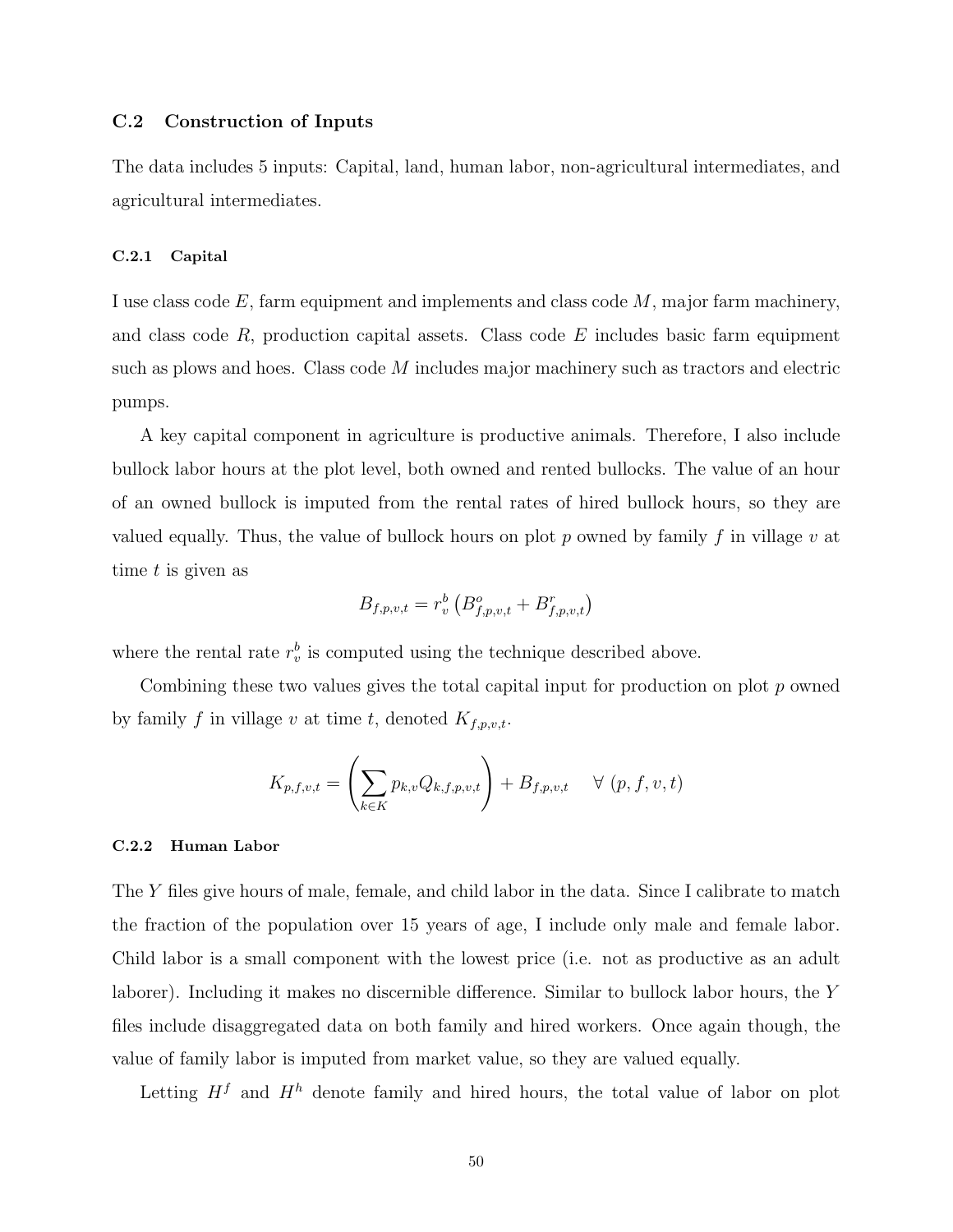### C.2 Construction of Inputs

The data includes 5 inputs: Capital, land, human labor, non-agricultural intermediates, and agricultural intermediates.

#### C.2.1 Capital

I use class code $E$, farm equipment and implements and class code $M$, major farm machinery, and class code $R$, production capital assets. Class code $E$ includes basic farm equipment such as plows and hoes. Class code $M$ includes major machinery such as tractors and electric pumps.

A key capital component in agriculture is productive animals. Therefore, I also include bullock labor hours at the plot level, both owned and rented bullocks. The value of an hour of an owned bullock is imputed from the rental rates of hired bullock hours, so they are valued equally. Thus, the value of bullock hours on plot $p$ owned by family $f$ in village $v$ at time $t$ is given as

$$B_{f,p,v,t} = r_v^b \left( B_{f,p,v,t}^o + B_{f,p,v,t}^r \right)$$

where the rental rate $r_v^b$ is computed using the technique described above.

Combining these two values gives the total capital input for production on plot $p$ owned by family $f$ in village $v$ at time $t$, denoted $K_{f,p,v,t}$.

$$K_{p,f,v,t} = \left( \sum_{k \in K} p_{k,v} Q_{k,f,p,v,t} \right) + B_{f,p,v,t} \quad \forall \ (p, f, v, t)$$

#### C.2.2 Human Labor

The $Y$ files give hours of male, female, and child labor in the data. Since I calibrate to match the fraction of the population over 15 years of age, I include only male and female labor. Child labor is a small component with the lowest price (i.e. not as productive as an adult laborer). Including it makes no discernible difference. Similar to bullock labor hours, the $Y$ files include disaggregated data on both family and hired workers. Once again though, the value of family labor is imputed from market value, so they are valued equally.

Letting $H^f$ and $H^h$ denote family and hired hours, the total value of labor on plot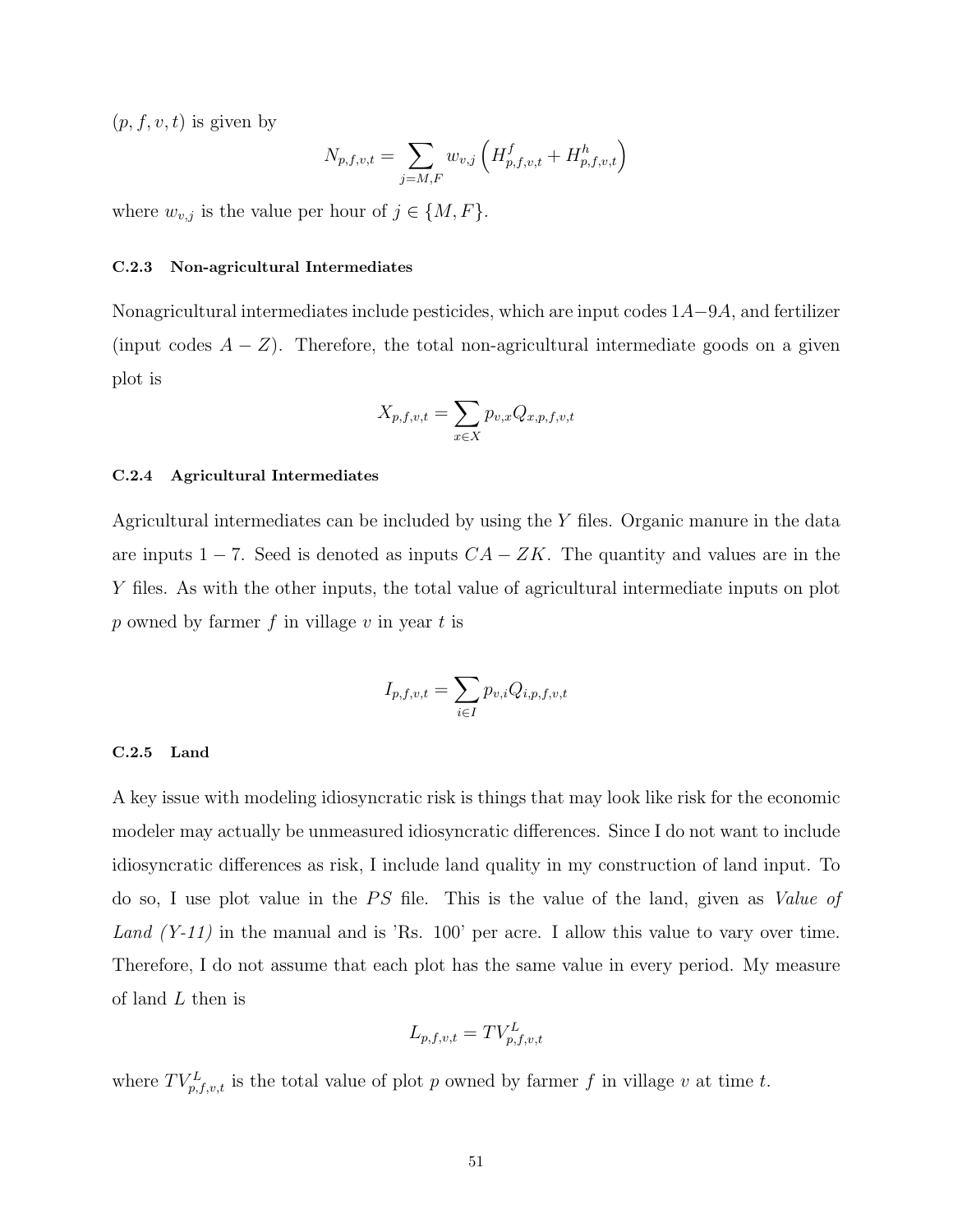$(p, f, v, t)$ is given by

$$N_{p,f,v,t} = \sum_{j=M,F} w_{v,j} \left( H^{f}_{p,f,v,t} + H^{h}_{p,f,v,t} \right)$$

where $w_{v,j}$ is the value per hour of $j \in \{M, F\}$.

### C.2.3 Non-agricultural Intermediates

Nonagricultural intermediates include pesticides, which are input codes $1A-9A$, and fertilizer (input codes $A-Z$). Therefore, the total non-agricultural intermediate goods on a given plot is

$$X_{p,f,v,t} = \sum_{x \in X} p_{v,x} Q_{x,p,f,v,t}$$

### C.2.4 Agricultural Intermediates

Agricultural intermediates can be included by using the $Y$ files. Organic manure in the data are inputs $1-7$. Seed is denoted as inputs $CA-ZK$. The quantity and values are in the $Y$ files. As with the other inputs, the total value of agricultural intermediate inputs on plot $p$ owned by farmer $f$ in village $v$ in year $t$ is

$$I_{p,f,v,t} = \sum_{i \in I} p_{v,i} Q_{i,p,f,v,t}$$

### C.2.5 Land

A key issue with modeling idiosyncratic risk is things that may look like risk for the economic modeler may actually be unmeasured idiosyncratic differences. Since I do not want to include idiosyncratic differences as risk, I include land quality in my construction of land input. To do so, I use plot value in the $PS$ file. This is the value of the land, given as *Value of Land (Y-11)* in the manual and is 'Rs. 100' per acre. I allow this value to vary over time. Therefore, I do not assume that each plot has the same value in every period. My measure of land $L$ then is

$$L_{p,f,v,t} = TV^{L}_{p,f,v,t}$$

where $TV^{L}_{p,f,v,t}$ is the total value of plot $p$ owned by farmer $f$ in village $v$ at time $t$.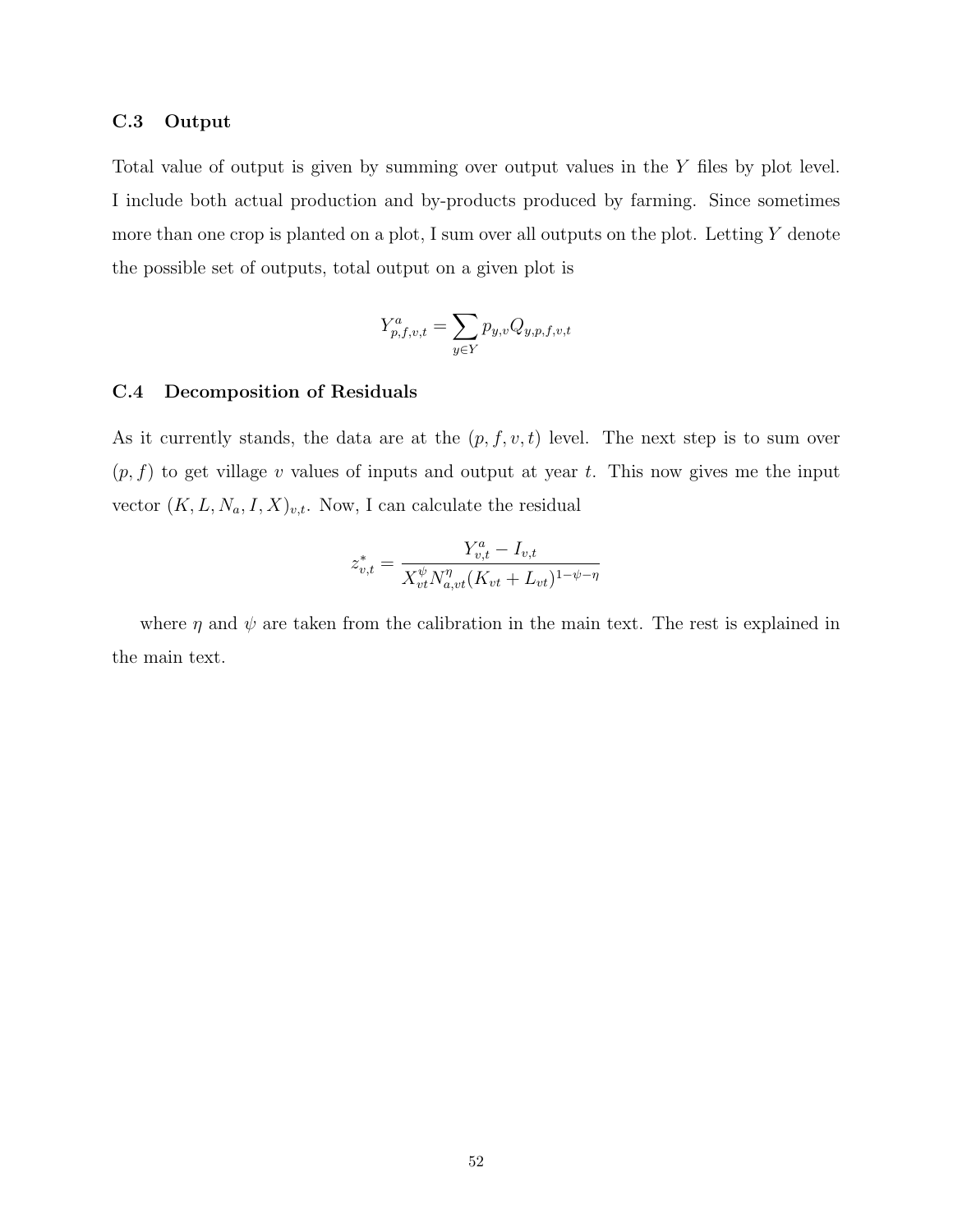### C.3 Output

Total value of output is given by summing over output values in the $Y$ files by plot level. I include both actual production and by-products produced by farming. Since sometimes more than one crop is planted on a plot, I sum over all outputs on the plot. Letting $Y$ denote the possible set of outputs, total output on a given plot is

$$Y^a_{p,f,v,t} = \sum_{y \in Y} p_{y,v} Q_{y,p,f,v,t}$$

### C.4 Decomposition of Residuals

As it currently stands, the data are at the $(p, f, v, t)$ level. The next step is to sum over $(p, f)$ to get village $v$ values of inputs and output at year $t$. This now gives me the input vector $(K, L, N_a, I, X)_{v,t}$. Now, I can calculate the residual

$$z^*_{v,t} = \frac{Y^a_{v,t} - I_{v,t}}{X^{\psi}_{vt} N^{\eta}_{a,vt} (K_{vt} + L_{vt})^{1-\psi-\eta}}$$

where $\eta$ and $\psi$ are taken from the calibration in the main text. The rest is explained in the main text.